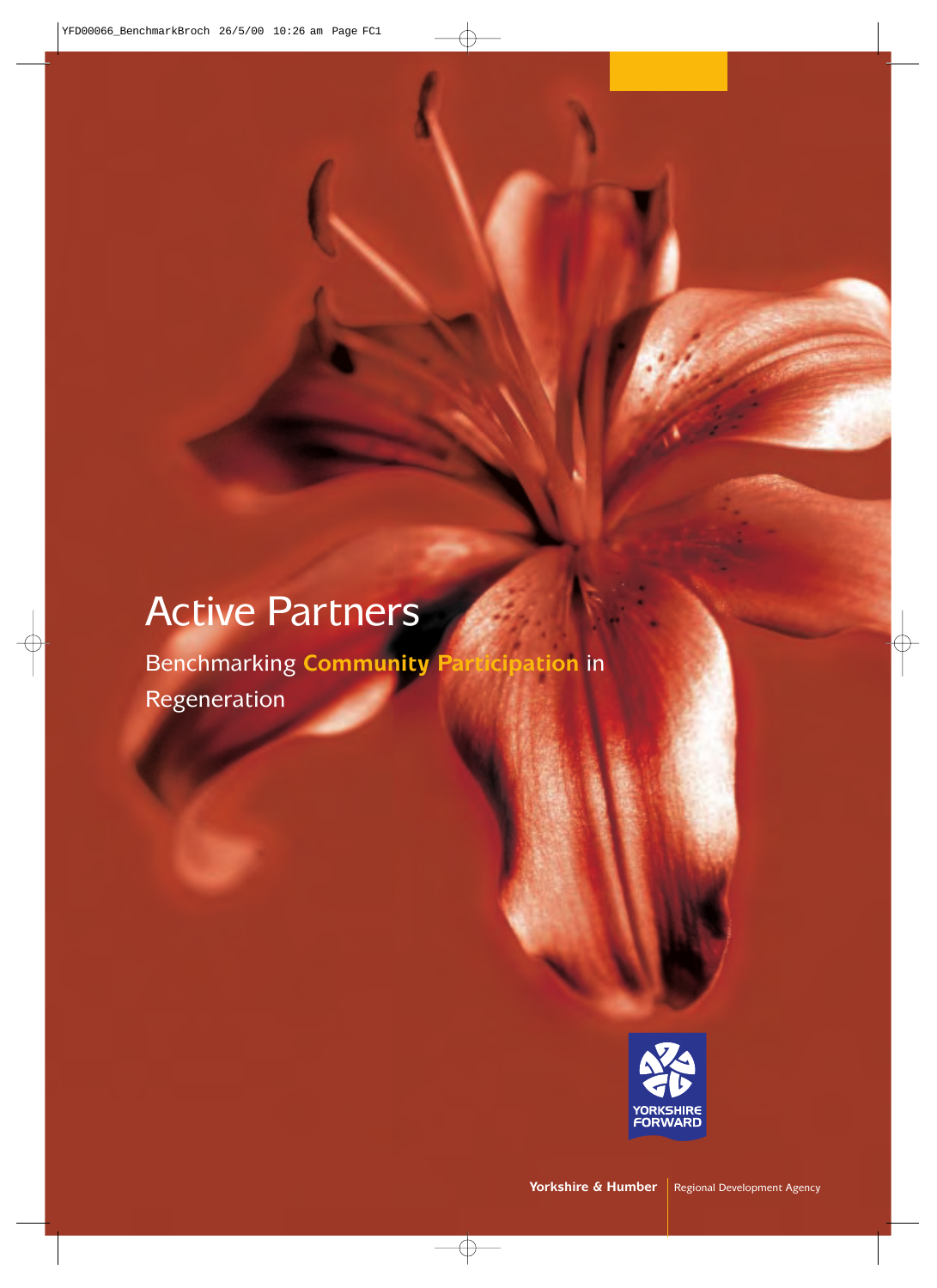# Active Partners

## Benchmarking **Community Participation** in Regeneration

YORKSHIRE FORWARD

**Yorkshire & Humber** | Regional Development Agency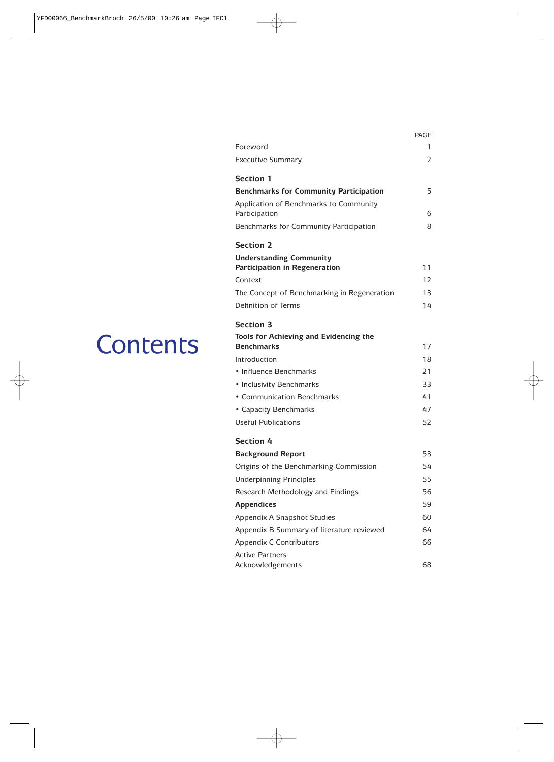# Contents

| | PAGE |
|---|---|
| Foreword | 1 |
| Executive Summary | 2 |
| **Section 1** | |
| **Benchmarks for Community Participation** | 5 |
| Application of Benchmarks to Community Participation | 6 |
| Benchmarks for Community Participation | 8 |
| **Section 2** | |
| **Understanding Community Participation in Regeneration** | 11 |
| Context | 12 |
| The Concept of Benchmarking in Regeneration | 13 |
| Definition of Terms | 14 |
| **Section 3** | |
| **Tools for Achieving and Evidencing the Benchmarks** | 17 |
| Introduction | 18 |
| • Influence Benchmarks | 21 |
| • Inclusivity Benchmarks | 33 |
| • Communication Benchmarks | 41 |
| • Capacity Benchmarks | 47 |
| Useful Publications | 52 |
| **Section 4** | |
| **Background Report** | 53 |
| Origins of the Benchmarking Commission | 54 |
| Underpinning Principles | 55 |
| Research Methodology and Findings | 56 |
| **Appendices** | 59 |
| Appendix A Snapshot Studies | 60 |
| Appendix B Summary of literature reviewed | 64 |
| Appendix C Contributors | 66 |
| Active Partners Acknowledgements | 68 |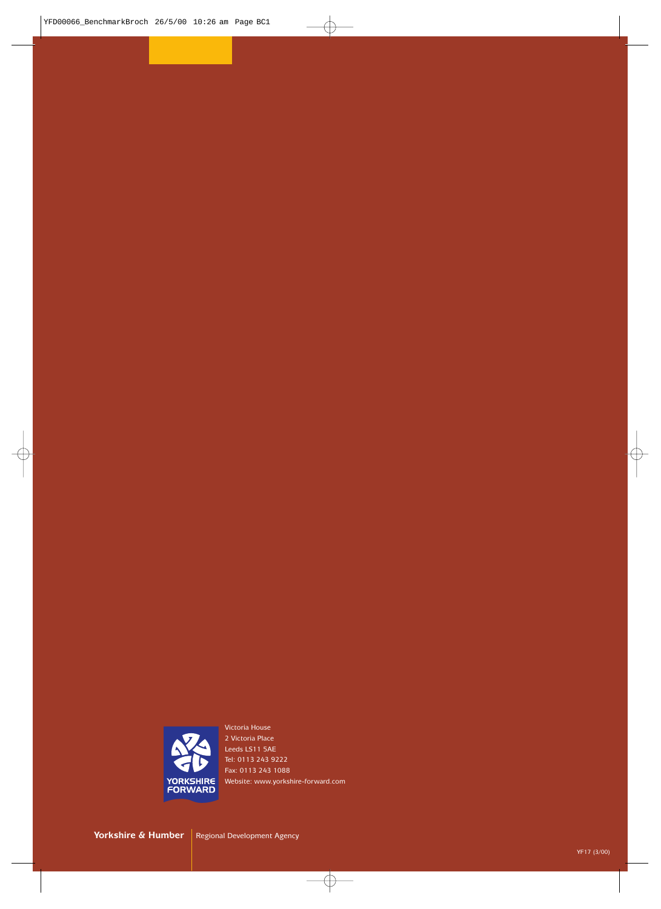YORKSHIRE FORWARD

Victoria House
2 Victoria Place
Leeds LS11 5AE
Tel: 0113 243 9222
Fax: 0113 243 1088
Website: www.yorkshire-forward.com

**Yorkshire & Humber** | Regional Development Agency

YF17 (3/00)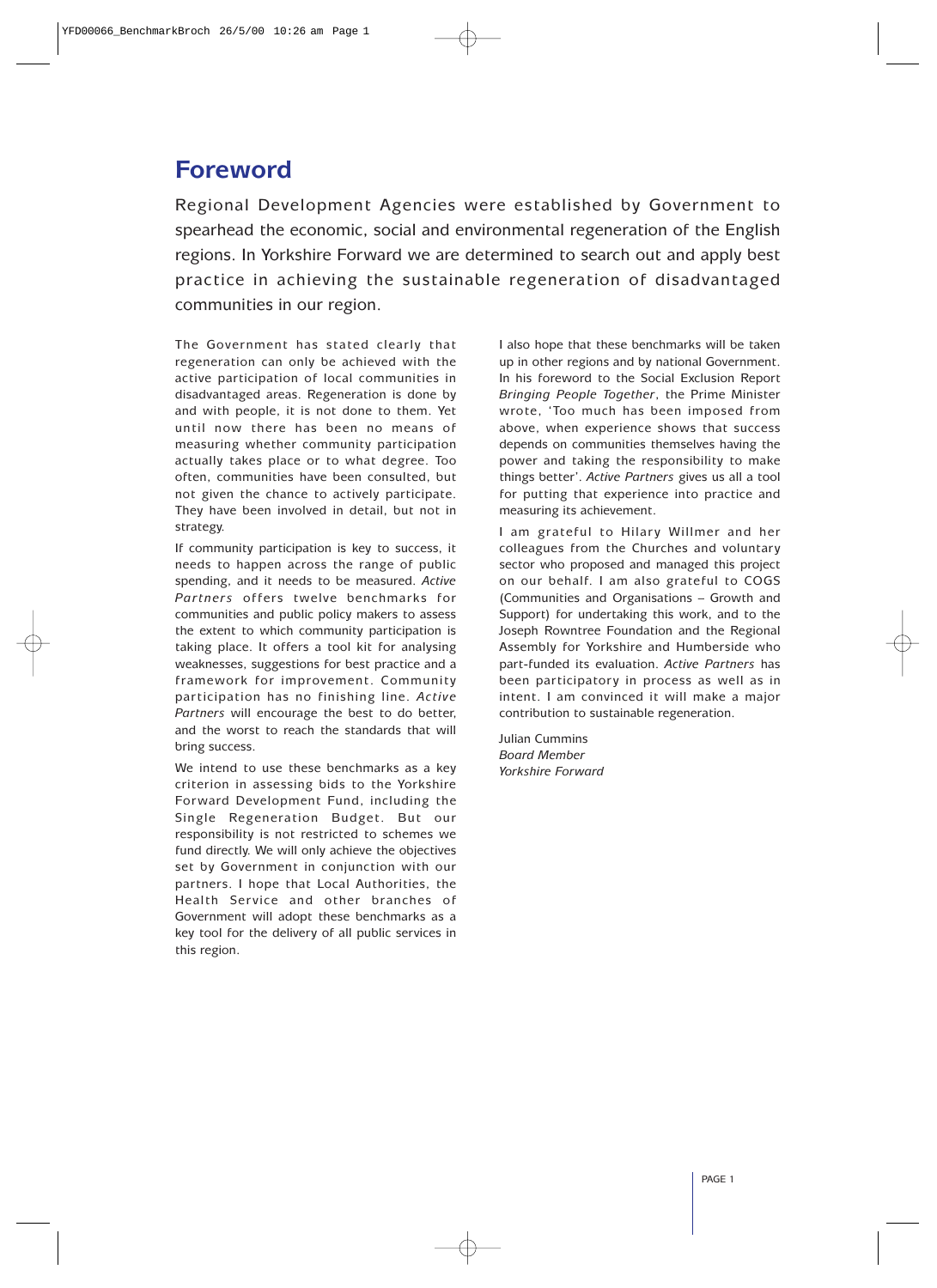# Foreword

Regional Development Agencies were established by Government to spearhead the economic, social and environmental regeneration of the English regions. In Yorkshire Forward we are determined to search out and apply best practice in achieving the sustainable regeneration of disadvantaged communities in our region.

The Government has stated clearly that regeneration can only be achieved with the active participation of local communities in disadvantaged areas. Regeneration is done by and with people, it is not done to them. Yet until now there has been no means of measuring whether community participation actually takes place or to what degree. Too often, communities have been consulted, but not given the chance to actively participate. They have been involved in detail, but not in strategy.

If community participation is key to success, it needs to happen across the range of public spending, and it needs to be measured. *Active Partners* offers twelve benchmarks for communities and public policy makers to assess the extent to which community participation is taking place. It offers a tool kit for analysing weaknesses, suggestions for best practice and a framework for improvement. Community participation has no finishing line. *Active Partners* will encourage the best to do better, and the worst to reach the standards that will bring success.

We intend to use these benchmarks as a key criterion in assessing bids to the Yorkshire Forward Development Fund, including the Single Regeneration Budget. But our responsibility is not restricted to schemes we fund directly. We will only achieve the objectives set by Government in conjunction with our partners. I hope that Local Authorities, the Health Service and other branches of Government will adopt these benchmarks as a key tool for the delivery of all public services in this region.

I also hope that these benchmarks will be taken up in other regions and by national Government. In his foreword to the Social Exclusion Report *Bringing People Together*, the Prime Minister wrote, 'Too much has been imposed from above, when experience shows that success depends on communities themselves having the power and taking the responsibility to make things better'. *Active Partners* gives us all a tool for putting that experience into practice and measuring its achievement.

I am grateful to Hilary Willmer and her colleagues from the Churches and voluntary sector who proposed and managed this project on our behalf. I am also grateful to COGS (Communities and Organisations – Growth and Support) for undertaking this work, and to the Joseph Rowntree Foundation and the Regional Assembly for Yorkshire and Humberside who part-funded its evaluation. *Active Partners* has been participatory in process as well as in intent. I am convinced it will make a major contribution to sustainable regeneration.

Julian Cummins  
*Board Member*  
*Yorkshire Forward*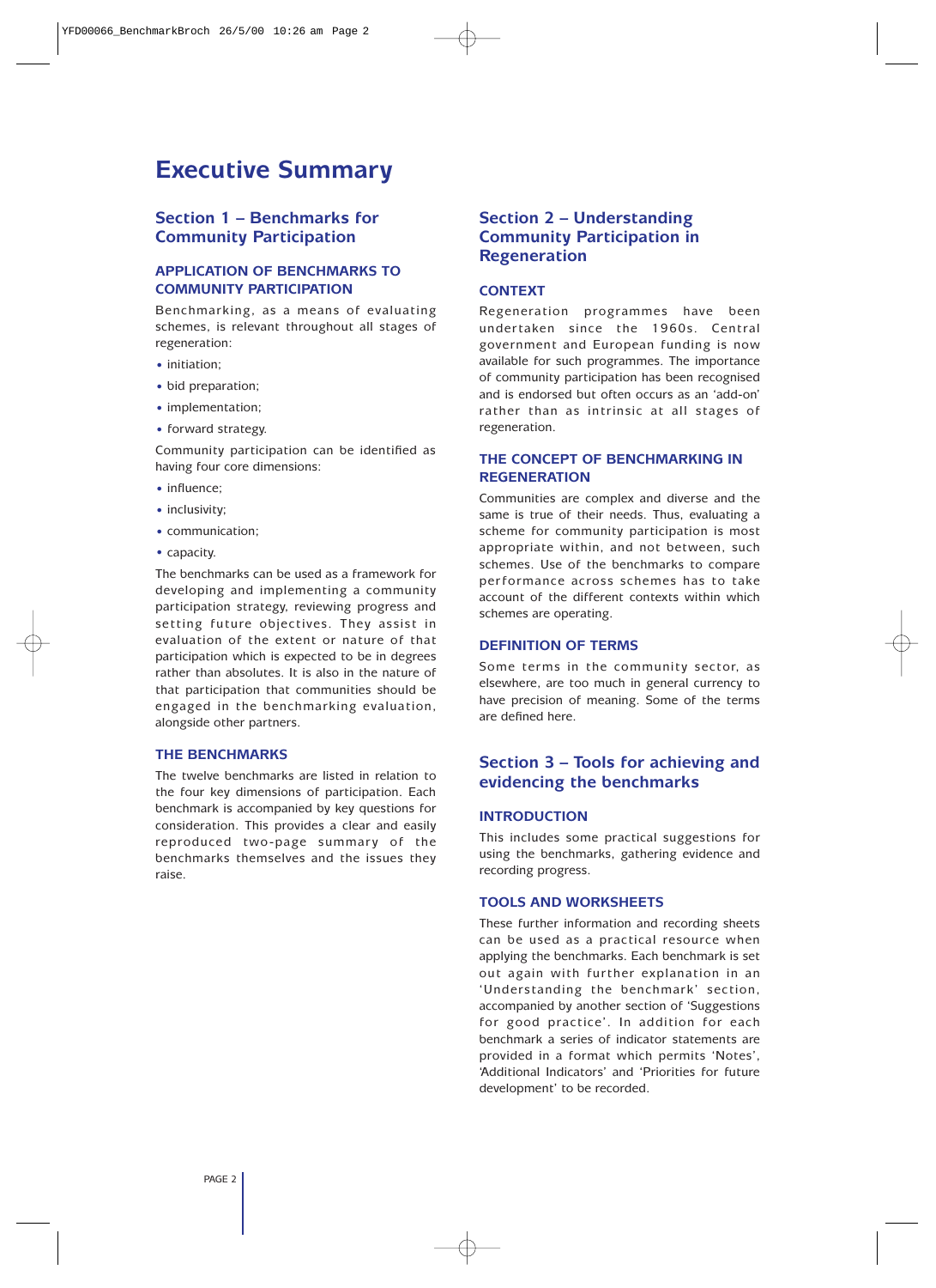# Executive Summary

## Section 1 – Benchmarks for Community Participation

### APPLICATION OF BENCHMARKS TO COMMUNITY PARTICIPATION

Benchmarking, as a means of evaluating schemes, is relevant throughout all stages of regeneration:

- initiation;
- bid preparation;
- implementation;
- forward strategy.

Community participation can be identified as having four core dimensions:

- influence;
- inclusivity;
- communication;
- capacity.

The benchmarks can be used as a framework for developing and implementing a community participation strategy, reviewing progress and setting future objectives. They assist in evaluation of the extent or nature of that participation which is expected to be in degrees rather than absolutes. It is also in the nature of that participation that communities should be engaged in the benchmarking evaluation, alongside other partners.

### THE BENCHMARKS

The twelve benchmarks are listed in relation to the four key dimensions of participation. Each benchmark is accompanied by key questions for consideration. This provides a clear and easily reproduced two-page summary of the benchmarks themselves and the issues they raise.

## Section 2 – Understanding Community Participation in Regeneration

### CONTEXT

Regeneration programmes have been undertaken since the 1960s. Central government and European funding is now available for such programmes. The importance of community participation has been recognised and is endorsed but often occurs as an 'add-on' rather than as intrinsic at all stages of regeneration.

### THE CONCEPT OF BENCHMARKING IN REGENERATION

Communities are complex and diverse and the same is true of their needs. Thus, evaluating a scheme for community participation is most appropriate within, and not between, such schemes. Use of the benchmarks to compare performance across schemes has to take account of the different contexts within which schemes are operating.

### DEFINITION OF TERMS

Some terms in the community sector, as elsewhere, are too much in general currency to have precision of meaning. Some of the terms are defined here.

## Section 3 – Tools for achieving and evidencing the benchmarks

### INTRODUCTION

This includes some practical suggestions for using the benchmarks, gathering evidence and recording progress.

### TOOLS AND WORKSHEETS

These further information and recording sheets can be used as a practical resource when applying the benchmarks. Each benchmark is set out again with further explanation in an 'Understanding the benchmark' section, accompanied by another section of 'Suggestions for good practice'. In addition for each benchmark a series of indicator statements are provided in a format which permits 'Notes', 'Additional Indicators' and 'Priorities for future development' to be recorded.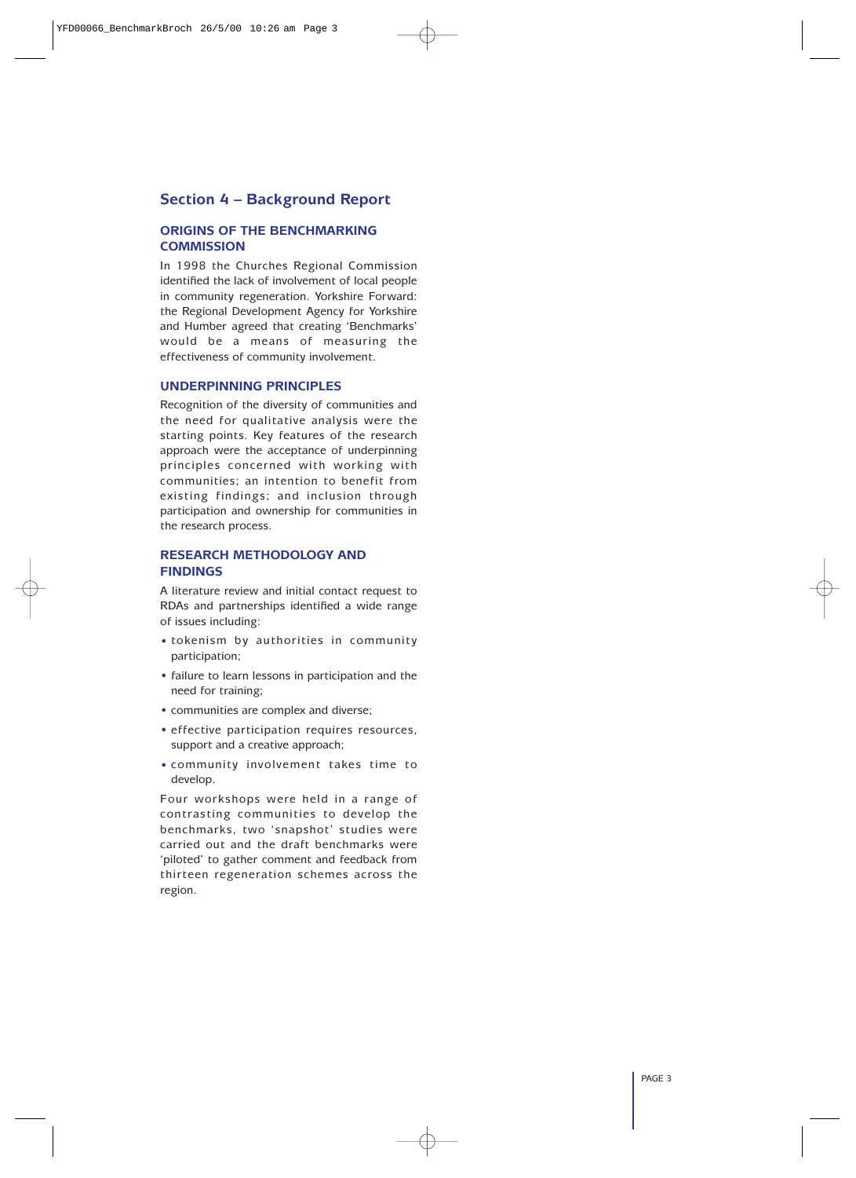## Section 4 – Background Report

### ORIGINS OF THE BENCHMARKING COMMISSION

In 1998 the Churches Regional Commission identified the lack of involvement of local people in community regeneration. Yorkshire Forward: the Regional Development Agency for Yorkshire and Humber agreed that creating 'Benchmarks' would be a means of measuring the effectiveness of community involvement.

### UNDERPINNING PRINCIPLES

Recognition of the diversity of communities and the need for qualitative analysis were the starting points. Key features of the research approach were the acceptance of underpinning principles concerned with working with communities; an intention to benefit from existing findings; and inclusion through participation and ownership for communities in the research process.

### RESEARCH METHODOLOGY AND FINDINGS

A literature review and initial contact request to RDAs and partnerships identified a wide range of issues including:

- tokenism by authorities in community participation;
- failure to learn lessons in participation and the need for training;
- communities are complex and diverse;
- effective participation requires resources, support and a creative approach;
- community involvement takes time to develop.

Four workshops were held in a range of contrasting communities to develop the benchmarks, two 'snapshot' studies were carried out and the draft benchmarks were 'piloted' to gather comment and feedback from thirteen regeneration schemes across the region.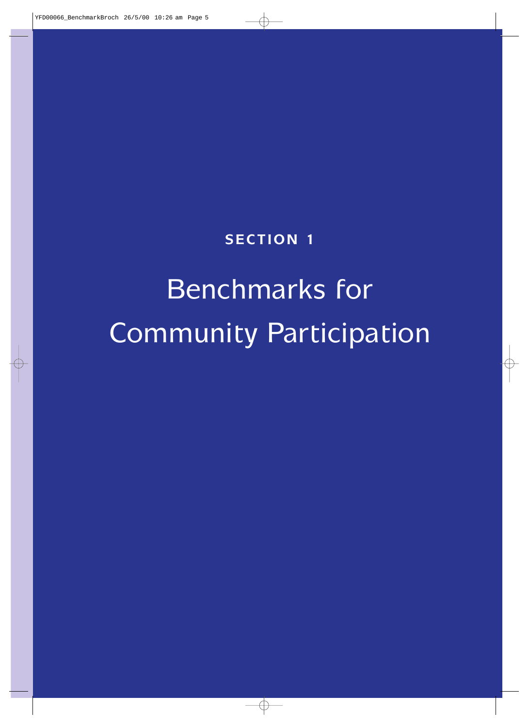**SECTION 1**

# Benchmarks for Community Participation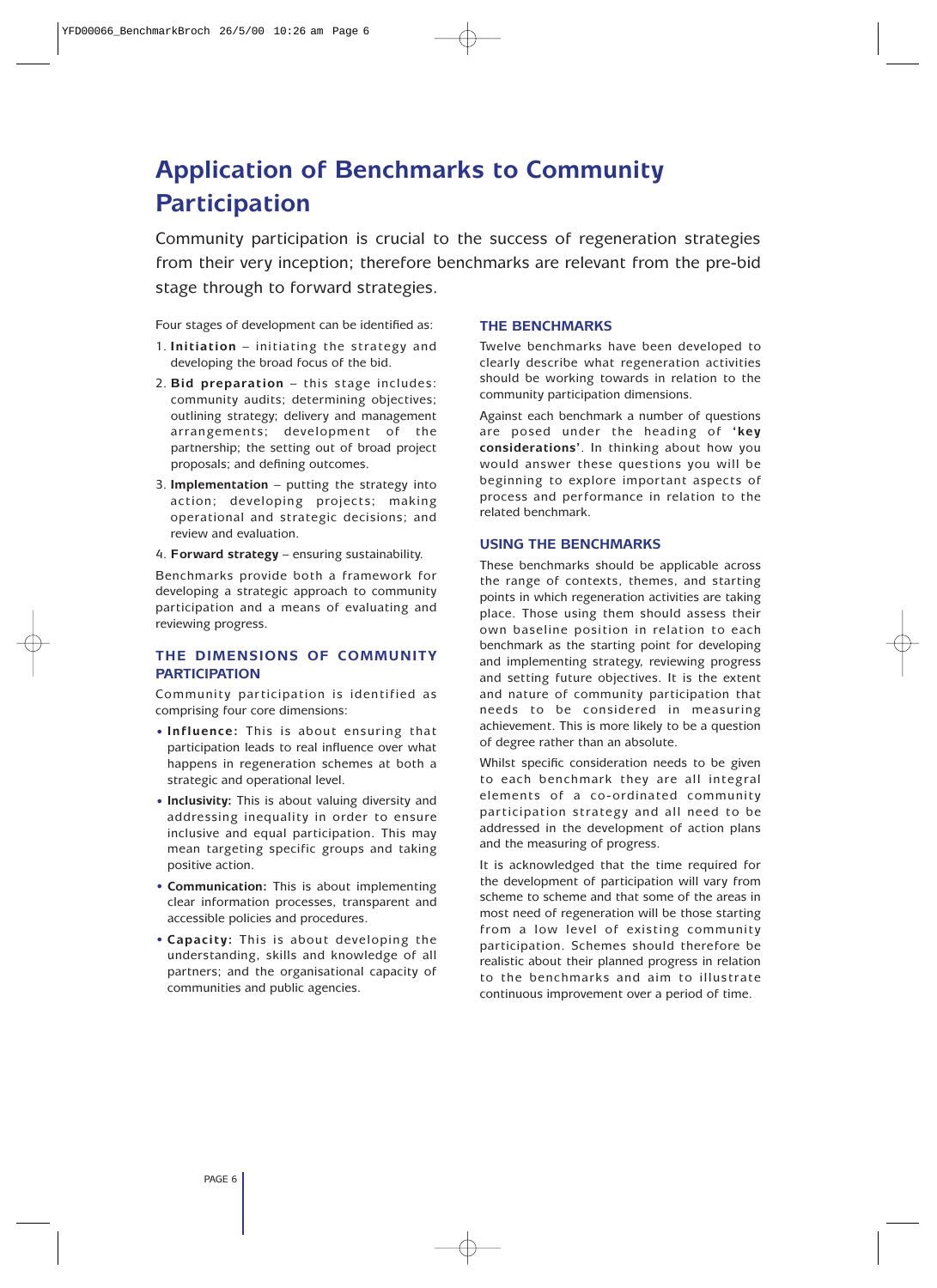# Application of Benchmarks to Community Participation

Community participation is crucial to the success of regeneration strategies from their very inception; therefore benchmarks are relevant from the pre-bid stage through to forward strategies.

Four stages of development can be identified as:

1. **Initiation** – initiating the strategy and developing the broad focus of the bid.
2. **Bid preparation** – this stage includes: community audits; determining objectives; outlining strategy; delivery and management arrangements; development of the partnership; the setting out of broad project proposals; and defining outcomes.
3. **Implementation** – putting the strategy into action; developing projects; making operational and strategic decisions; and review and evaluation.
4. **Forward strategy** – ensuring sustainability.

Benchmarks provide both a framework for developing a strategic approach to community participation and a means of evaluating and reviewing progress.

## THE DIMENSIONS OF COMMUNITY PARTICIPATION

Community participation is identified as comprising four core dimensions:

- **Influence:** This is about ensuring that participation leads to real influence over what happens in regeneration schemes at both a strategic and operational level.
- **Inclusivity:** This is about valuing diversity and addressing inequality in order to ensure inclusive and equal participation. This may mean targeting specific groups and taking positive action.
- **Communication:** This is about implementing clear information processes, transparent and accessible policies and procedures.
- **Capacity:** This is about developing the understanding, skills and knowledge of all partners; and the organisational capacity of communities and public agencies.

## THE BENCHMARKS

Twelve benchmarks have been developed to clearly describe what regeneration activities should be working towards in relation to the community participation dimensions.

Against each benchmark a number of questions are posed under the heading of **'key considerations'**. In thinking about how you would answer these questions you will be beginning to explore important aspects of process and performance in relation to the related benchmark.

## USING THE BENCHMARKS

These benchmarks should be applicable across the range of contexts, themes, and starting points in which regeneration activities are taking place. Those using them should assess their own baseline position in relation to each benchmark as the starting point for developing and implementing strategy, reviewing progress and setting future objectives. It is the extent and nature of community participation that needs to be considered in measuring achievement. This is more likely to be a question of degree rather than an absolute.

Whilst specific consideration needs to be given to each benchmark they are all integral elements of a co-ordinated community participation strategy and all need to be addressed in the development of action plans and the measuring of progress.

It is acknowledged that the time required for the development of participation will vary from scheme to scheme and that some of the areas in most need of regeneration will be those starting from a low level of existing community participation. Schemes should therefore be realistic about their planned progress in relation to the benchmarks and aim to illustrate continuous improvement over a period of time.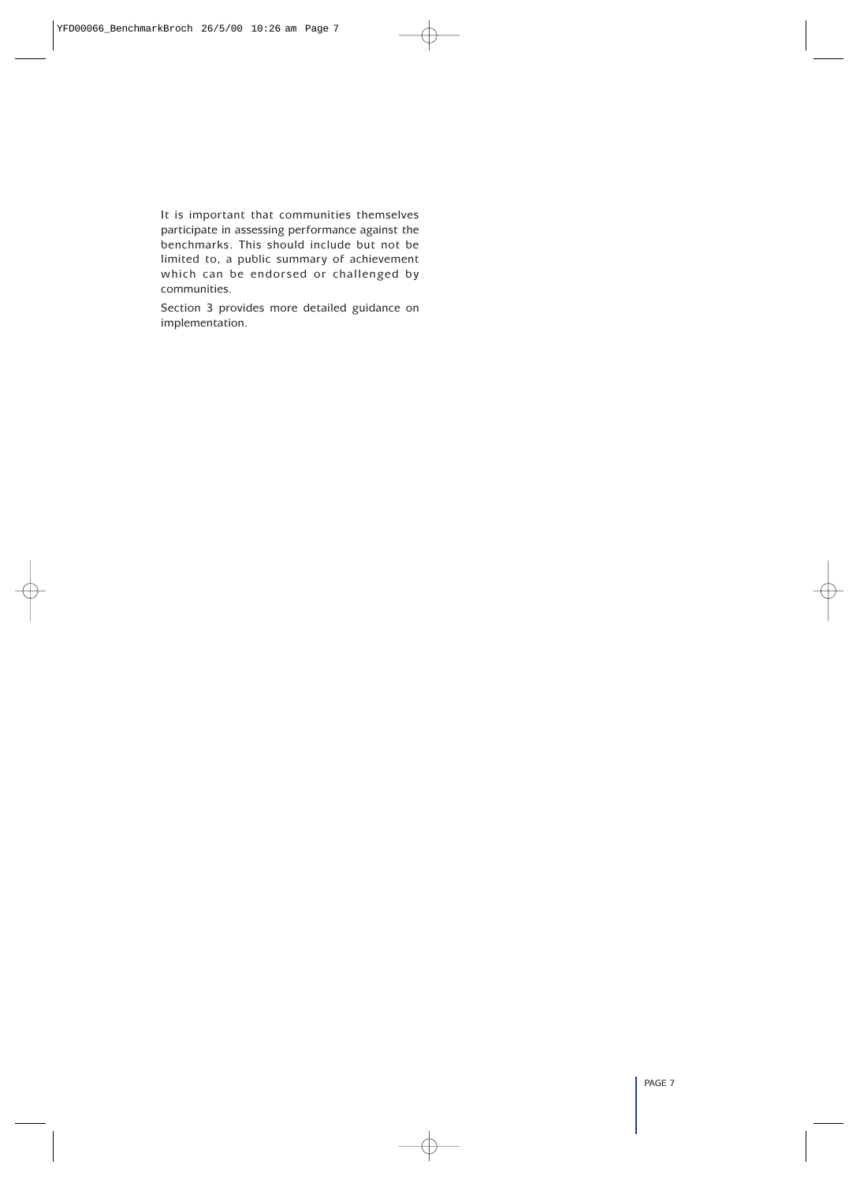It is important that communities themselves participate in assessing performance against the benchmarks. This should include but not be limited to, a public summary of achievement which can be endorsed or challenged by communities.

Section 3 provides more detailed guidance on implementation.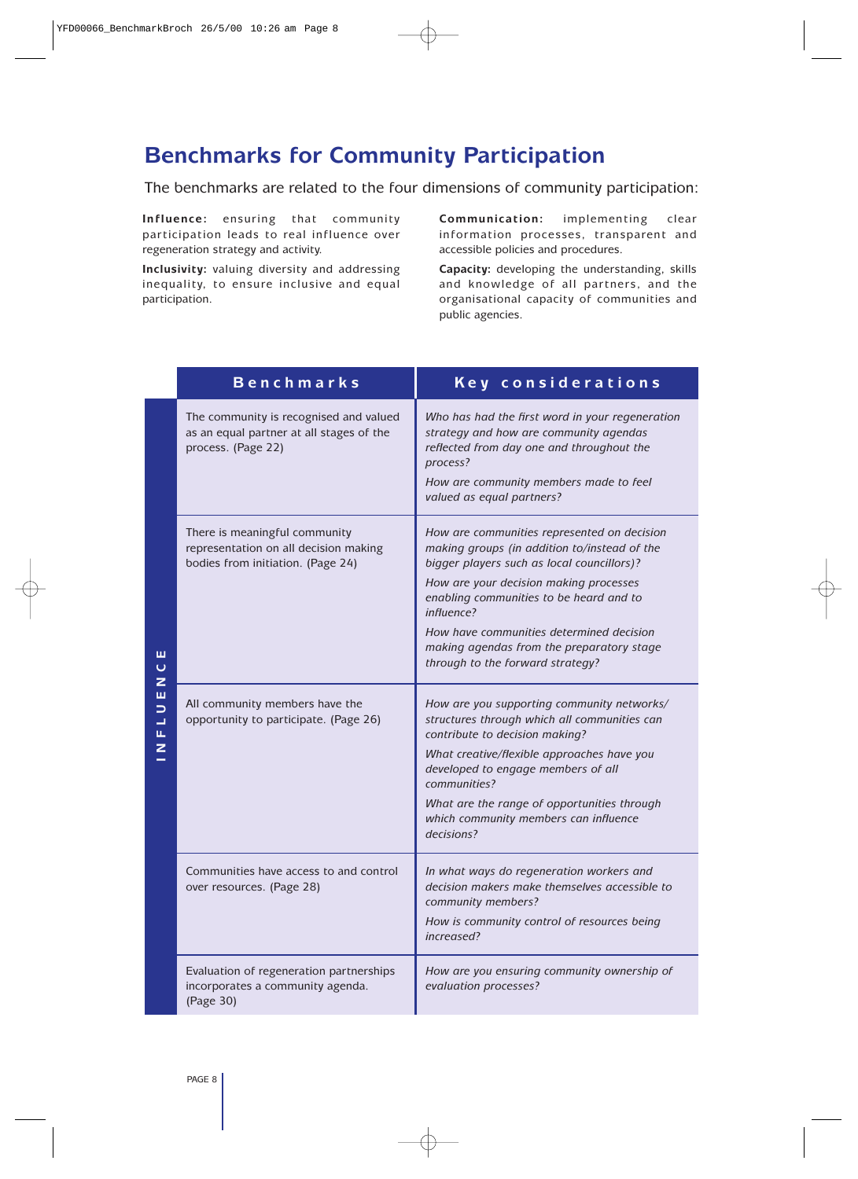# Benchmarks for Community Participation

The benchmarks are related to the four dimensions of community participation:

**Influence:** ensuring that community participation leads to real influence over regeneration strategy and activity.

**Inclusivity:** valuing diversity and addressing inequality, to ensure inclusive and equal participation.

**Communication:** implementing clear information processes, transparent and accessible policies and procedures.

**Capacity:** developing the understanding, skills and knowledge of all partners, and the organisational capacity of communities and public agencies.

| | Benchmarks | Key considerations |
|---|---|---|
| INFLUENCE | The community is recognised and valued as an equal partner at all stages of the process. (Page 22) | *Who has had the first word in your regeneration strategy and how are community agendas reflected from day one and throughout the process?* <br> *How are community members made to feel valued as equal partners?* |
| | There is meaningful community representation on all decision making bodies from initiation. (Page 24) | *How are communities represented on decision making groups (in addition to/instead of the bigger players such as local councillors)?* <br> *How are your decision making processes enabling communities to be heard and to influence?* <br> *How have communities determined decision making agendas from the preparatory stage through to the forward strategy?* |
| | All community members have the opportunity to participate. (Page 26) | *How are you supporting community networks/ structures through which all communities can contribute to decision making?* <br> *What creative/flexible approaches have you developed to engage members of all communities?* <br> *What are the range of opportunities through which community members can influence decisions?* |
| | Communities have access to and control over resources. (Page 28) | *In what ways do regeneration workers and decision makers make themselves accessible to community members?* <br> *How is community control of resources being increased?* |
| | Evaluation of regeneration partnerships incorporates a community agenda. (Page 30) | *How are you ensuring community ownership of evaluation processes?* |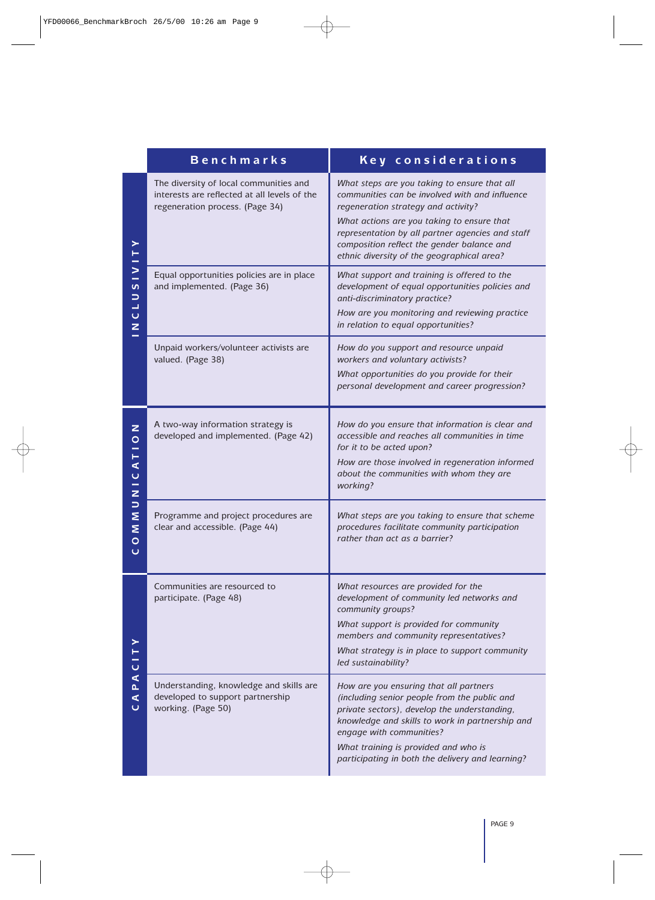| | Benchmarks | Key considerations |
|---|---|---|
| INCLUSIVITY | The diversity of local communities and interests are reflected at all levels of the regeneration process. (Page 34) | *What steps are you taking to ensure that all communities can be involved with and influence regeneration strategy and activity?*<br>*What actions are you taking to ensure that representation by all partner agencies and staff composition reflect the gender balance and ethnic diversity of the geographical area?* |
| | Equal opportunities policies are in place and implemented. (Page 36) | *What support and training is offered to the development of equal opportunities policies and anti-discriminatory practice?*<br>*How are you monitoring and reviewing practice in relation to equal opportunities?* |
| | Unpaid workers/volunteer activists are valued. (Page 38) | *How do you support and resource unpaid workers and voluntary activists?*<br>*What opportunities do you provide for their personal development and career progression?* |
| COMMUNICATION | A two-way information strategy is developed and implemented. (Page 42) | *How do you ensure that information is clear and accessible and reaches all communities in time for it to be acted upon?*<br>*How are those involved in regeneration informed about the communities with whom they are working?* |
| | Programme and project procedures are clear and accessible. (Page 44) | *What steps are you taking to ensure that scheme procedures facilitate community participation rather than act as a barrier?* |
| CAPACITY | Communities are resourced to participate. (Page 48) | *What resources are provided for the development of community led networks and community groups?*<br>*What support is provided for community members and community representatives?*<br>*What strategy is in place to support community led sustainability?* |
| | Understanding, knowledge and skills are developed to support partnership working. (Page 50) | *How are you ensuring that all partners (including senior people from the public and private sectors), develop the understanding, knowledge and skills to work in partnership and engage with communities?*<br>*What training is provided and who is participating in both the delivery and learning?* |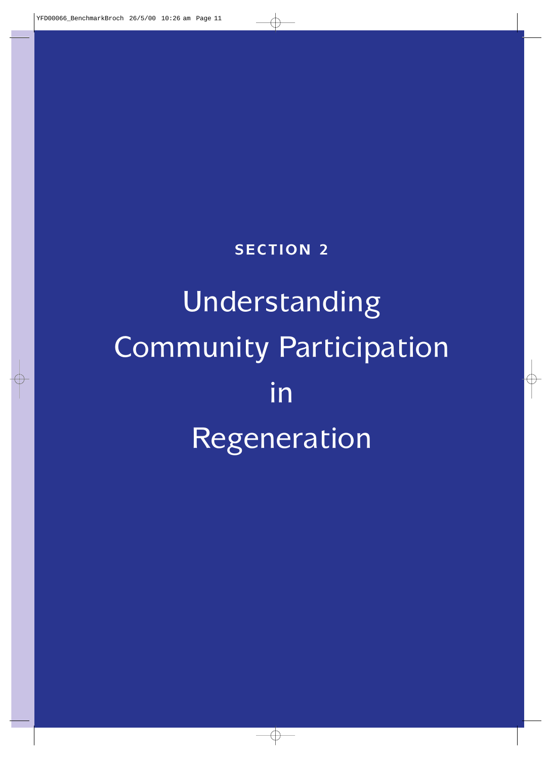**SECTION 2**

# Understanding Community Participation in Regeneration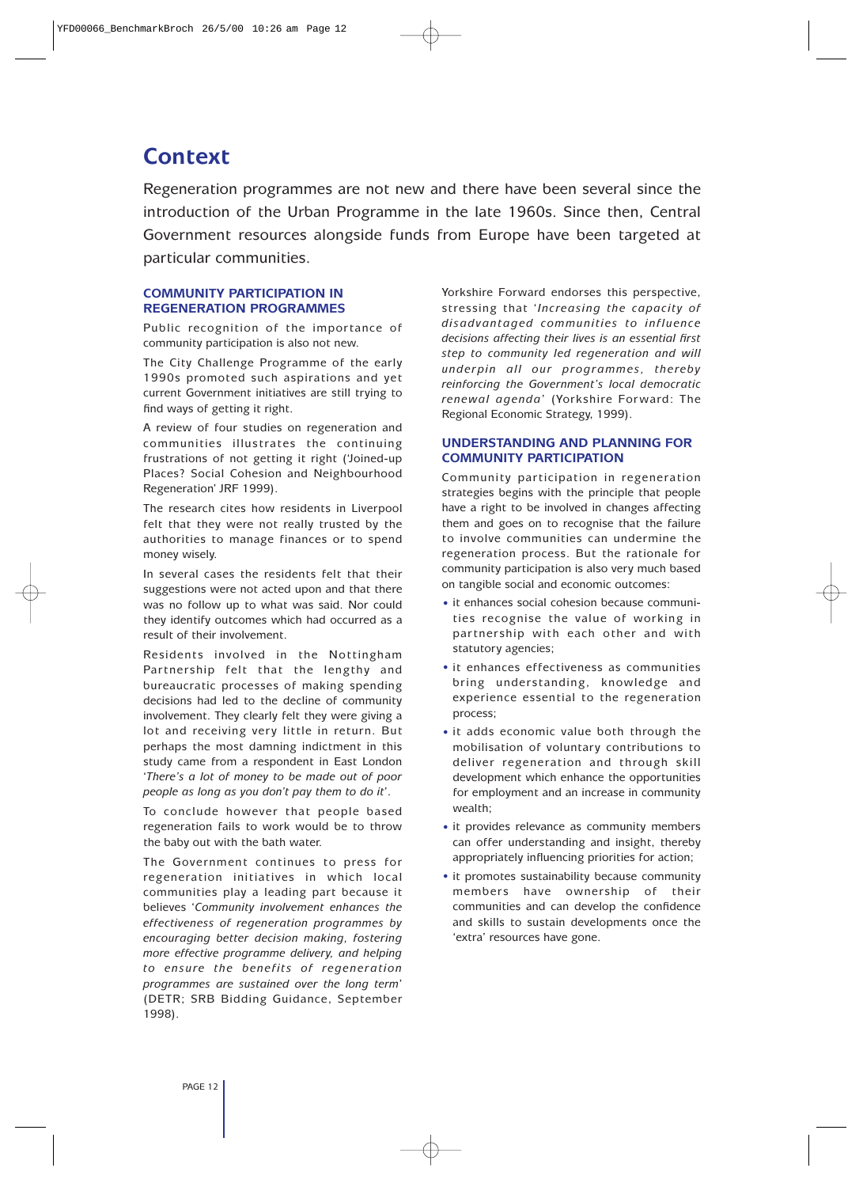# Context

Regeneration programmes are not new and there have been several since the introduction of the Urban Programme in the late 1960s. Since then, Central Government resources alongside funds from Europe have been targeted at particular communities.

### COMMUNITY PARTICIPATION IN REGENERATION PROGRAMMES

Public recognition of the importance of community participation is also not new.

The City Challenge Programme of the early 1990s promoted such aspirations and yet current Government initiatives are still trying to find ways of getting it right.

A review of four studies on regeneration and communities illustrates the continuing frustrations of not getting it right ('Joined-up Places? Social Cohesion and Neighbourhood Regeneration' JRF 1999).

The research cites how residents in Liverpool felt that they were not really trusted by the authorities to manage finances or to spend money wisely.

In several cases the residents felt that their suggestions were not acted upon and that there was no follow up to what was said. Nor could they identify outcomes which had occurred as a result of their involvement.

Residents involved in the Nottingham Partnership felt that the lengthy and bureaucratic processes of making spending decisions had led to the decline of community involvement. They clearly felt they were giving a lot and receiving very little in return. But perhaps the most damning indictment in this study came from a respondent in East London '*There's a lot of money to be made out of poor people as long as you don't pay them to do it*'.

To conclude however that people based regeneration fails to work would be to throw the baby out with the bath water.

The Government continues to press for regeneration initiatives in which local communities play a leading part because it believes '*Community involvement enhances the effectiveness of regeneration programmes by encouraging better decision making, fostering more effective programme delivery, and helping to ensure the benefits of regeneration programmes are sustained over the long term*' (DETR; SRB Bidding Guidance, September 1998).

Yorkshire Forward endorses this perspective, stressing that '*Increasing the capacity of disadvantaged communities to influence decisions affecting their lives is an essential first step to community led regeneration and will underpin all our programmes, thereby reinforcing the Government's local democratic renewal agenda*' (Yorkshire Forward: The Regional Economic Strategy, 1999).

### UNDERSTANDING AND PLANNING FOR COMMUNITY PARTICIPATION

Community participation in regeneration strategies begins with the principle that people have a right to be involved in changes affecting them and goes on to recognise that the failure to involve communities can undermine the regeneration process. But the rationale for community participation is also very much based on tangible social and economic outcomes:

- it enhances social cohesion because communities recognise the value of working in partnership with each other and with statutory agencies;
- it enhances effectiveness as communities bring understanding, knowledge and experience essential to the regeneration process;
- it adds economic value both through the mobilisation of voluntary contributions to deliver regeneration and through skill development which enhance the opportunities for employment and an increase in community wealth;
- it provides relevance as community members can offer understanding and insight, thereby appropriately influencing priorities for action;
- it promotes sustainability because community members have ownership of their communities and can develop the confidence and skills to sustain developments once the 'extra' resources have gone.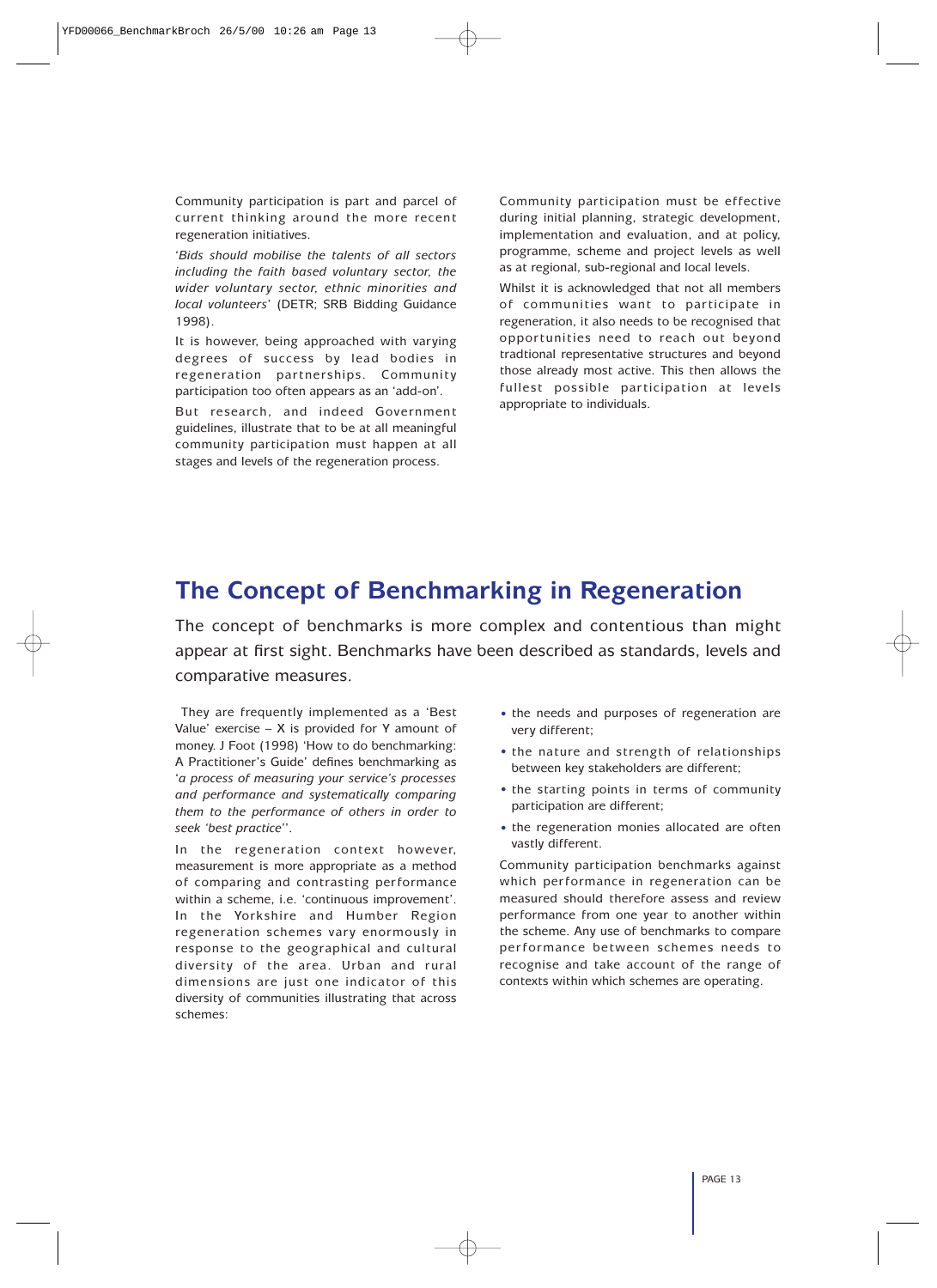Community participation is part and parcel of current thinking around the more recent regeneration initiatives.

'*Bids should mobilise the talents of all sectors including the faith based voluntary sector, the wider voluntary sector, ethnic minorities and local volunteers*' (DETR; SRB Bidding Guidance 1998).

It is however, being approached with varying degrees of success by lead bodies in regeneration partnerships. Community participation too often appears as an 'add-on'.

But research, and indeed Government guidelines, illustrate that to be at all meaningful community participation must happen at all stages and levels of the regeneration process.

Community participation must be effective during initial planning, strategic development, implementation and evaluation, and at policy, programme, scheme and project levels as well as at regional, sub-regional and local levels.

Whilst it is acknowledged that not all members of communities want to participate in regeneration, it also needs to be recognised that opportunities need to reach out beyond tradtional representative structures and beyond those already most active. This then allows the fullest possible participation at levels appropriate to individuals.

# The Concept of Benchmarking in Regeneration

The concept of benchmarks is more complex and contentious than might appear at first sight. Benchmarks have been described as standards, levels and comparative measures.

They are frequently implemented as a 'Best Value' exercise – X is provided for Y amount of money. J Foot (1998) 'How to do benchmarking: A Practitioner's Guide' defines benchmarking as '*a process of measuring your service's processes and performance and systematically comparing them to the performance of others in order to seek 'best practice'*'.

In the regeneration context however, measurement is more appropriate as a method of comparing and contrasting performance within a scheme, i.e. 'continuous improvement'. In the Yorkshire and Humber Region regeneration schemes vary enormously in response to the geographical and cultural diversity of the area. Urban and rural dimensions are just one indicator of this diversity of communities illustrating that across schemes:

- the needs and purposes of regeneration are very different;
- the nature and strength of relationships between key stakeholders are different;
- the starting points in terms of community participation are different;
- the regeneration monies allocated are often vastly different.

Community participation benchmarks against which performance in regeneration can be measured should therefore assess and review performance from one year to another within the scheme. Any use of benchmarks to compare performance between schemes needs to recognise and take account of the range of contexts within which schemes are operating.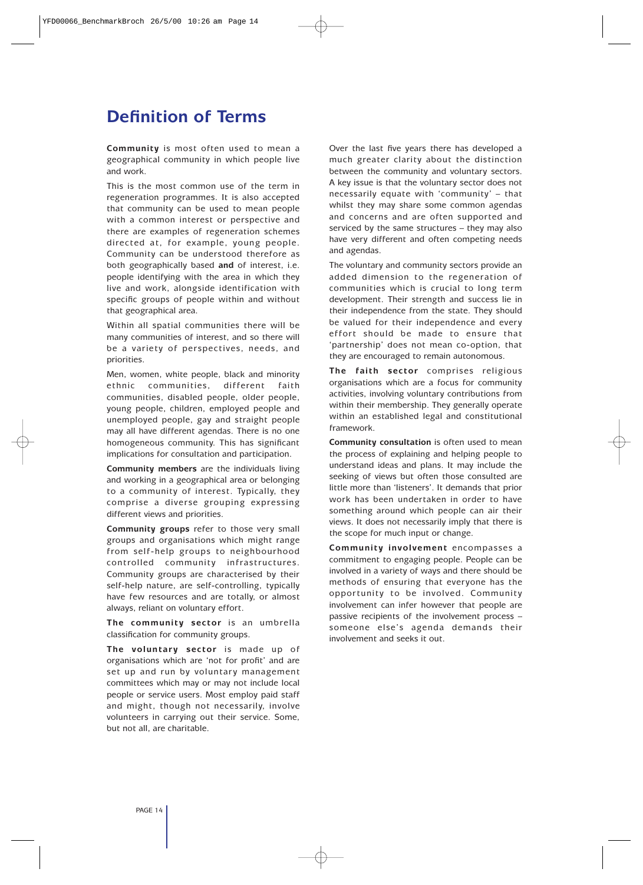# Definition of Terms

**Community** is most often used to mean a geographical community in which people live and work.

This is the most common use of the term in regeneration programmes. It is also accepted that community can be used to mean people with a common interest or perspective and there are examples of regeneration schemes directed at, for example, young people. Community can be understood therefore as both geographically based **and** of interest, i.e. people identifying with the area in which they live and work, alongside identification with specific groups of people within and without that geographical area.

Within all spatial communities there will be many communities of interest, and so there will be a variety of perspectives, needs, and priorities.

Men, women, white people, black and minority ethnic communities, different faith communities, disabled people, older people, young people, children, employed people and unemployed people, gay and straight people may all have different agendas. There is no one homogeneous community. This has significant implications for consultation and participation.

**Community members** are the individuals living and working in a geographical area or belonging to a community of interest. Typically, they comprise a diverse grouping expressing different views and priorities.

**Community groups** refer to those very small groups and organisations which might range from self-help groups to neighbourhood controlled community infrastructures. Community groups are characterised by their self-help nature, are self-controlling, typically have few resources and are totally, or almost always, reliant on voluntary effort.

**The community sector** is an umbrella classification for community groups.

**The voluntary sector** is made up of organisations which are 'not for profit' and are set up and run by voluntary management committees which may or may not include local people or service users. Most employ paid staff and might, though not necessarily, involve volunteers in carrying out their service. Some, but not all, are charitable.

Over the last five years there has developed a much greater clarity about the distinction between the community and voluntary sectors. A key issue is that the voluntary sector does not necessarily equate with 'community' – that whilst they may share some common agendas and concerns and are often supported and serviced by the same structures – they may also have very different and often competing needs and agendas.

The voluntary and community sectors provide an added dimension to the regeneration of communities which is crucial to long term development. Their strength and success lie in their independence from the state. They should be valued for their independence and every effort should be made to ensure that 'partnership' does not mean co-option, that they are encouraged to remain autonomous.

**The faith sector** comprises religious organisations which are a focus for community activities, involving voluntary contributions from within their membership. They generally operate within an established legal and constitutional framework.

**Community consultation** is often used to mean the process of explaining and helping people to understand ideas and plans. It may include the seeking of views but often those consulted are little more than 'listeners'. It demands that prior work has been undertaken in order to have something around which people can air their views. It does not necessarily imply that there is the scope for much input or change.

**Community involvement** encompasses a commitment to engaging people. People can be involved in a variety of ways and there should be methods of ensuring that everyone has the opportunity to be involved. Community involvement can infer however that people are passive recipients of the involvement process – someone else's agenda demands their involvement and seeks it out.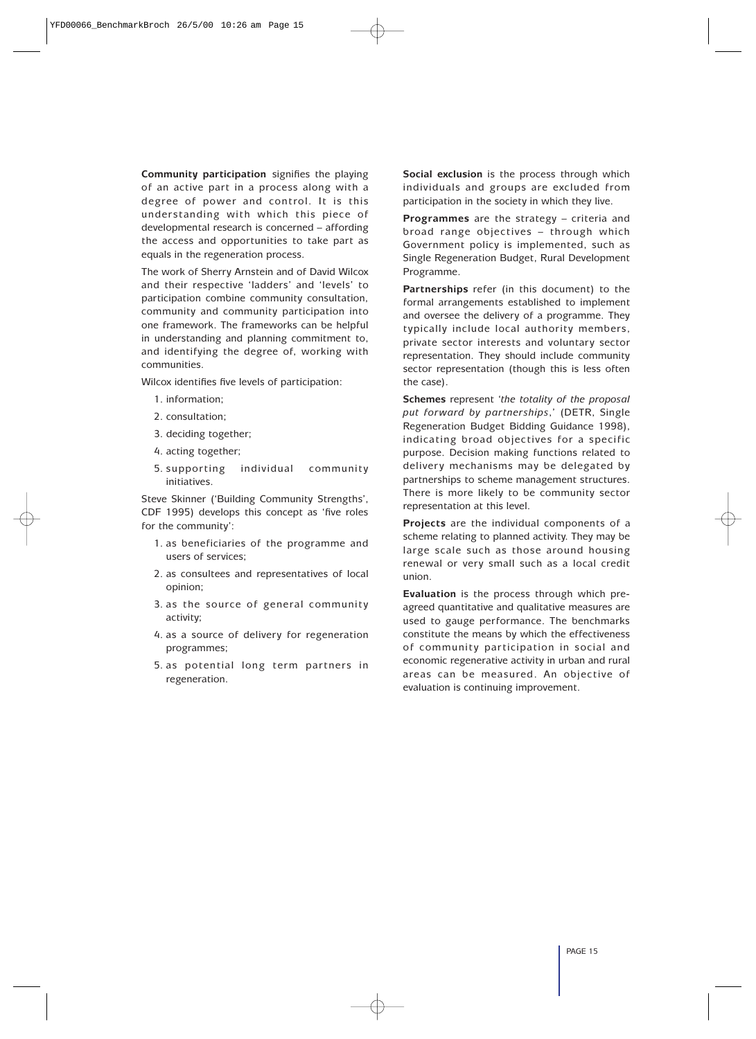**Community participation** signifies the playing of an active part in a process along with a degree of power and control. It is this understanding with which this piece of developmental research is concerned – affording the access and opportunities to take part as equals in the regeneration process.

The work of Sherry Arnstein and of David Wilcox and their respective 'ladders' and 'levels' to participation combine community consultation, community and community participation into one framework. The frameworks can be helpful in understanding and planning commitment to, and identifying the degree of, working with communities.

Wilcox identifies five levels of participation:

1. information;
2. consultation;
3. deciding together;
4. acting together;
5. supporting individual community initiatives.

Steve Skinner ('Building Community Strengths', CDF 1995) develops this concept as 'five roles for the community':

1. as beneficiaries of the programme and users of services;
2. as consultees and representatives of local opinion;
3. as the source of general community activity;
4. as a source of delivery for regeneration programmes;
5. as potential long term partners in regeneration.

**Social exclusion** is the process through which individuals and groups are excluded from participation in the society in which they live.

**Programmes** are the strategy – criteria and broad range objectives – through which Government policy is implemented, such as Single Regeneration Budget, Rural Development Programme.

**Partnerships** refer (in this document) to the formal arrangements established to implement and oversee the delivery of a programme. They typically include local authority members, private sector interests and voluntary sector representation. They should include community sector representation (though this is less often the case).

**Schemes** represent '*the totality of the proposal put forward by partnerships*,' (DETR, Single Regeneration Budget Bidding Guidance 1998), indicating broad objectives for a specific purpose. Decision making functions related to delivery mechanisms may be delegated by partnerships to scheme management structures. There is more likely to be community sector representation at this level.

**Projects** are the individual components of a scheme relating to planned activity. They may be large scale such as those around housing renewal or very small such as a local credit union.

**Evaluation** is the process through which pre-agreed quantitative and qualitative measures are used to gauge performance. The benchmarks constitute the means by which the effectiveness of community participation in social and economic regenerative activity in urban and rural areas can be measured. An objective of evaluation is continuing improvement.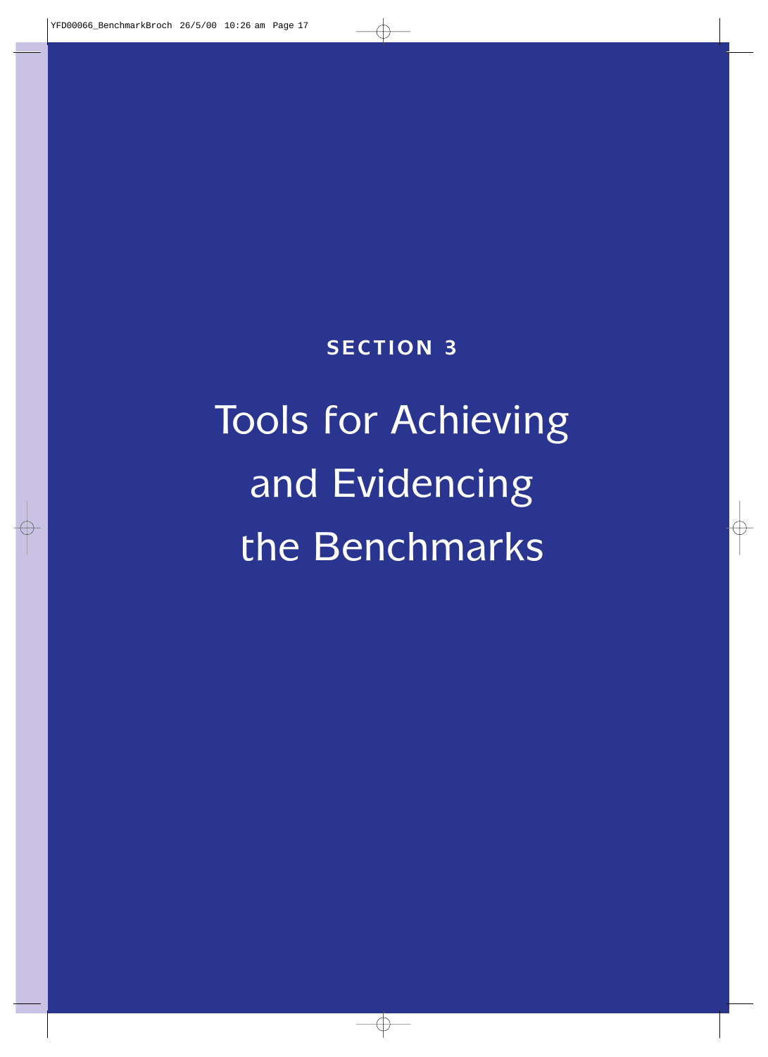## SECTION 3

# Tools for Achieving and Evidencing the Benchmarks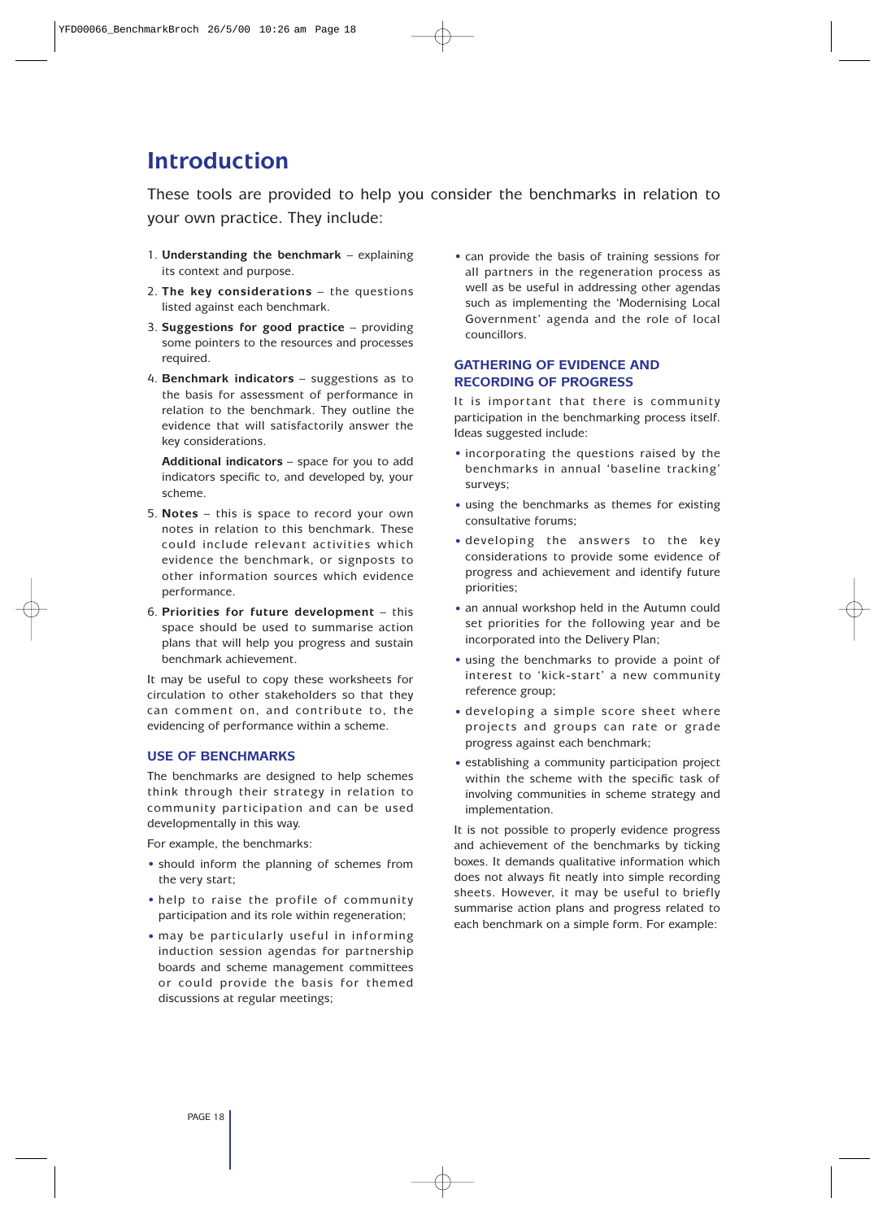# Introduction

These tools are provided to help you consider the benchmarks in relation to your own practice. They include:

1. **Understanding the benchmark** – explaining its context and purpose.
2. **The key considerations** – the questions listed against each benchmark.
3. **Suggestions for good practice** – providing some pointers to the resources and processes required.
4. **Benchmark indicators** – suggestions as to the basis for assessment of performance in relation to the benchmark. They outline the evidence that will satisfactorily answer the key considerations.

   **Additional indicators** – space for you to add indicators specific to, and developed by, your scheme.
5. **Notes** – this is space to record your own notes in relation to this benchmark. These could include relevant activities which evidence the benchmark, or signposts to other information sources which evidence performance.
6. **Priorities for future development** – this space should be used to summarise action plans that will help you progress and sustain benchmark achievement.

It may be useful to copy these worksheets for circulation to other stakeholders so that they can comment on, and contribute to, the evidencing of performance within a scheme.

## USE OF BENCHMARKS

The benchmarks are designed to help schemes think through their strategy in relation to community participation and can be used developmentally in this way.

For example, the benchmarks:

- should inform the planning of schemes from the very start;
- help to raise the profile of community participation and its role within regeneration;
- may be particularly useful in informing induction session agendas for partnership boards and scheme management committees or could provide the basis for themed discussions at regular meetings;
- can provide the basis of training sessions for all partners in the regeneration process as well as be useful in addressing other agendas such as implementing the 'Modernising Local Government' agenda and the role of local councillors.

## GATHERING OF EVIDENCE AND RECORDING OF PROGRESS

It is important that there is community participation in the benchmarking process itself. Ideas suggested include:

- incorporating the questions raised by the benchmarks in annual 'baseline tracking' surveys;
- using the benchmarks as themes for existing consultative forums;
- developing the answers to the key considerations to provide some evidence of progress and achievement and identify future priorities;
- an annual workshop held in the Autumn could set priorities for the following year and be incorporated into the Delivery Plan;
- using the benchmarks to provide a point of interest to 'kick-start' a new community reference group;
- developing a simple score sheet where projects and groups can rate or grade progress against each benchmark;
- establishing a community participation project within the scheme with the specific task of involving communities in scheme strategy and implementation.

It is not possible to properly evidence progress and achievement of the benchmarks by ticking boxes. It demands qualitative information which does not always fit neatly into simple recording sheets. However, it may be useful to briefly summarise action plans and progress related to each benchmark on a simple form. For example: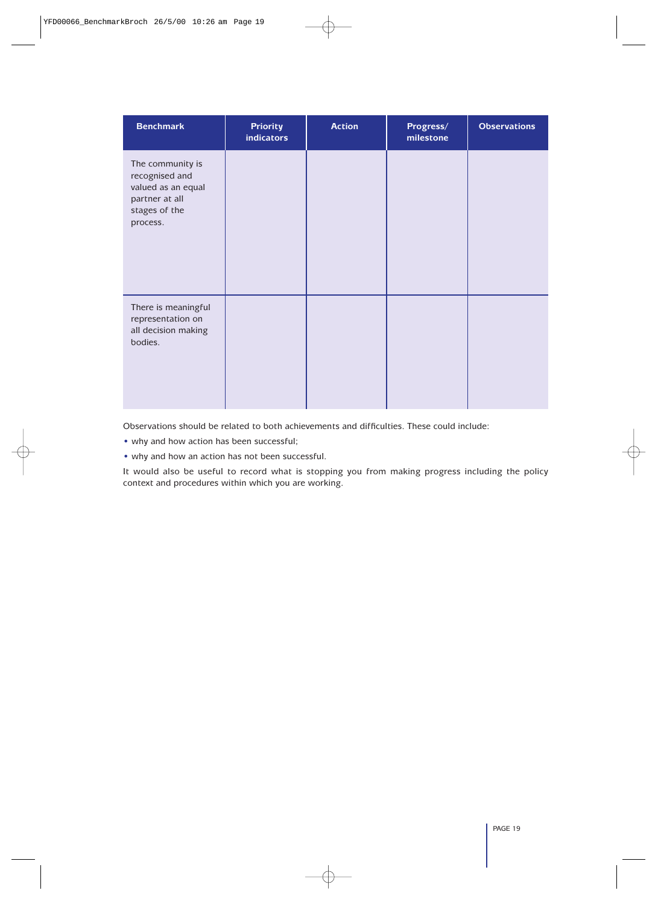| Benchmark | Priority indicators | Action | Progress/ milestone | Observations |
|---|---|---|---|---|
| The community is recognised and valued as an equal partner at all stages of the process. | | | | |
| There is meaningful representation on all decision making bodies. | | | | |

Observations should be related to both achievements and difficulties. These could include:

- why and how action has been successful;
- why and how an action has not been successful.

It would also be useful to record what is stopping you from making progress including the policy context and procedures within which you are working.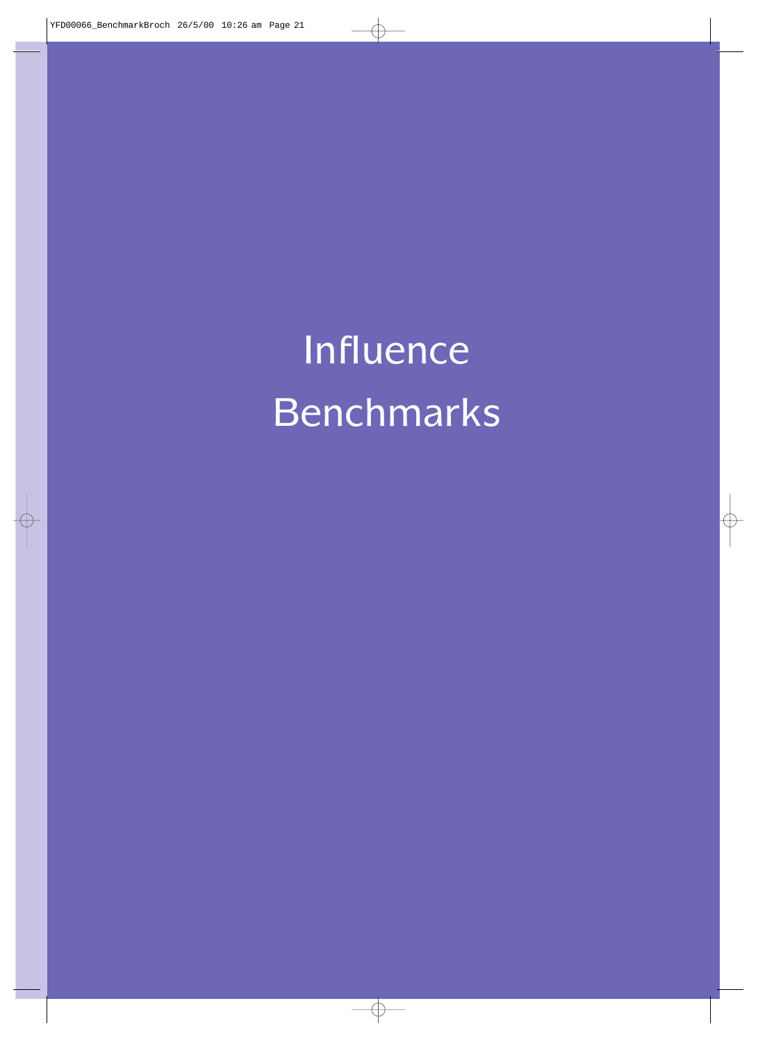# Influence Benchmarks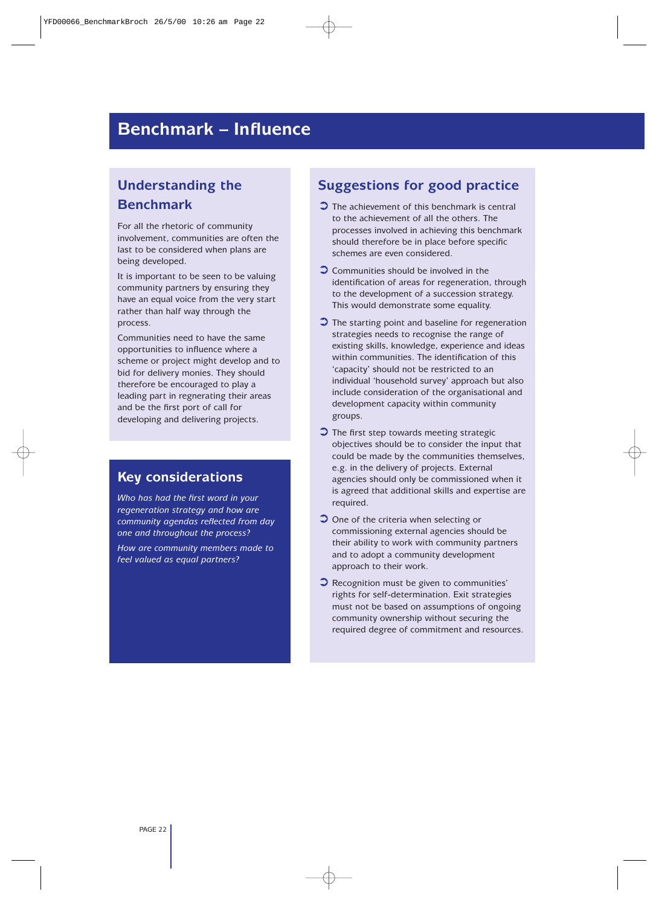# Benchmark – Influence

## Understanding the Benchmark

For all the rhetoric of community involvement, communities are often the last to be considered when plans are being developed.

It is important to be seen to be valuing community partners by ensuring they have an equal voice from the very start rather than half way through the process.

Communities need to have the same opportunities to influence where a scheme or project might develop and to bid for delivery monies. They should therefore be encouraged to play a leading part in regnerating their areas and be the first port of call for developing and delivering projects.

## Key considerations

*Who has had the first word in your regeneration strategy and how are community agendas reflected from day one and throughout the process?*

*How are community members made to feel valued as equal partners?*

## Suggestions for good practice

- The achievement of this benchmark is central to the achievement of all the others. The processes involved in achieving this benchmark should therefore be in place before specific schemes are even considered.
- Communities should be involved in the identification of areas for regeneration, through to the development of a succession strategy. This would demonstrate some equality.
- The starting point and baseline for regeneration strategies needs to recognise the range of existing skills, knowledge, experience and ideas within communities. The identification of this 'capacity' should not be restricted to an individual 'household survey' approach but also include consideration of the organisational and development capacity within community groups.
- The first step towards meeting strategic objectives should be to consider the input that could be made by the communities themselves, e.g. in the delivery of projects. External agencies should only be commissioned when it is agreed that additional skills and expertise are required.
- One of the criteria when selecting or commissioning external agencies should be their ability to work with community partners and to adopt a community development approach to their work.
- Recognition must be given to communities' rights for self-determination. Exit strategies must not be based on assumptions of ongoing community ownership without securing the required degree of commitment and resources.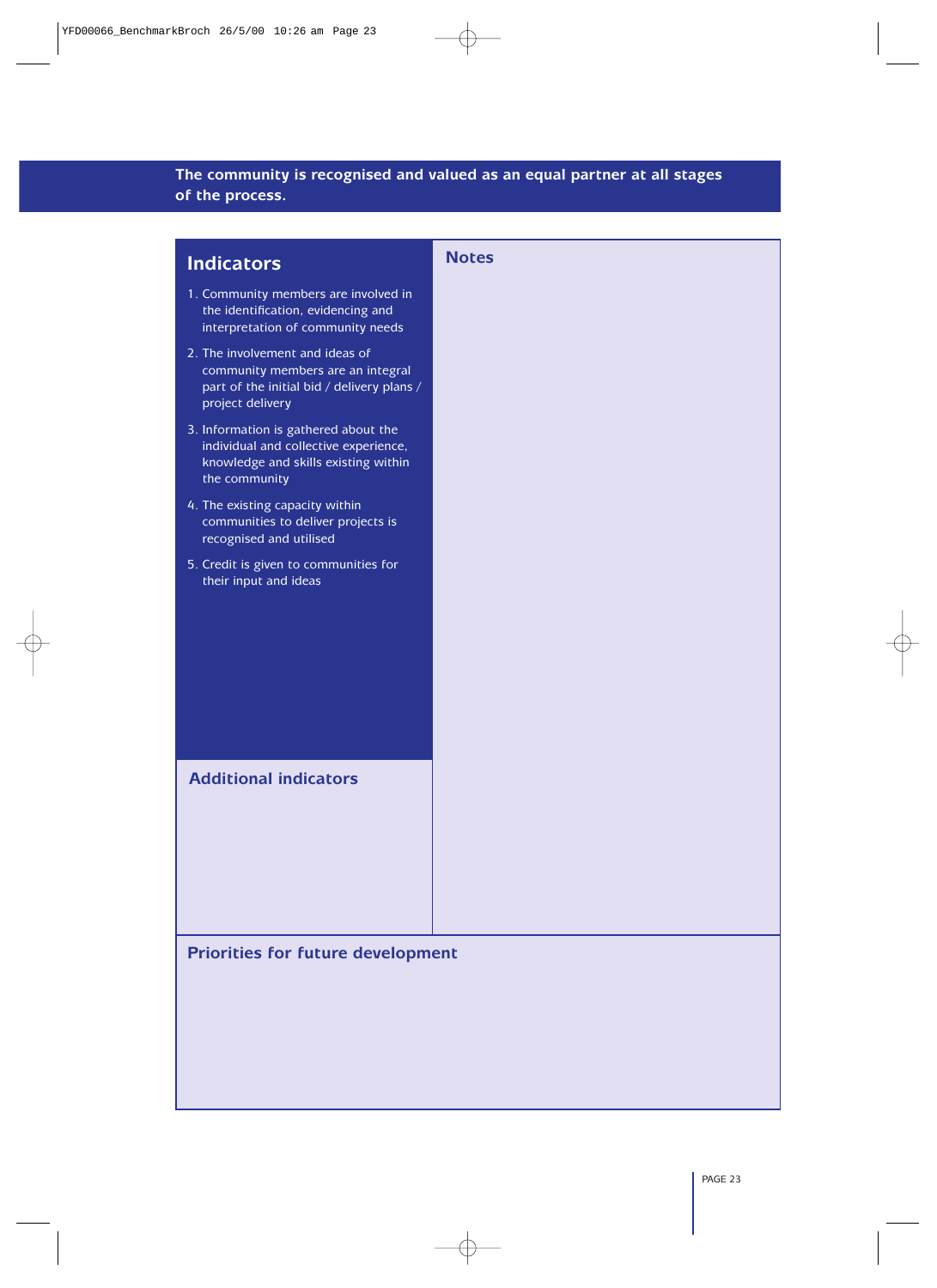**The community is recognised and valued as an equal partner at all stages of the process.**

## Indicators

1. Community members are involved in the identification, evidencing and interpretation of community needs
2. The involvement and ideas of community members are an integral part of the initial bid / delivery plans / project delivery
3. Information is gathered about the individual and collective experience, knowledge and skills existing within the community
4. The existing capacity within communities to deliver projects is recognised and utilised
5. Credit is given to communities for their input and ideas

## Notes

## Additional indicators

## Priorities for future development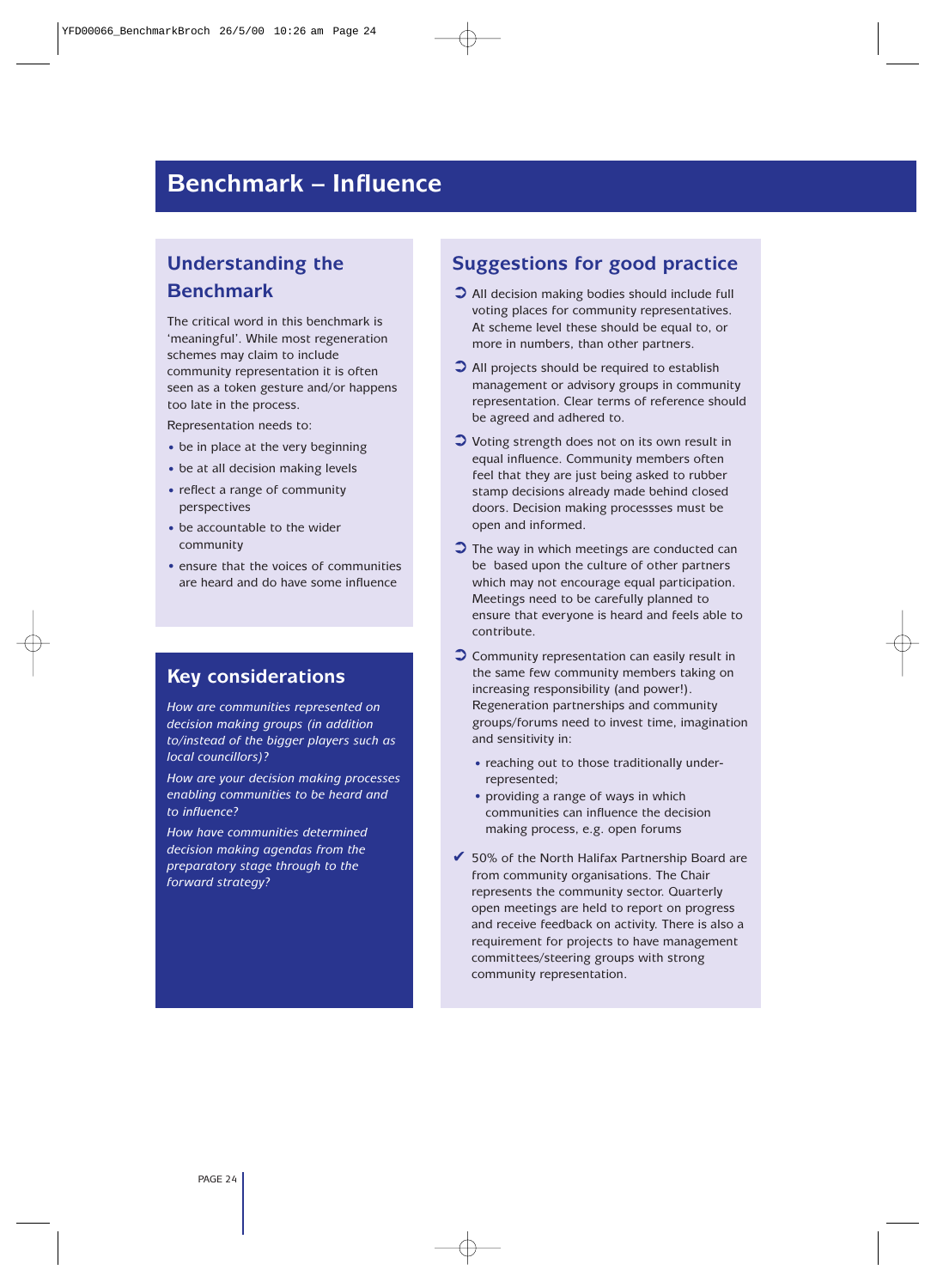# Benchmark – Influence

## Understanding the Benchmark

The critical word in this benchmark is 'meaningful'. While most regeneration schemes may claim to include community representation it is often seen as a token gesture and/or happens too late in the process.

Representation needs to:

- be in place at the very beginning
- be at all decision making levels
- reflect a range of community perspectives
- be accountable to the wider community
- ensure that the voices of communities are heard and do have some influence

## Key considerations

*How are communities represented on decision making groups (in addition to/instead of the bigger players such as local councillors)?*

*How are your decision making processes enabling communities to be heard and to influence?*

*How have communities determined decision making agendas from the preparatory stage through to the forward strategy?*

## Suggestions for good practice

➲ All decision making bodies should include full voting places for community representatives. At scheme level these should be equal to, or more in numbers, than other partners.

➲ All projects should be required to establish management or advisory groups in community representation. Clear terms of reference should be agreed and adhered to.

➲ Voting strength does not on its own result in equal influence. Community members often feel that they are just being asked to rubber stamp decisions already made behind closed doors. Decision making processses must be open and informed.

➲ The way in which meetings are conducted can be based upon the culture of other partners which may not encourage equal participation. Meetings need to be carefully planned to ensure that everyone is heard and feels able to contribute.

➲ Community representation can easily result in the same few community members taking on increasing responsibility (and power!). Regeneration partnerships and community groups/forums need to invest time, imagination and sensitivity in:

- reaching out to those traditionally under-represented;
- providing a range of ways in which communities can influence the decision making process, e.g. open forums

✔ 50% of the North Halifax Partnership Board are from community organisations. The Chair represents the community sector. Quarterly open meetings are held to report on progress and receive feedback on activity. There is also a requirement for projects to have management committees/steering groups with strong community representation.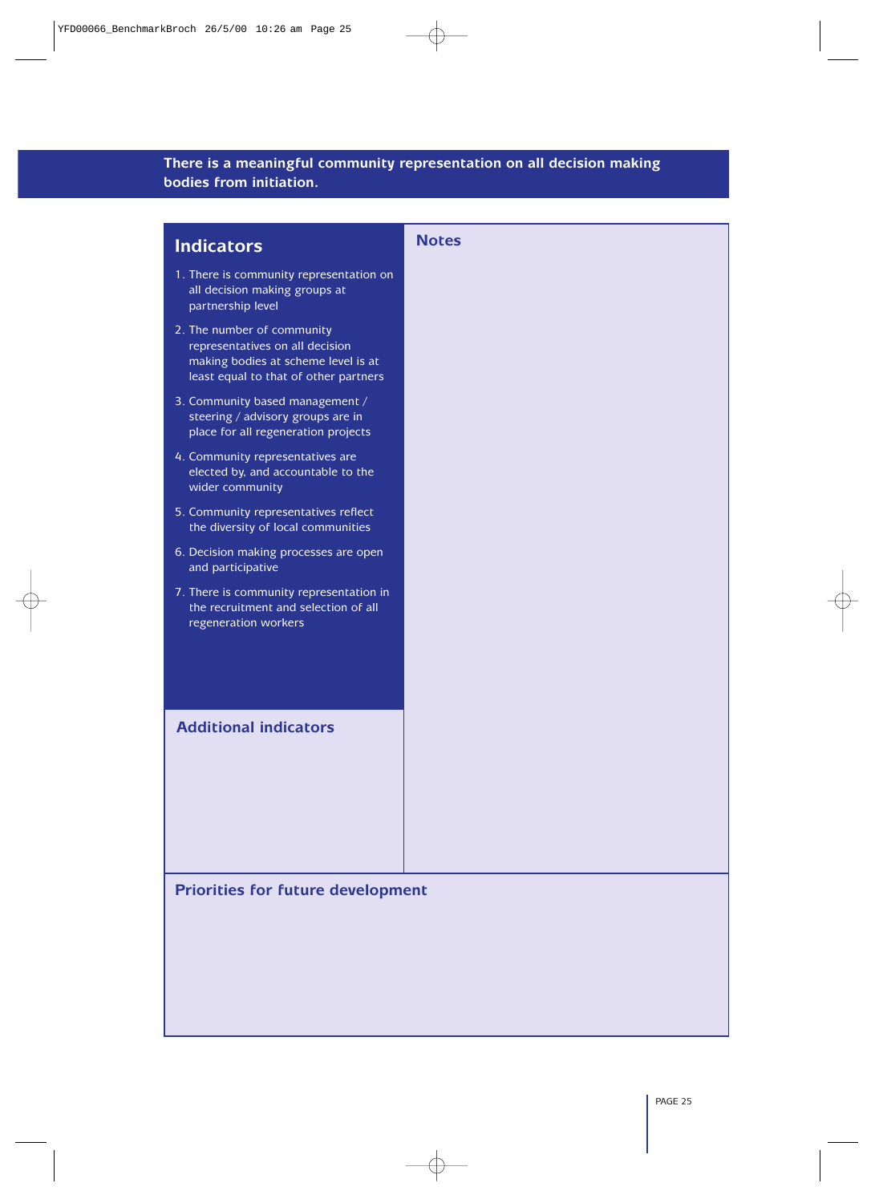**There is a meaningful community representation on all decision making bodies from initiation.**

## Indicators

1. There is community representation on all decision making groups at partnership level
2. The number of community representatives on all decision making bodies at scheme level is at least equal to that of other partners
3. Community based management / steering / advisory groups are in place for all regeneration projects
4. Community representatives are elected by, and accountable to the wider community
5. Community representatives reflect the diversity of local communities
6. Decision making processes are open and participative
7. There is community representation in the recruitment and selection of all regeneration workers

## Additional indicators

## Notes

## Priorities for future development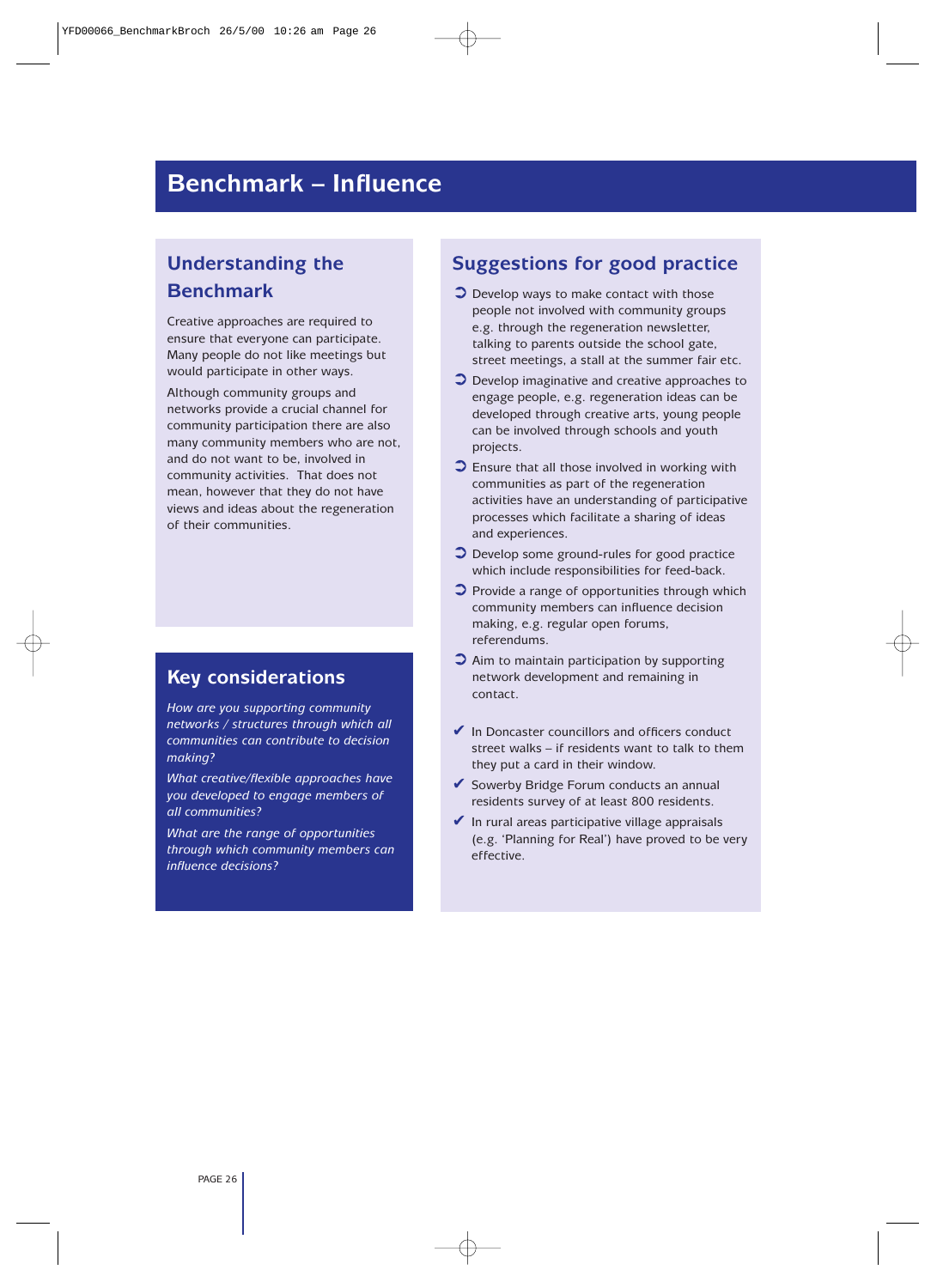# Benchmark – Influence

## Understanding the Benchmark

Creative approaches are required to ensure that everyone can participate. Many people do not like meetings but would participate in other ways.

Although community groups and networks provide a crucial channel for community participation there are also many community members who are not, and do not want to be, involved in community activities. That does not mean, however that they do not have views and ideas about the regeneration of their communities.

## Key considerations

*How are you supporting community networks / structures through which all communities can contribute to decision making?*

*What creative/flexible approaches have you developed to engage members of all communities?*

*What are the range of opportunities through which community members can influence decisions?*

## Suggestions for good practice

- Develop ways to make contact with those people not involved with community groups e.g. through the regeneration newsletter, talking to parents outside the school gate, street meetings, a stall at the summer fair etc.
- Develop imaginative and creative approaches to engage people, e.g. regeneration ideas can be developed through creative arts, young people can be involved through schools and youth projects.
- Ensure that all those involved in working with communities as part of the regeneration activities have an understanding of participative processes which facilitate a sharing of ideas and experiences.
- Develop some ground-rules for good practice which include responsibilities for feed-back.
- Provide a range of opportunities through which community members can influence decision making, e.g. regular open forums, referendums.
- Aim to maintain participation by supporting network development and remaining in contact.

✔ In Doncaster councillors and officers conduct street walks – if residents want to talk to them they put a card in their window.

✔ Sowerby Bridge Forum conducts an annual residents survey of at least 800 residents.

✔ In rural areas participative village appraisals (e.g. 'Planning for Real') have proved to be very effective.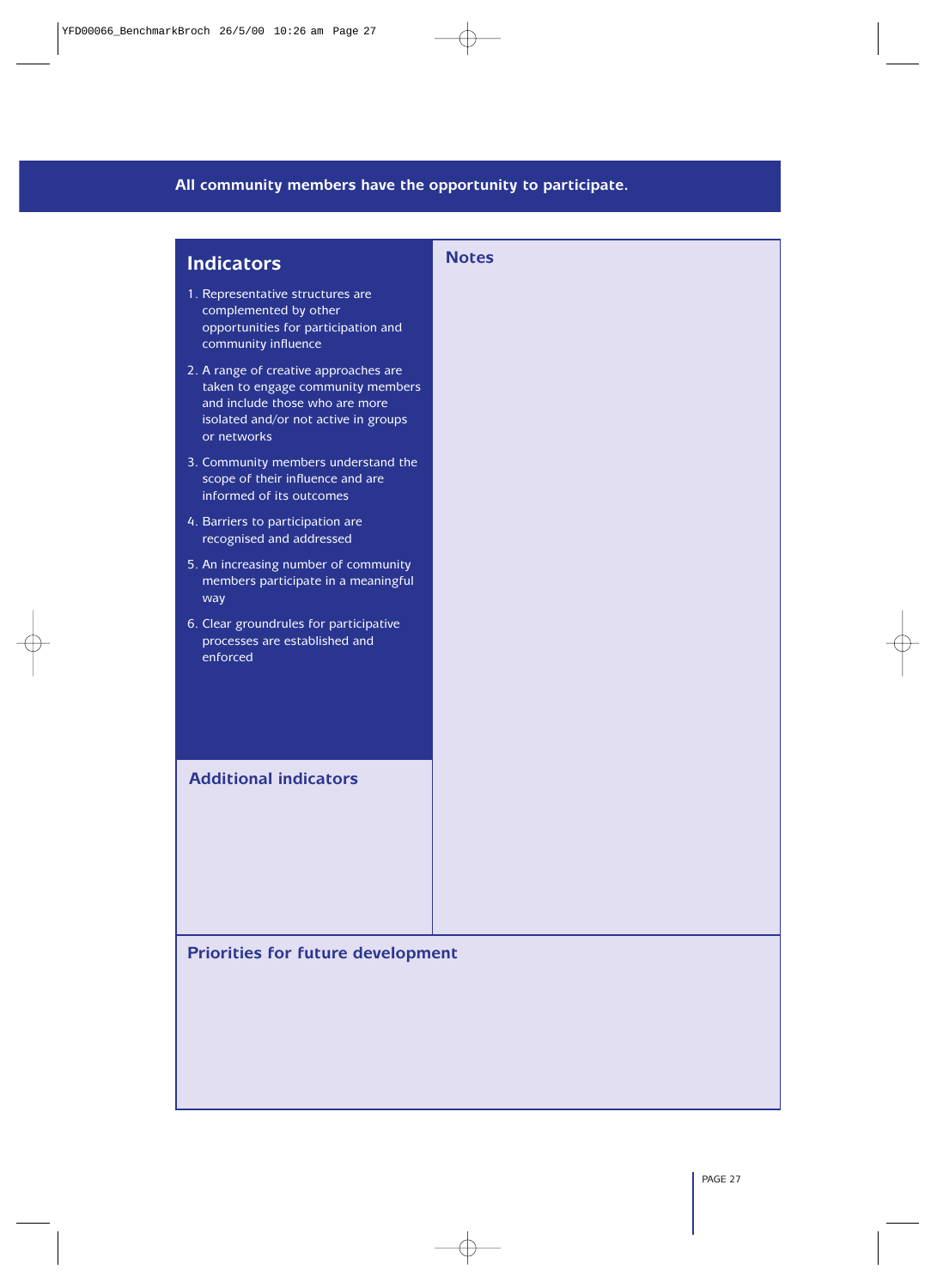**All community members have the opportunity to participate.**

## Indicators

1. Representative structures are complemented by other opportunities for participation and community influence
2. A range of creative approaches are taken to engage community members and include those who are more isolated and/or not active in groups or networks
3. Community members understand the scope of their influence and are informed of its outcomes
4. Barriers to participation are recognised and addressed
5. An increasing number of community members participate in a meaningful way
6. Clear groundrules for participative processes are established and enforced

## Notes

## Additional indicators

## Priorities for future development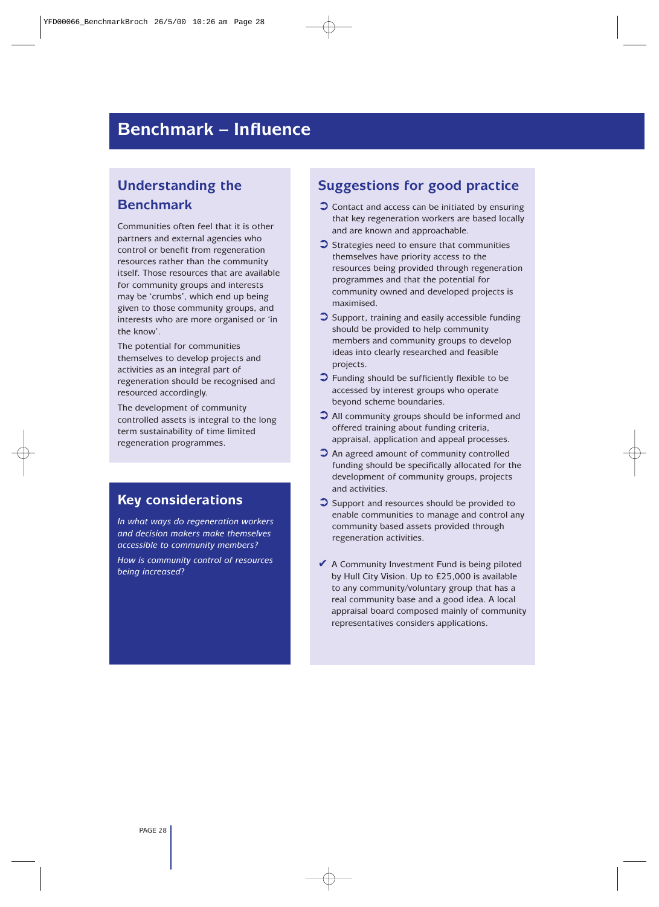# Benchmark – Influence

## Understanding the Benchmark

Communities often feel that it is other partners and external agencies who control or benefit from regeneration resources rather than the community itself. Those resources that are available for community groups and interests may be 'crumbs', which end up being given to those community groups, and interests who are more organised or 'in the know'.

The potential for communities themselves to develop projects and activities as an integral part of regeneration should be recognised and resourced accordingly.

The development of community controlled assets is integral to the long term sustainability of time limited regeneration programmes.

## Key considerations

*In what ways do regeneration workers and decision makers make themselves accessible to community members?*

*How is community control of resources being increased?*

## Suggestions for good practice

- Contact and access can be initiated by ensuring that key regeneration workers are based locally and are known and approachable.
- Strategies need to ensure that communities themselves have priority access to the resources being provided through regeneration programmes and that the potential for community owned and developed projects is maximised.
- Support, training and easily accessible funding should be provided to help community members and community groups to develop ideas into clearly researched and feasible projects.
- Funding should be sufficiently flexible to be accessed by interest groups who operate beyond scheme boundaries.
- All community groups should be informed and offered training about funding criteria, appraisal, application and appeal processes.
- An agreed amount of community controlled funding should be specifically allocated for the development of community groups, projects and activities.
- Support and resources should be provided to enable communities to manage and control any community based assets provided through regeneration activities.

✔ A Community Investment Fund is being piloted by Hull City Vision. Up to £25,000 is available to any community/voluntary group that has a real community base and a good idea. A local appraisal board composed mainly of community representatives considers applications.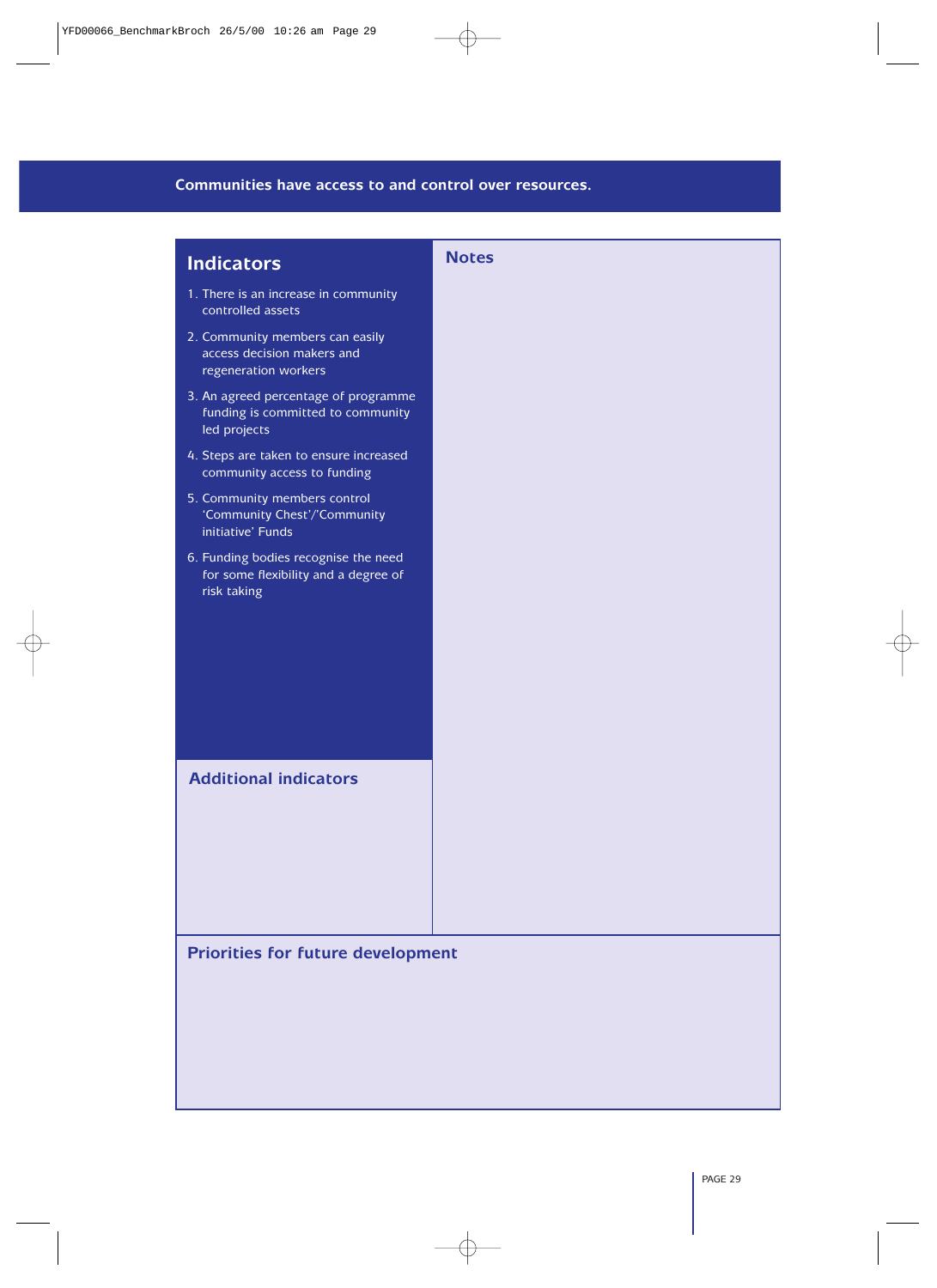## Communities have access to and control over resources.

### Indicators

1. There is an increase in community controlled assets
2. Community members can easily access decision makers and regeneration workers
3. An agreed percentage of programme funding is committed to community led projects
4. Steps are taken to ensure increased community access to funding
5. Community members control 'Community Chest'/'Community initiative' Funds
6. Funding bodies recognise the need for some flexibility and a degree of risk taking

### Additional indicators

### Notes

### Priorities for future development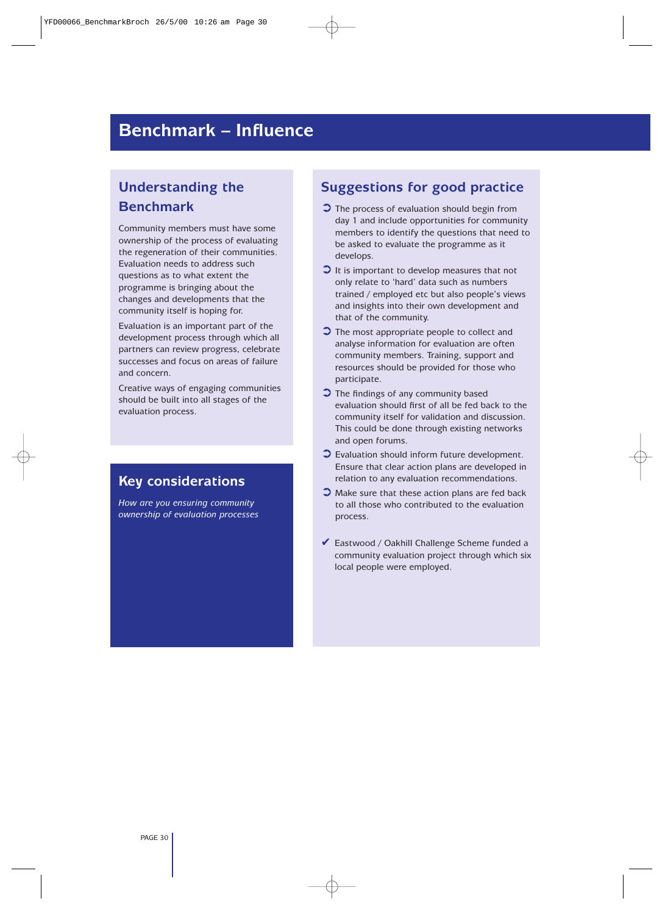# Benchmark – Influence

## Understanding the Benchmark

Community members must have some ownership of the process of evaluating the regeneration of their communities. Evaluation needs to address such questions as to what extent the programme is bringing about the changes and developments that the community itself is hoping for.

Evaluation is an important part of the development process through which all partners can review progress, celebrate successes and focus on areas of failure and concern.

Creative ways of engaging communities should be built into all stages of the evaluation process.

## Key considerations

*How are you ensuring community ownership of evaluation processes*

## Suggestions for good practice

- The process of evaluation should begin from day 1 and include opportunities for community members to identify the questions that need to be asked to evaluate the programme as it develops.
- It is important to develop measures that not only relate to 'hard' data such as numbers trained / employed etc but also people's views and insights into their own development and that of the community.
- The most appropriate people to collect and analyse information for evaluation are often community members. Training, support and resources should be provided for those who participate.
- The findings of any community based evaluation should first of all be fed back to the community itself for validation and discussion. This could be done through existing networks and open forums.
- Evaluation should inform future development. Ensure that clear action plans are developed in relation to any evaluation recommendations.
- Make sure that these action plans are fed back to all those who contributed to the evaluation process.

✔ Eastwood / Oakhill Challenge Scheme funded a community evaluation project through which six local people were employed.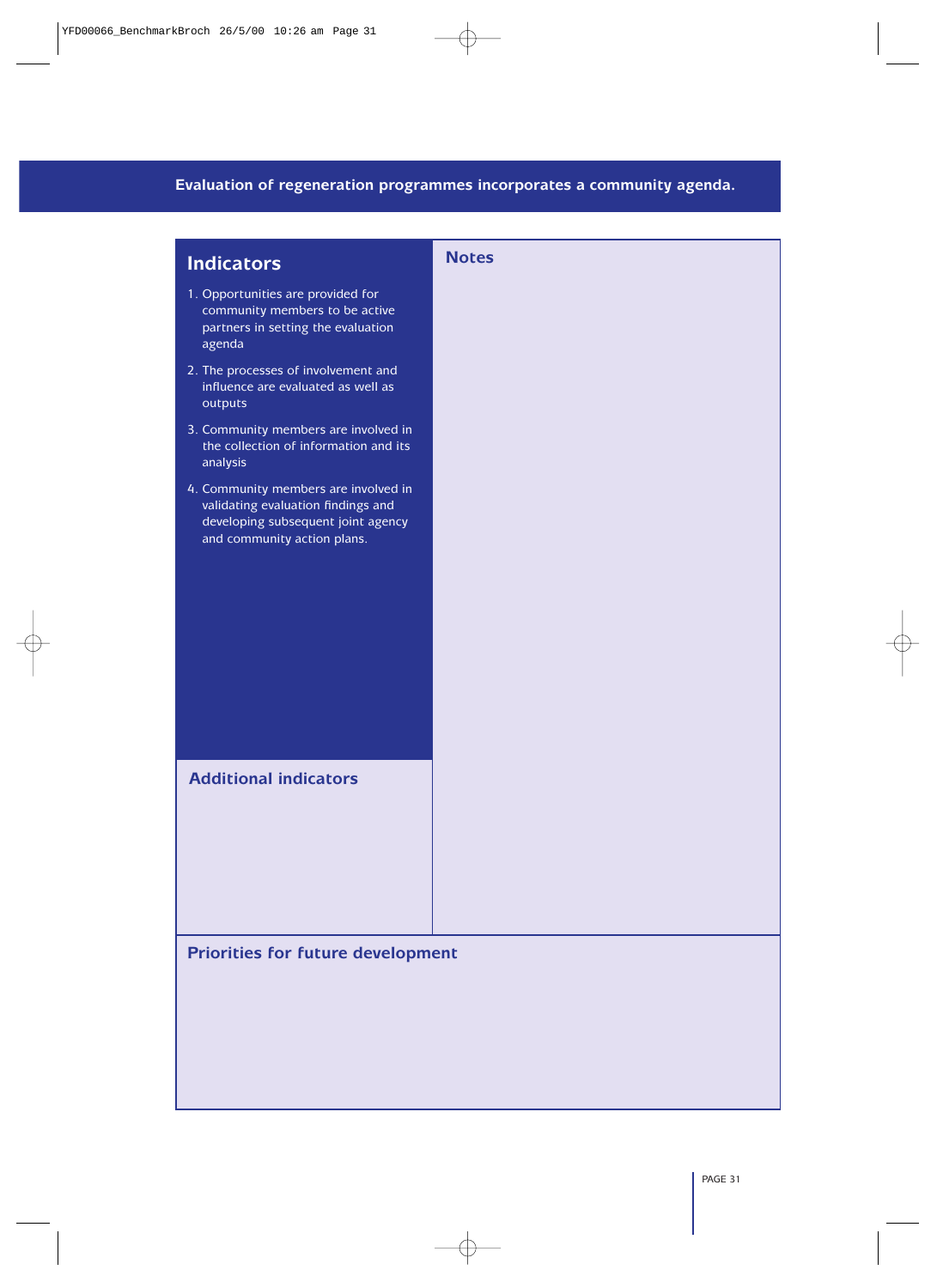**Evaluation of regeneration programmes incorporates a community agenda.**

## Indicators

1. Opportunities are provided for community members to be active partners in setting the evaluation agenda
2. The processes of involvement and influence are evaluated as well as outputs
3. Community members are involved in the collection of information and its analysis
4. Community members are involved in validating evaluation findings and developing subsequent joint agency and community action plans.

## Notes

## Additional indicators

## Priorities for future development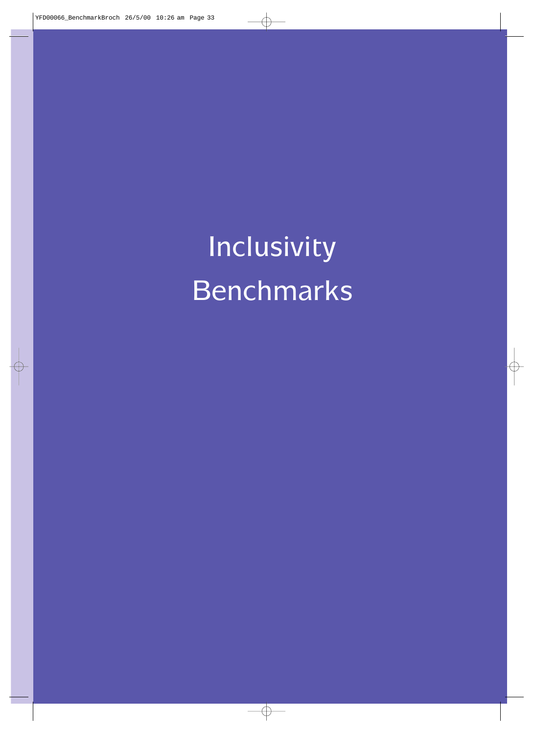# Inclusivity Benchmarks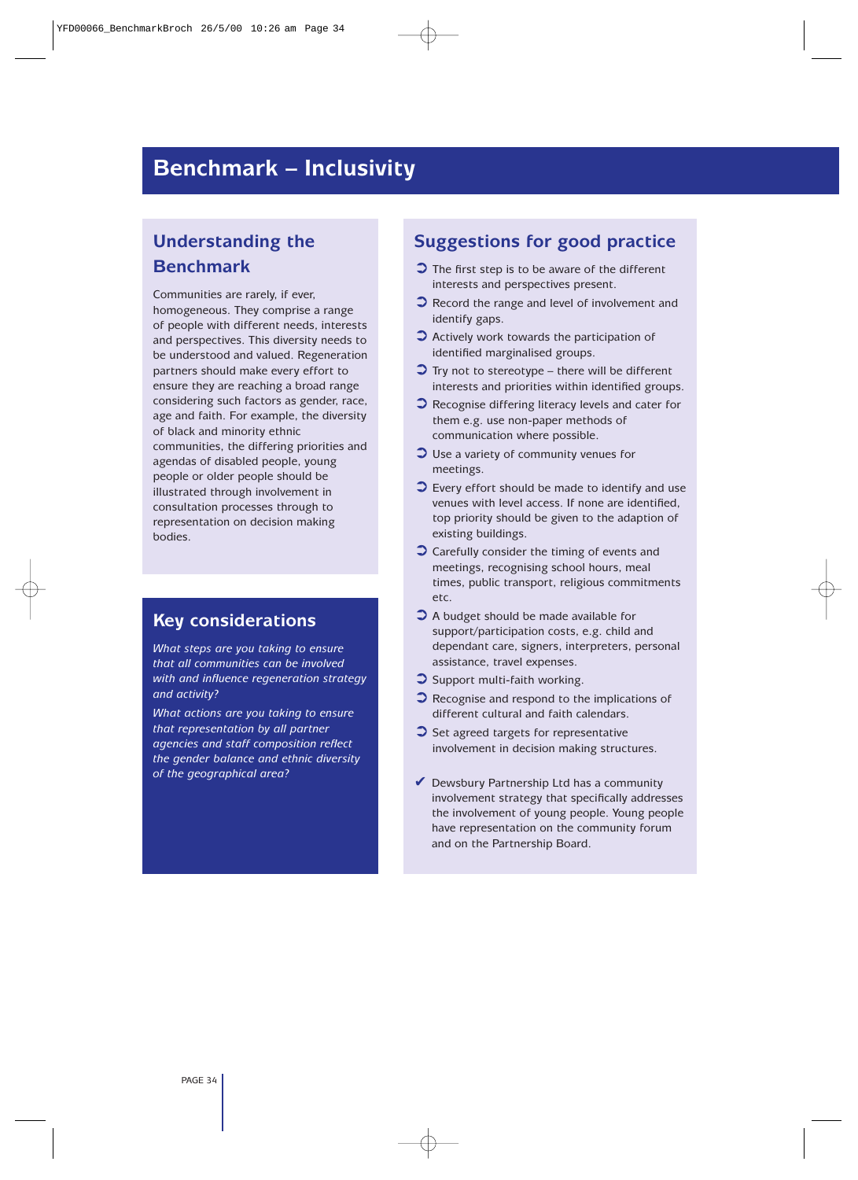# Benchmark – Inclusivity

## Understanding the Benchmark

Communities are rarely, if ever, homogeneous. They comprise a range of people with different needs, interests and perspectives. This diversity needs to be understood and valued. Regeneration partners should make every effort to ensure they are reaching a broad range considering such factors as gender, race, age and faith. For example, the diversity of black and minority ethnic communities, the differing priorities and agendas of disabled people, young people or older people should be illustrated through involvement in consultation processes through to representation on decision making bodies.

## Key considerations

*What steps are you taking to ensure that all communities can be involved with and influence regeneration strategy and activity?*

*What actions are you taking to ensure that representation by all partner agencies and staff composition reflect the gender balance and ethnic diversity of the geographical area?*

## Suggestions for good practice

- The first step is to be aware of the different interests and perspectives present.
- Record the range and level of involvement and identify gaps.
- Actively work towards the participation of identified marginalised groups.
- Try not to stereotype – there will be different interests and priorities within identified groups.
- Recognise differing literacy levels and cater for them e.g. use non-paper methods of communication where possible.
- Use a variety of community venues for meetings.
- Every effort should be made to identify and use venues with level access. If none are identified, top priority should be given to the adaption of existing buildings.
- Carefully consider the timing of events and meetings, recognising school hours, meal times, public transport, religious commitments etc.
- A budget should be made available for support/participation costs, e.g. child and dependant care, signers, interpreters, personal assistance, travel expenses.
- Support multi-faith working.
- Recognise and respond to the implications of different cultural and faith calendars.
- Set agreed targets for representative involvement in decision making structures.

✔ Dewsbury Partnership Ltd has a community involvement strategy that specifically addresses the involvement of young people. Young people have representation on the community forum and on the Partnership Board.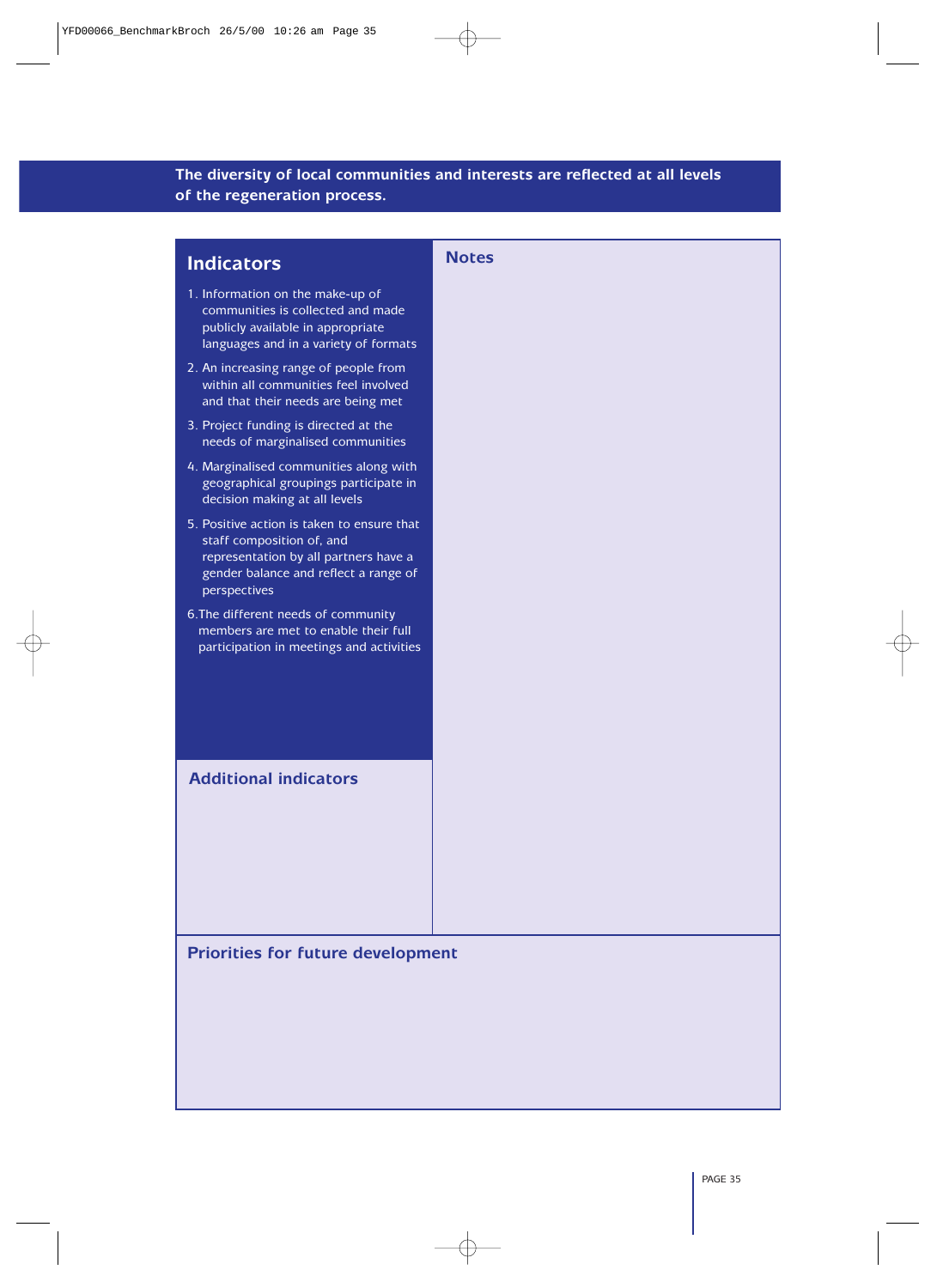**The diversity of local communities and interests are reflected at all levels of the regeneration process.**

## Indicators

1. Information on the make-up of communities is collected and made publicly available in appropriate languages and in a variety of formats
2. An increasing range of people from within all communities feel involved and that their needs are being met
3. Project funding is directed at the needs of marginalised communities
4. Marginalised communities along with geographical groupings participate in decision making at all levels
5. Positive action is taken to ensure that staff composition of, and representation by all partners have a gender balance and reflect a range of perspectives
6. The different needs of community members are met to enable their full participation in meetings and activities

## Additional indicators

## Notes

## Priorities for future development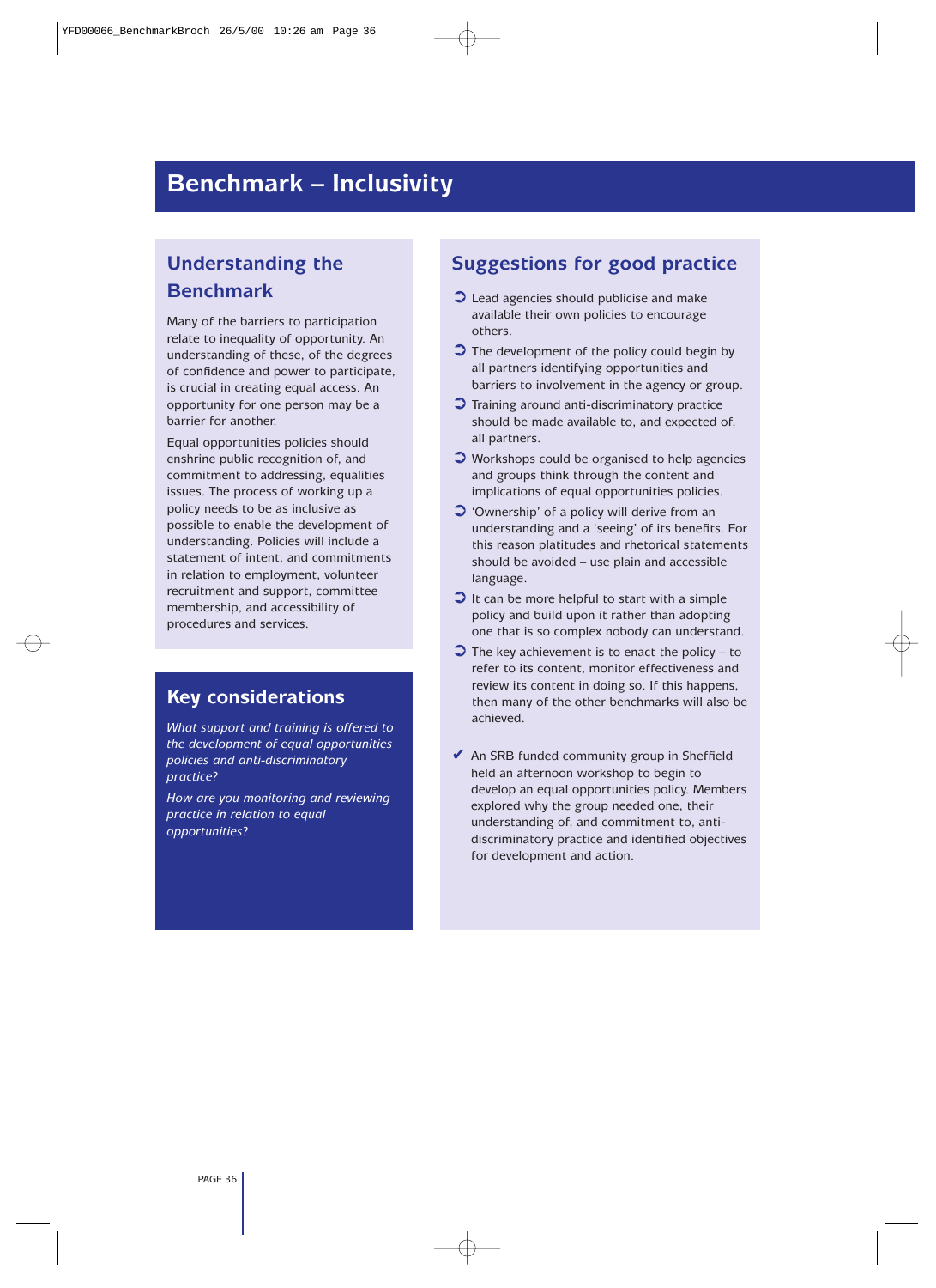# Benchmark – Inclusivity

## Understanding the Benchmark

Many of the barriers to participation relate to inequality of opportunity. An understanding of these, of the degrees of confidence and power to participate, is crucial in creating equal access. An opportunity for one person may be a barrier for another.

Equal opportunities policies should enshrine public recognition of, and commitment to addressing, equalities issues. The process of working up a policy needs to be as inclusive as possible to enable the development of understanding. Policies will include a statement of intent, and commitments in relation to employment, volunteer recruitment and support, committee membership, and accessibility of procedures and services.

## Key considerations

*What support and training is offered to the development of equal opportunities policies and anti-discriminatory practice?*

*How are you monitoring and reviewing practice in relation to equal opportunities?*

## Suggestions for good practice

- Lead agencies should publicise and make available their own policies to encourage others.
- The development of the policy could begin by all partners identifying opportunities and barriers to involvement in the agency or group.
- Training around anti-discriminatory practice should be made available to, and expected of, all partners.
- Workshops could be organised to help agencies and groups think through the content and implications of equal opportunities policies.
- 'Ownership' of a policy will derive from an understanding and a 'seeing' of its benefits. For this reason platitudes and rhetorical statements should be avoided – use plain and accessible language.
- It can be more helpful to start with a simple policy and build upon it rather than adopting one that is so complex nobody can understand.
- The key achievement is to enact the policy – to refer to its content, monitor effectiveness and review its content in doing so. If this happens, then many of the other benchmarks will also be achieved.

✔ An SRB funded community group in Sheffield held an afternoon workshop to begin to develop an equal opportunities policy. Members explored why the group needed one, their understanding of, and commitment to, anti-discriminatory practice and identified objectives for development and action.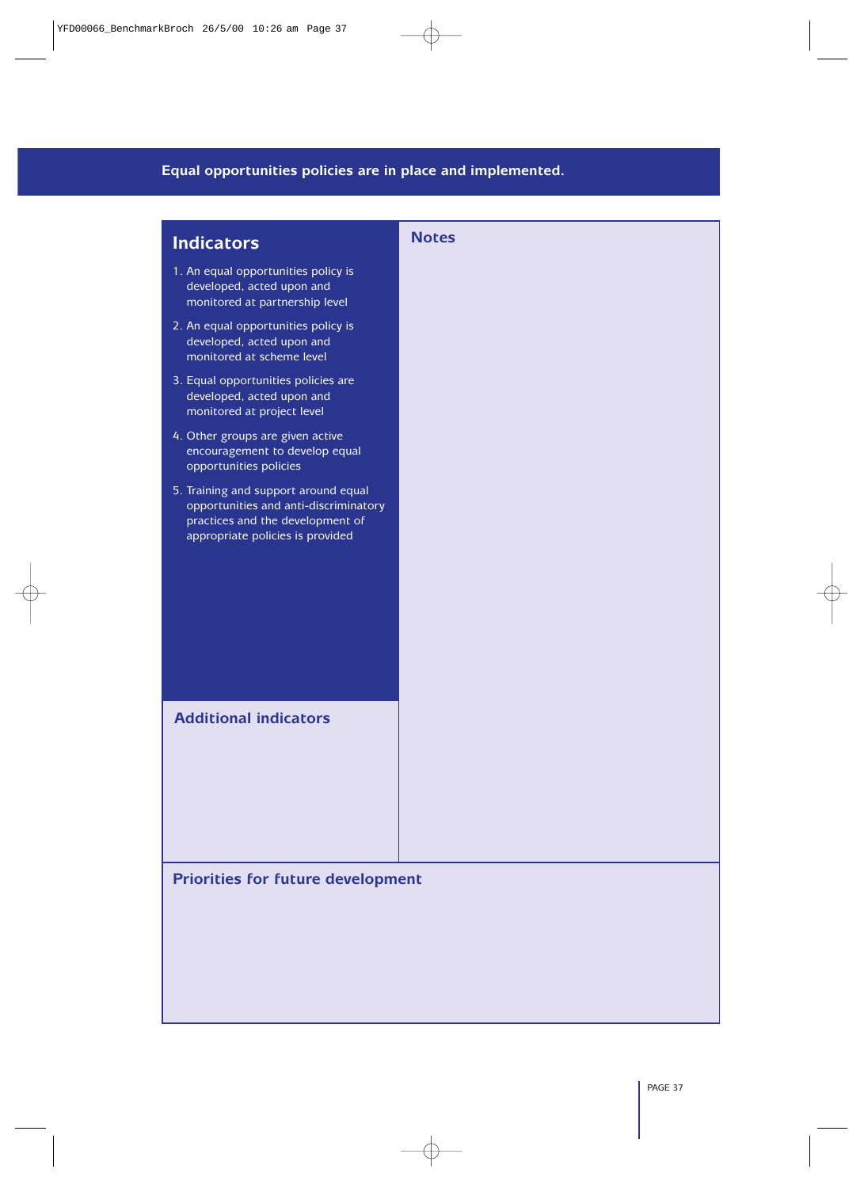## Equal opportunities policies are in place and implemented.

### Indicators

1. An equal opportunities policy is developed, acted upon and monitored at partnership level
2. An equal opportunities policy is developed, acted upon and monitored at scheme level
3. Equal opportunities policies are developed, acted upon and monitored at project level
4. Other groups are given active encouragement to develop equal opportunities policies
5. Training and support around equal opportunities and anti-discriminatory practices and the development of appropriate policies is provided

### Notes

### Additional indicators

### Priorities for future development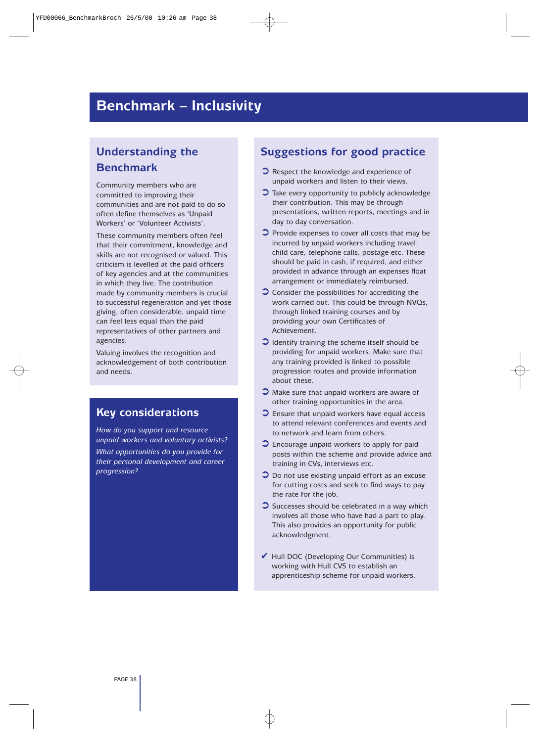# Benchmark – Inclusivity

## Understanding the Benchmark

Community members who are committed to improving their communities and are not paid to do so often define themselves as 'Unpaid Workers' or 'Volunteer Activists'.

These community members often feel that their commitment, knowledge and skills are not recognised or valued. This criticism is levelled at the paid officers of key agencies and at the communities in which they live. The contribution made by community members is crucial to successful regeneration and yet those giving, often considerable, unpaid time can feel less equal than the paid representatives of other partners and agencies.

Valuing involves the recognition and acknowledgement of both contribution and needs.

## Key considerations

*How do you support and resource unpaid workers and voluntary activists?*

*What opportunities do you provide for their personal development and career progression?*

## Suggestions for good practice

- Respect the knowledge and experience of unpaid workers and listen to their views.
- Take every opportunity to publicly acknowledge their contribution. This may be through presentations, written reports, meetings and in day to day conversation.
- Provide expenses to cover all costs that may be incurred by unpaid workers including travel, child care, telephone calls, postage etc. These should be paid in cash, if required, and either provided in advance through an expenses float arrangement or immediately reimbursed.
- Consider the possibilities for accrediting the work carried out. This could be through NVQs, through linked training courses and by providing your own Certificates of Achievement.
- Identify training the scheme itself should be providing for unpaid workers. Make sure that any training provided is linked to possible progression routes and provide information about these.
- Make sure that unpaid workers are aware of other training opportunities in the area.
- Ensure that unpaid workers have equal access to attend relevant conferences and events and to network and learn from others.
- Encourage unpaid workers to apply for paid posts within the scheme and provide advice and training in CVs, interviews etc.
- Do not use existing unpaid effort as an excuse for cutting costs and seek to find ways to pay the rate for the job.
- Successes should be celebrated in a way which involves all those who have had a part to play. This also provides an opportunity for public acknowledgment.

✔ Hull DOC (Developing Our Communities) is working with Hull CVS to establish an apprenticeship scheme for unpaid workers.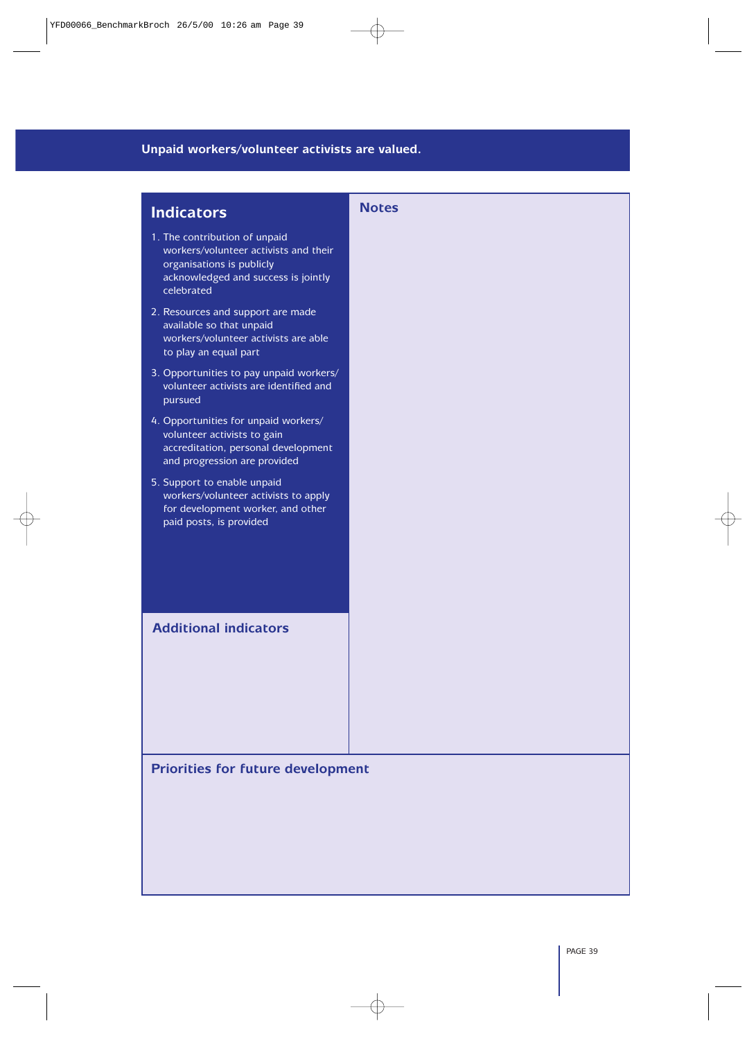## Unpaid workers/volunteer activists are valued.

### Indicators

1. The contribution of unpaid workers/volunteer activists and their organisations is publicly acknowledged and success is jointly celebrated
2. Resources and support are made available so that unpaid workers/volunteer activists are able to play an equal part
3. Opportunities to pay unpaid workers/ volunteer activists are identified and pursued
4. Opportunities for unpaid workers/ volunteer activists to gain accreditation, personal development and progression are provided
5. Support to enable unpaid workers/volunteer activists to apply for development worker, and other paid posts, is provided

### Notes

### Additional indicators

### Priorities for future development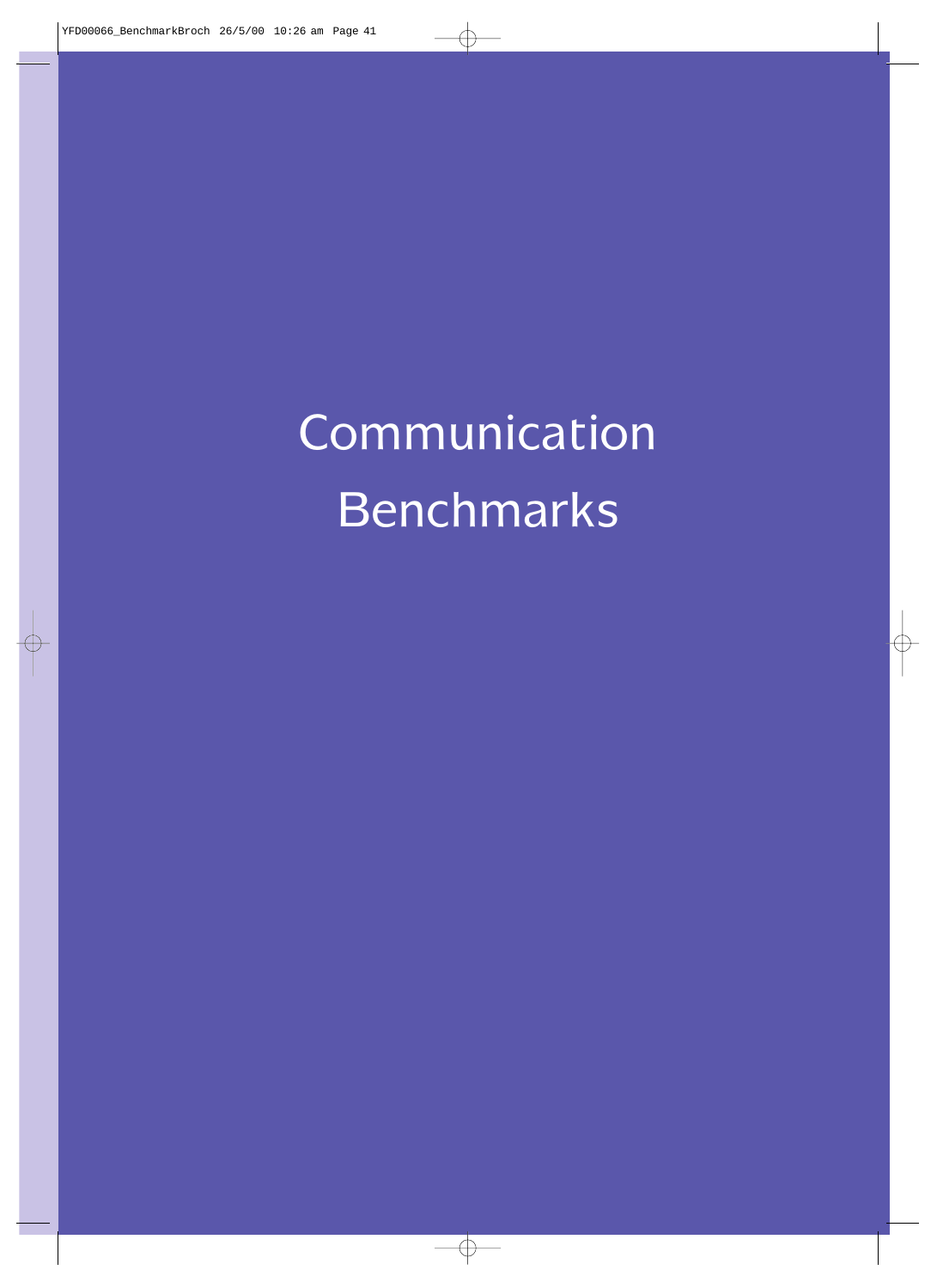# Communication Benchmarks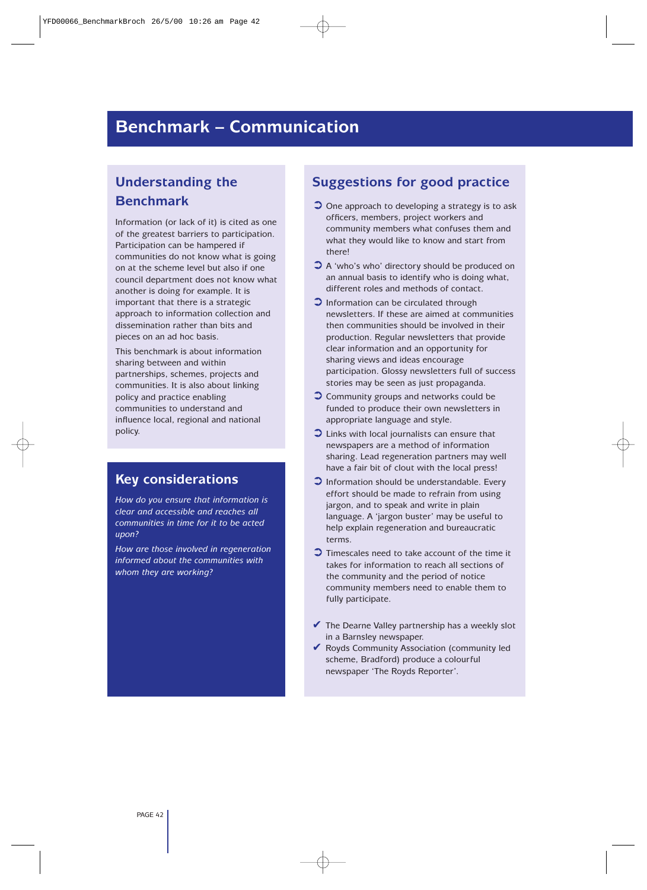# Benchmark – Communication

## Understanding the Benchmark

Information (or lack of it) is cited as one of the greatest barriers to participation. Participation can be hampered if communities do not know what is going on at the scheme level but also if one council department does not know what another is doing for example. It is important that there is a strategic approach to information collection and dissemination rather than bits and pieces on an ad hoc basis.

This benchmark is about information sharing between and within partnerships, schemes, projects and communities. It is also about linking policy and practice enabling communities to understand and influence local, regional and national policy.

## Key considerations

*How do you ensure that information is clear and accessible and reaches all communities in time for it to be acted upon?*

*How are those involved in regeneration informed about the communities with whom they are working?*

## Suggestions for good practice

- One approach to developing a strategy is to ask officers, members, project workers and community members what confuses them and what they would like to know and start from there!
- A 'who's who' directory should be produced on an annual basis to identify who is doing what, different roles and methods of contact.
- Information can be circulated through newsletters. If these are aimed at communities then communities should be involved in their production. Regular newsletters that provide clear information and an opportunity for sharing views and ideas encourage participation. Glossy newsletters full of success stories may be seen as just propaganda.
- Community groups and networks could be funded to produce their own newsletters in appropriate language and style.
- Links with local journalists can ensure that newspapers are a method of information sharing. Lead regeneration partners may well have a fair bit of clout with the local press!
- Information should be understandable. Every effort should be made to refrain from using jargon, and to speak and write in plain language. A 'jargon buster' may be useful to help explain regeneration and bureaucratic terms.
- Timescales need to take account of the time it takes for information to reach all sections of the community and the period of notice community members need to enable them to fully participate.

- ✔ The Dearne Valley partnership has a weekly slot in a Barnsley newspaper.
- ✔ Royds Community Association (community led scheme, Bradford) produce a colourful newspaper 'The Royds Reporter'.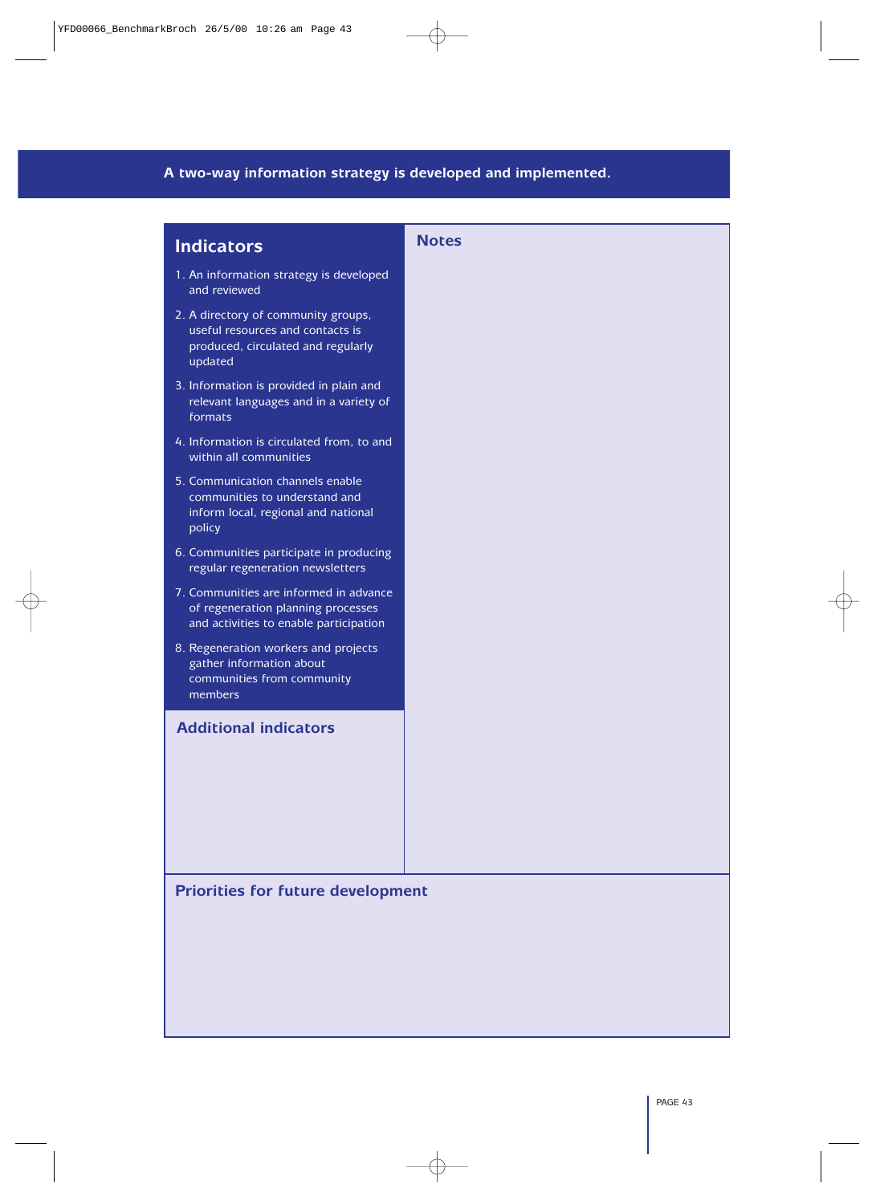## A two-way information strategy is developed and implemented.

### Indicators

1. An information strategy is developed and reviewed
2. A directory of community groups, useful resources and contacts is produced, circulated and regularly updated
3. Information is provided in plain and relevant languages and in a variety of formats
4. Information is circulated from, to and within all communities
5. Communication channels enable communities to understand and inform local, regional and national policy
6. Communities participate in producing regular regeneration newsletters
7. Communities are informed in advance of regeneration planning processes and activities to enable participation
8. Regeneration workers and projects gather information about communities from community members

### Additional indicators

### Notes

### Priorities for future development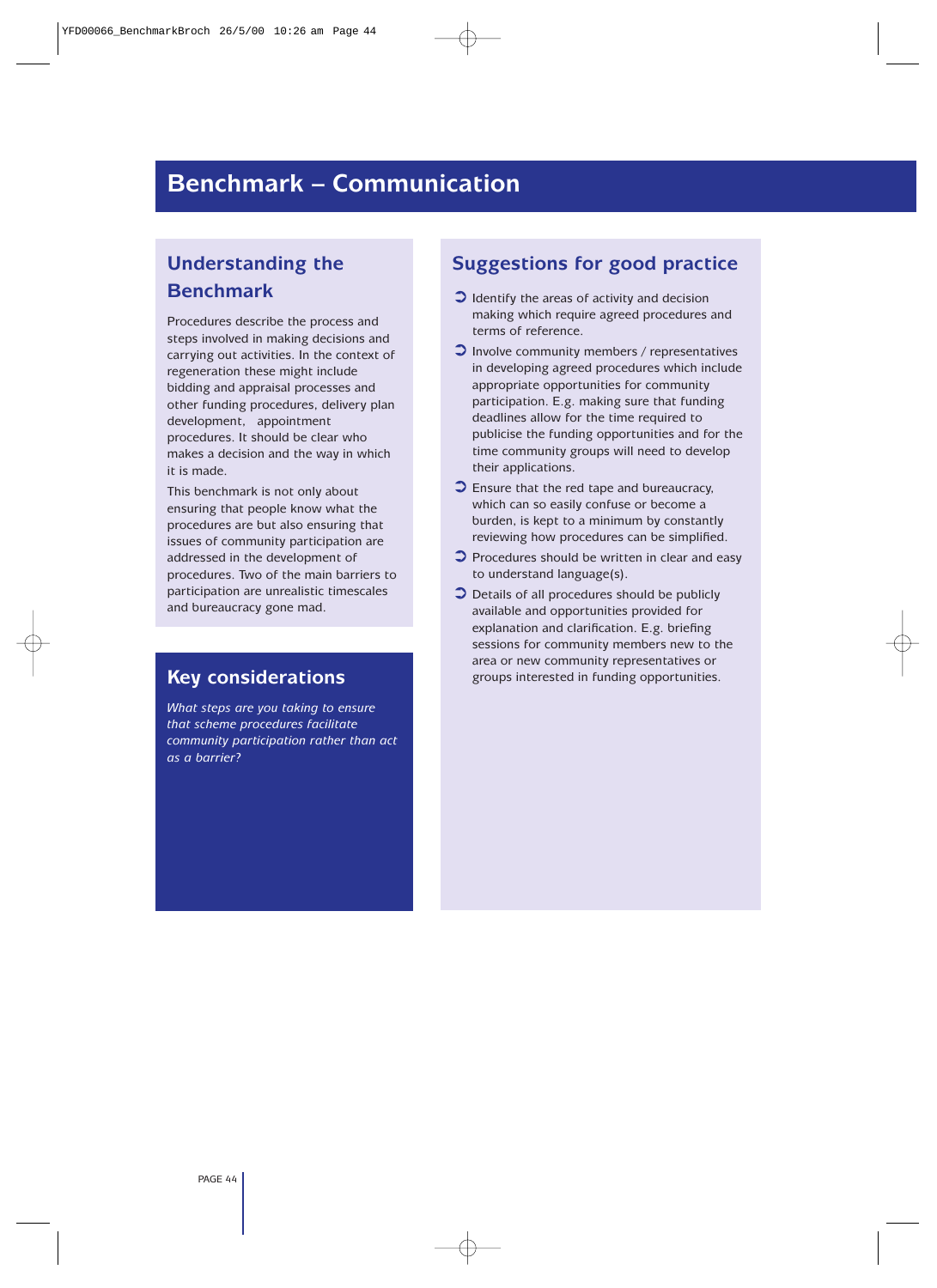# Benchmark – Communication

## Understanding the Benchmark

Procedures describe the process and steps involved in making decisions and carrying out activities. In the context of regeneration these might include bidding and appraisal processes and other funding procedures, delivery plan development, appointment procedures. It should be clear who makes a decision and the way in which it is made.

This benchmark is not only about ensuring that people know what the procedures are but also ensuring that issues of community participation are addressed in the development of procedures. Two of the main barriers to participation are unrealistic timescales and bureaucracy gone mad.

## Key considerations

*What steps are you taking to ensure that scheme procedures facilitate community participation rather than act as a barrier?*

## Suggestions for good practice

- Identify the areas of activity and decision making which require agreed procedures and terms of reference.
- Involve community members / representatives in developing agreed procedures which include appropriate opportunities for community participation. E.g. making sure that funding deadlines allow for the time required to publicise the funding opportunities and for the time community groups will need to develop their applications.
- Ensure that the red tape and bureaucracy, which can so easily confuse or become a burden, is kept to a minimum by constantly reviewing how procedures can be simplified.
- Procedures should be written in clear and easy to understand language(s).
- Details of all procedures should be publicly available and opportunities provided for explanation and clarification. E.g. briefing sessions for community members new to the area or new community representatives or groups interested in funding opportunities.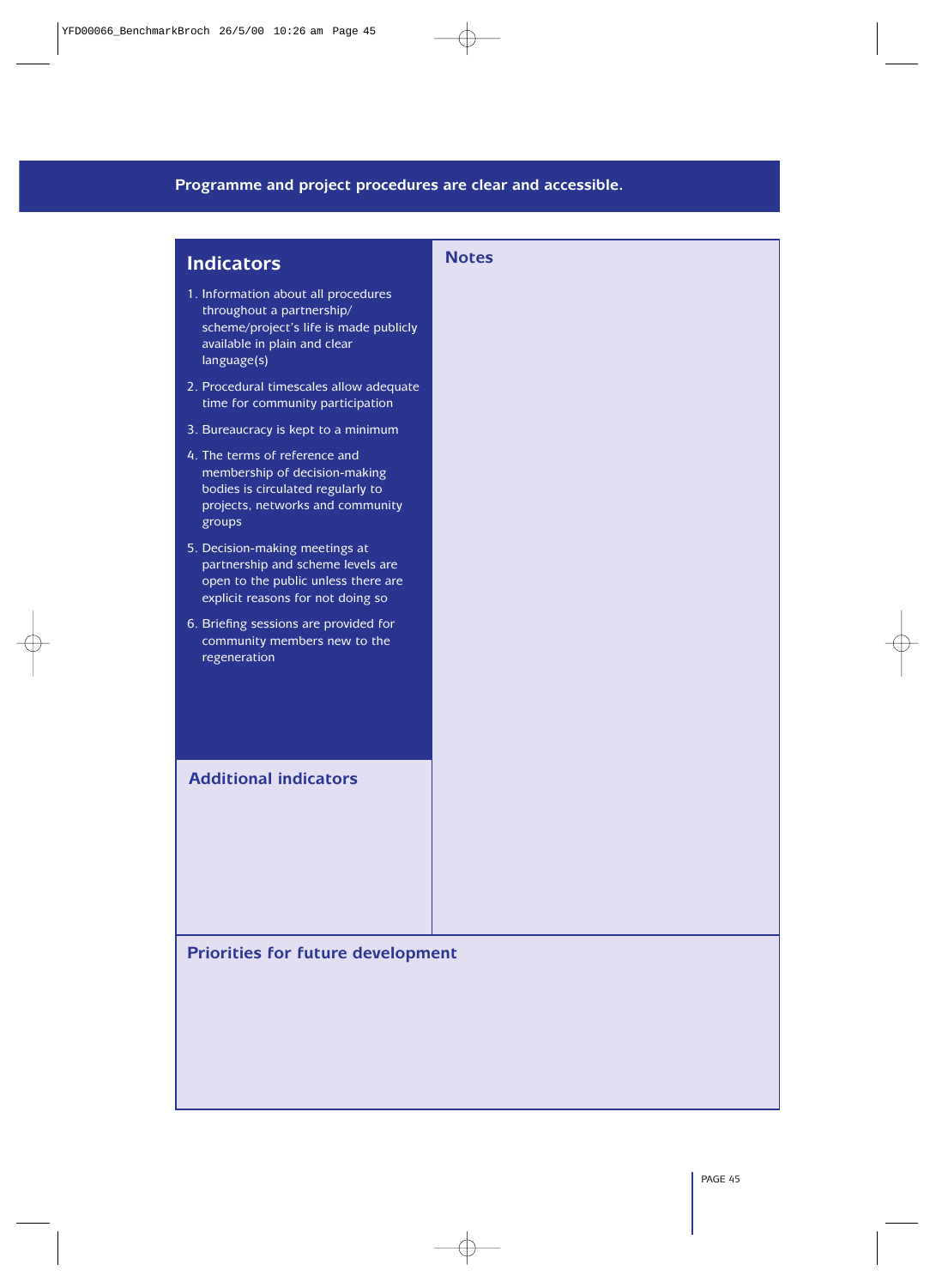## Programme and project procedures are clear and accessible.

### Indicators

1. Information about all procedures throughout a partnership/scheme/project's life is made publicly available in plain and clear language(s)
2. Procedural timescales allow adequate time for community participation
3. Bureaucracy is kept to a minimum
4. The terms of reference and membership of decision-making bodies is circulated regularly to projects, networks and community groups
5. Decision-making meetings at partnership and scheme levels are open to the public unless there are explicit reasons for not doing so
6. Briefing sessions are provided for community members new to the regeneration

### Additional indicators

### Notes

### Priorities for future development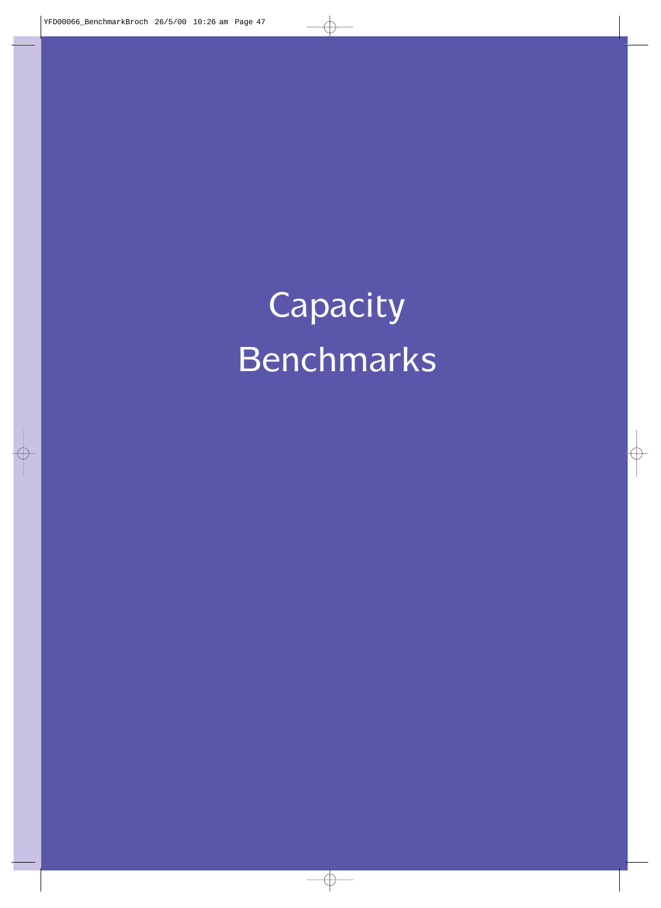# Capacity Benchmarks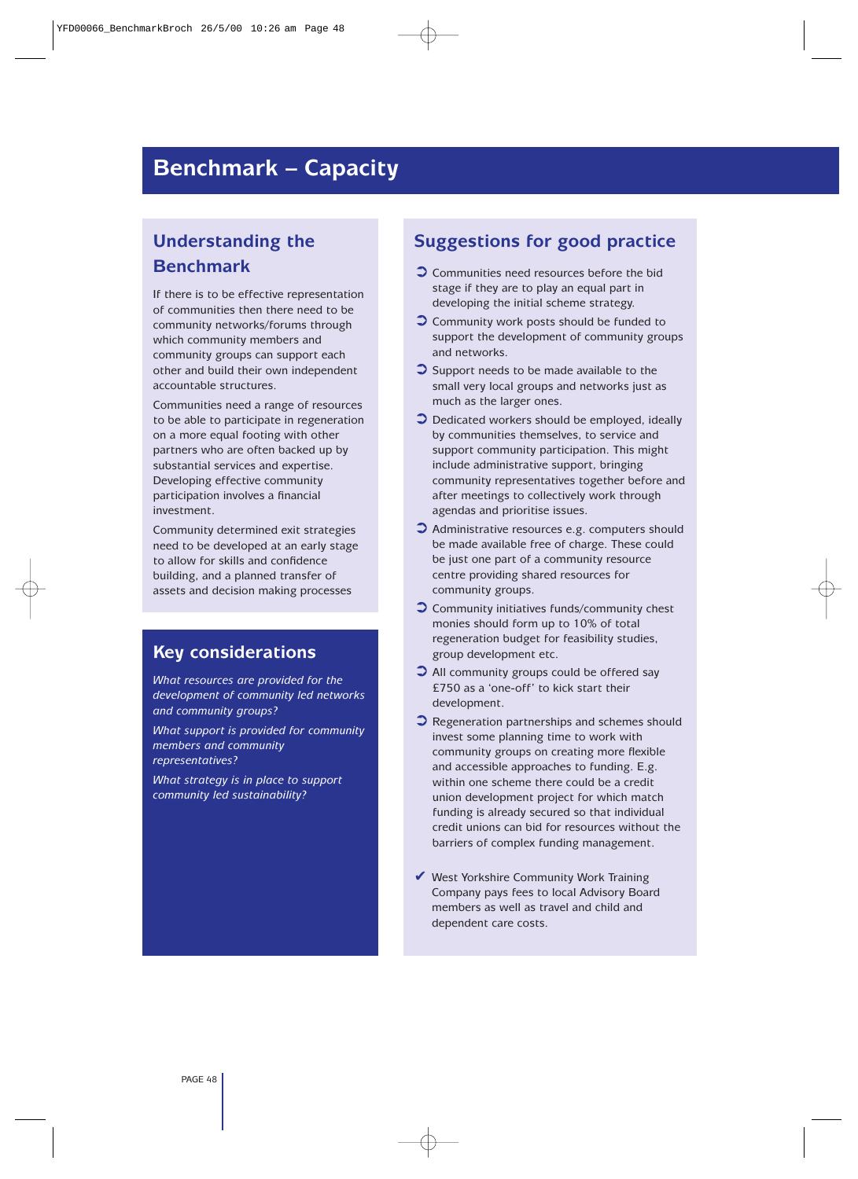# Benchmark – Capacity

## Understanding the Benchmark

If there is to be effective representation of communities then there need to be community networks/forums through which community members and community groups can support each other and build their own independent accountable structures.

Communities need a range of resources to be able to participate in regeneration on a more equal footing with other partners who are often backed up by substantial services and expertise. Developing effective community participation involves a financial investment.

Community determined exit strategies need to be developed at an early stage to allow for skills and confidence building, and a planned transfer of assets and decision making processes

## Key considerations

*What resources are provided for the development of community led networks and community groups?*

*What support is provided for community members and community representatives?*

*What strategy is in place to support community led sustainability?*

## Suggestions for good practice

- Communities need resources before the bid stage if they are to play an equal part in developing the initial scheme strategy.
- Community work posts should be funded to support the development of community groups and networks.
- Support needs to be made available to the small very local groups and networks just as much as the larger ones.
- Dedicated workers should be employed, ideally by communities themselves, to service and support community participation. This might include administrative support, bringing community representatives together before and after meetings to collectively work through agendas and prioritise issues.
- Administrative resources e.g. computers should be made available free of charge. These could be just one part of a community resource centre providing shared resources for community groups.
- Community initiatives funds/community chest monies should form up to 10% of total regeneration budget for feasibility studies, group development etc.
- All community groups could be offered say £750 as a 'one-off' to kick start their development.
- Regeneration partnerships and schemes should invest some planning time to work with community groups on creating more flexible and accessible approaches to funding. E.g. within one scheme there could be a credit union development project for which match funding is already secured so that individual credit unions can bid for resources without the barriers of complex funding management.

✔ West Yorkshire Community Work Training Company pays fees to local Advisory Board members as well as travel and child and dependent care costs.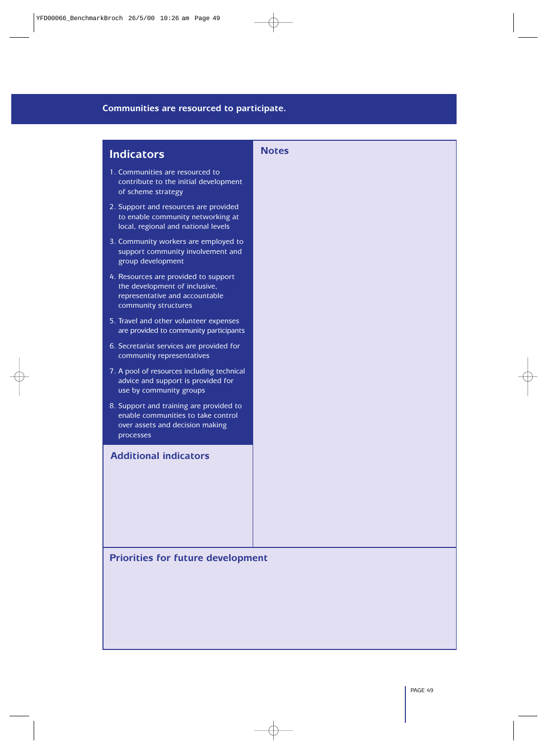## Communities are resourced to participate.

### Indicators

1. Communities are resourced to contribute to the initial development of scheme strategy
2. Support and resources are provided to enable community networking at local, regional and national levels
3. Community workers are employed to support community involvement and group development
4. Resources are provided to support the development of inclusive, representative and accountable community structures
5. Travel and other volunteer expenses are provided to community participants
6. Secretariat services are provided for community representatives
7. A pool of resources including technical advice and support is provided for use by community groups
8. Support and training are provided to enable communities to take control over assets and decision making processes

### Additional indicators

### Notes

### Priorities for future development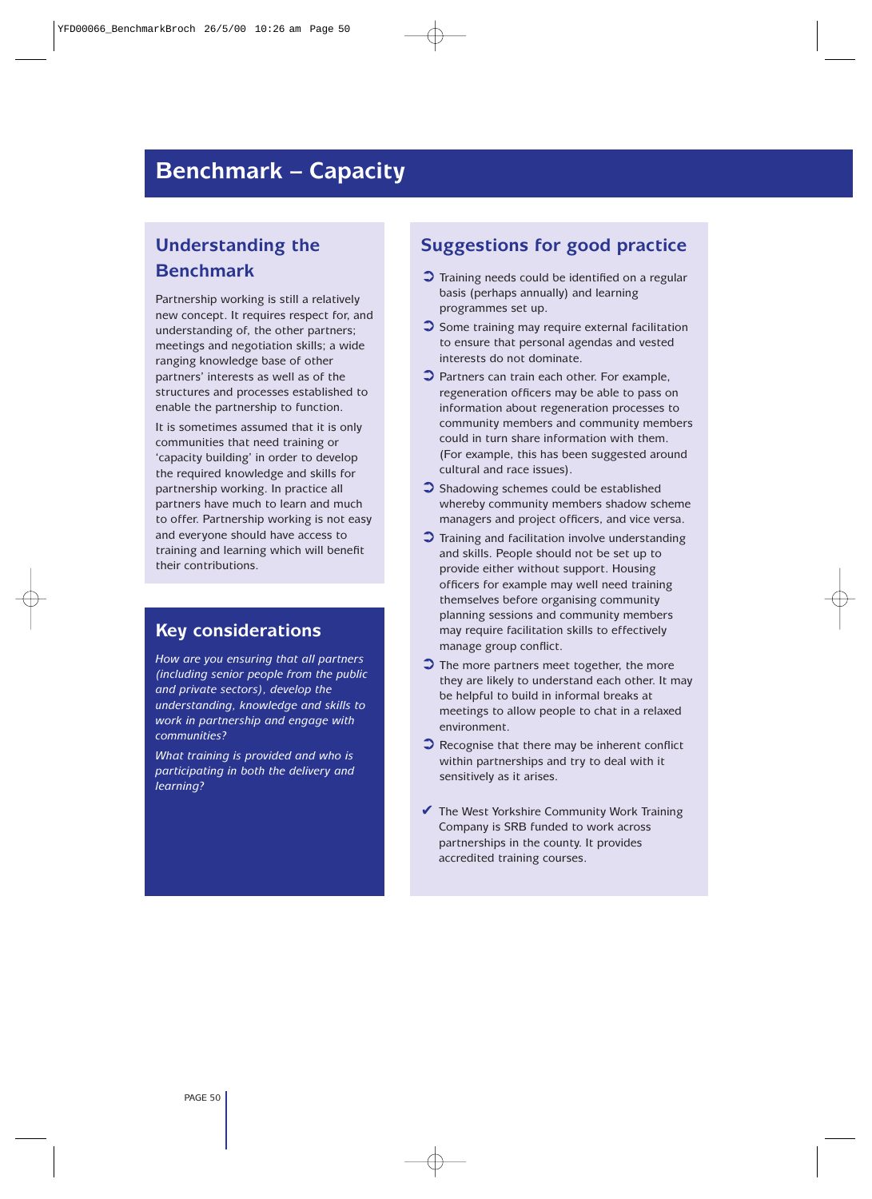# Benchmark – Capacity

## Understanding the Benchmark

Partnership working is still a relatively new concept. It requires respect for, and understanding of, the other partners; meetings and negotiation skills; a wide ranging knowledge base of other partners' interests as well as of the structures and processes established to enable the partnership to function.

It is sometimes assumed that it is only communities that need training or 'capacity building' in order to develop the required knowledge and skills for partnership working. In practice all partners have much to learn and much to offer. Partnership working is not easy and everyone should have access to training and learning which will benefit their contributions.

## Key considerations

*How are you ensuring that all partners (including senior people from the public and private sectors), develop the understanding, knowledge and skills to work in partnership and engage with communities?*

*What training is provided and who is participating in both the delivery and learning?*

## Suggestions for good practice

- Training needs could be identified on a regular basis (perhaps annually) and learning programmes set up.
- Some training may require external facilitation to ensure that personal agendas and vested interests do not dominate.
- Partners can train each other. For example, regeneration officers may be able to pass on information about regeneration processes to community members and community members could in turn share information with them. (For example, this has been suggested around cultural and race issues).
- Shadowing schemes could be established whereby community members shadow scheme managers and project officers, and vice versa.
- Training and facilitation involve understanding and skills. People should not be set up to provide either without support. Housing officers for example may well need training themselves before organising community planning sessions and community members may require facilitation skills to effectively manage group conflict.
- The more partners meet together, the more they are likely to understand each other. It may be helpful to build in informal breaks at meetings to allow people to chat in a relaxed environment.
- Recognise that there may be inherent conflict within partnerships and try to deal with it sensitively as it arises.

✔ The West Yorkshire Community Work Training Company is SRB funded to work across partnerships in the county. It provides accredited training courses.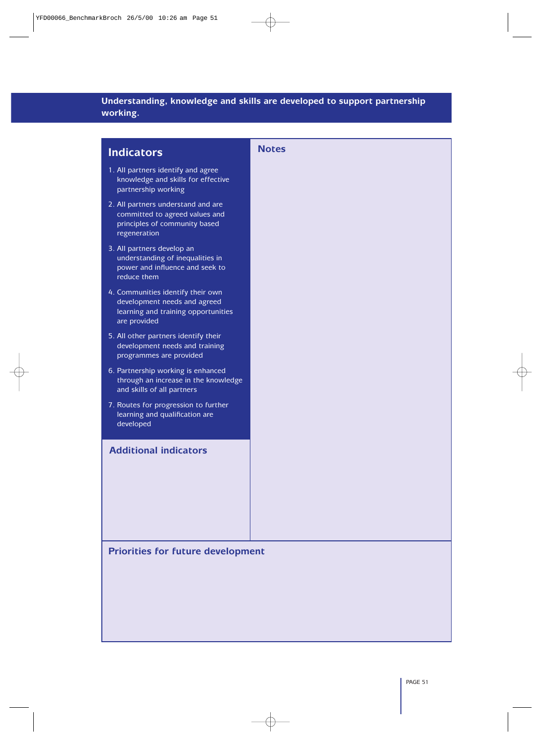## Understanding, knowledge and skills are developed to support partnership working.

### Indicators

1. All partners identify and agree knowledge and skills for effective partnership working
2. All partners understand and are committed to agreed values and principles of community based regeneration
3. All partners develop an understanding of inequalities in power and influence and seek to reduce them
4. Communities identify their own development needs and agreed learning and training opportunities are provided
5. All other partners identify their development needs and training programmes are provided
6. Partnership working is enhanced through an increase in the knowledge and skills of all partners
7. Routes for progression to further learning and qualification are developed

### Additional indicators

### Notes

### Priorities for future development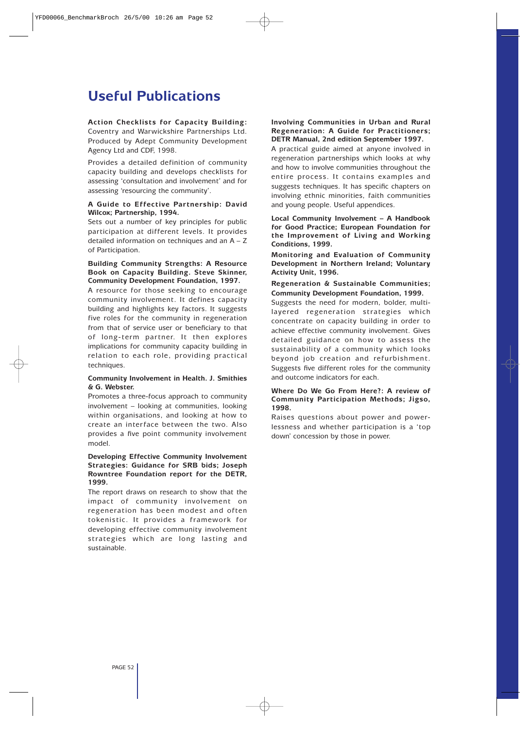## Useful Publications

**Action Checklists for Capacity Building:** Coventry and Warwickshire Partnerships Ltd. Produced by Adept Community Development Agency Ltd and CDF, 1998.

Provides a detailed definition of community capacity building and develops checklists for assessing 'consultation and involvement' and for assessing 'resourcing the community'.

**A Guide to Effective Partnership: David Wilcox; Partnership, 1994.**

Sets out a number of key principles for public participation at different levels. It provides detailed information on techniques and an A – Z of Participation.

**Building Community Strengths: A Resource Book on Capacity Building. Steve Skinner, Community Development Foundation, 1997.**

A resource for those seeking to encourage community involvement. It defines capacity building and highlights key factors. It suggests five roles for the community in regeneration from that of service user or beneficiary to that of long-term partner. It then explores implications for community capacity building in relation to each role, providing practical techniques.

**Community Involvement in Health. J. Smithies & G. Webster.**

Promotes a three-focus approach to community involvement – looking at communities, looking within organisations, and looking at how to create an interface between the two. Also provides a five point community involvement model.

**Developing Effective Community Involvement Strategies: Guidance for SRB bids; Joseph Rowntree Foundation report for the DETR, 1999.**

The report draws on research to show that the impact of community involvement on regeneration has been modest and often tokenistic. It provides a framework for developing effective community involvement strategies which are long lasting and sustainable.

**Involving Communities in Urban and Rural Regeneration: A Guide for Practitioners; DETR Manual, 2nd edition September 1997.**

A practical guide aimed at anyone involved in regeneration partnerships which looks at why and how to involve communities throughout the entire process. It contains examples and suggests techniques. It has specific chapters on involving ethnic minorities, faith communities and young people. Useful appendices.

**Local Community Involvement – A Handbook for Good Practice; European Foundation for the Improvement of Living and Working Conditions, 1999.**

**Monitoring and Evaluation of Community Development in Northern Ireland; Voluntary Activity Unit, 1996.**

**Regeneration & Sustainable Communities; Community Development Foundation, 1999.**

Suggests the need for modern, bolder, multi-layered regeneration strategies which concentrate on capacity building in order to achieve effective community involvement. Gives detailed guidance on how to assess the sustainability of a community which looks beyond job creation and refurbishment. Suggests five different roles for the community and outcome indicators for each.

**Where Do We Go From Here?: A review of Community Participation Methods; Jigso, 1998.**

Raises questions about power and powerlessness and whether participation is a 'top down' concession by those in power.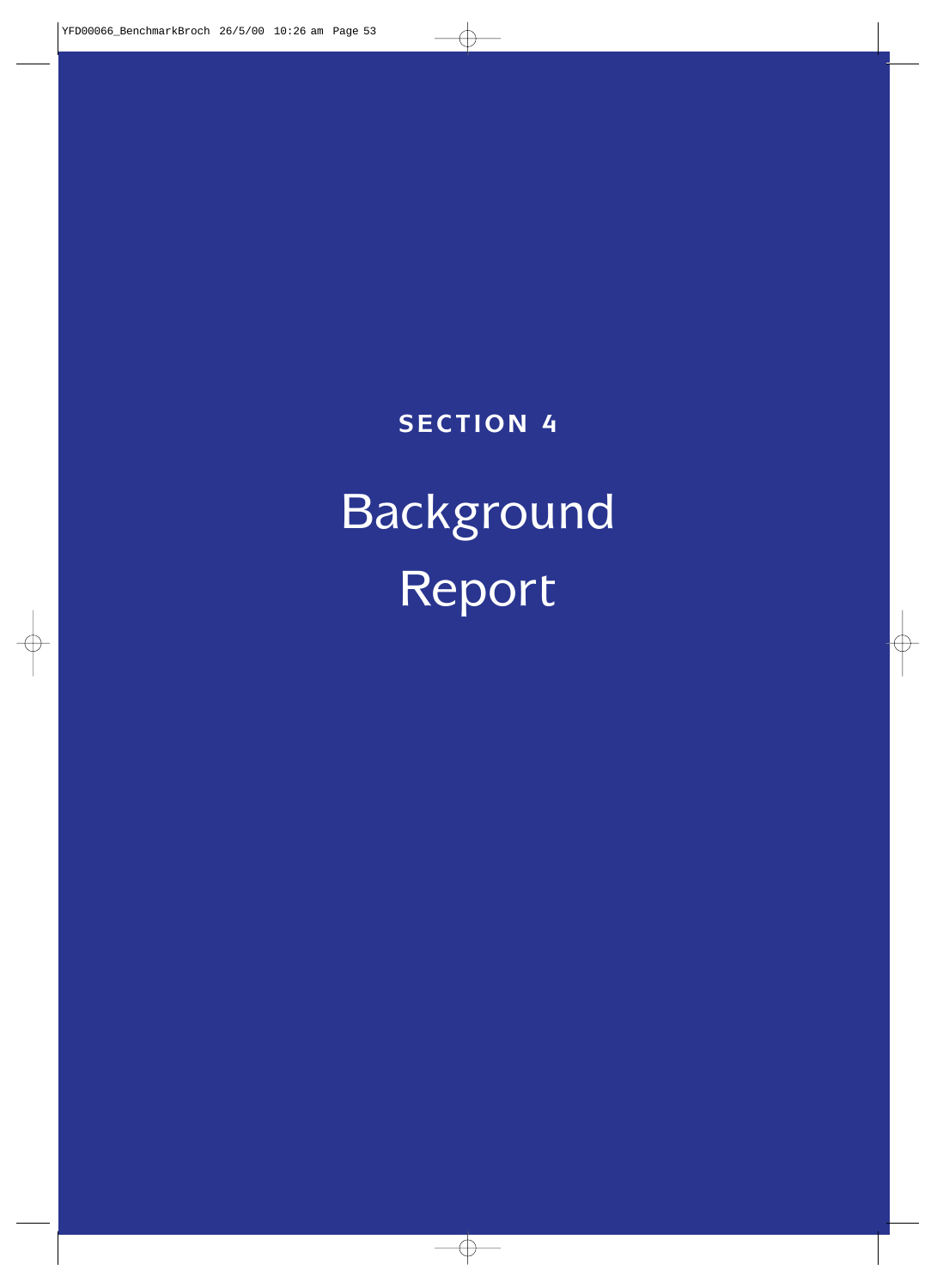# SECTION 4

# Background Report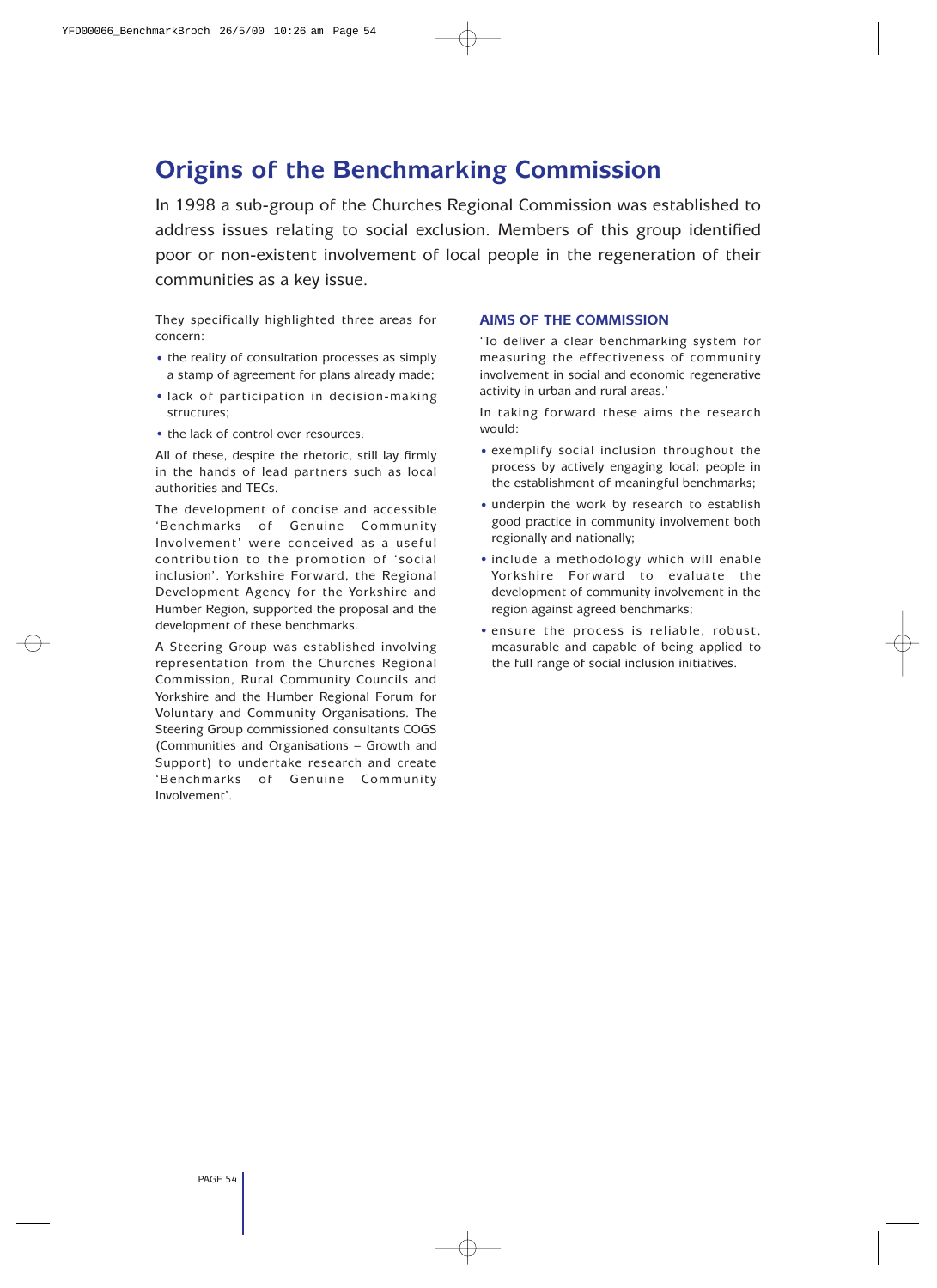# Origins of the Benchmarking Commission

In 1998 a sub-group of the Churches Regional Commission was established to address issues relating to social exclusion. Members of this group identified poor or non-existent involvement of local people in the regeneration of their communities as a key issue.

They specifically highlighted three areas for concern:

- the reality of consultation processes as simply a stamp of agreement for plans already made;
- lack of participation in decision-making structures;
- the lack of control over resources.

All of these, despite the rhetoric, still lay firmly in the hands of lead partners such as local authorities and TECs.

The development of concise and accessible 'Benchmarks of Genuine Community Involvement' were conceived as a useful contribution to the promotion of 'social inclusion'. Yorkshire Forward, the Regional Development Agency for the Yorkshire and Humber Region, supported the proposal and the development of these benchmarks.

A Steering Group was established involving representation from the Churches Regional Commission, Rural Community Councils and Yorkshire and the Humber Regional Forum for Voluntary and Community Organisations. The Steering Group commissioned consultants COGS (Communities and Organisations – Growth and Support) to undertake research and create 'Benchmarks of Genuine Community Involvement'.

## AIMS OF THE COMMISSION

'To deliver a clear benchmarking system for measuring the effectiveness of community involvement in social and economic regenerative activity in urban and rural areas.'

In taking forward these aims the research would:

- exemplify social inclusion throughout the process by actively engaging local; people in the establishment of meaningful benchmarks;
- underpin the work by research to establish good practice in community involvement both regionally and nationally;
- include a methodology which will enable Yorkshire Forward to evaluate the development of community involvement in the region against agreed benchmarks;
- ensure the process is reliable, robust, measurable and capable of being applied to the full range of social inclusion initiatives.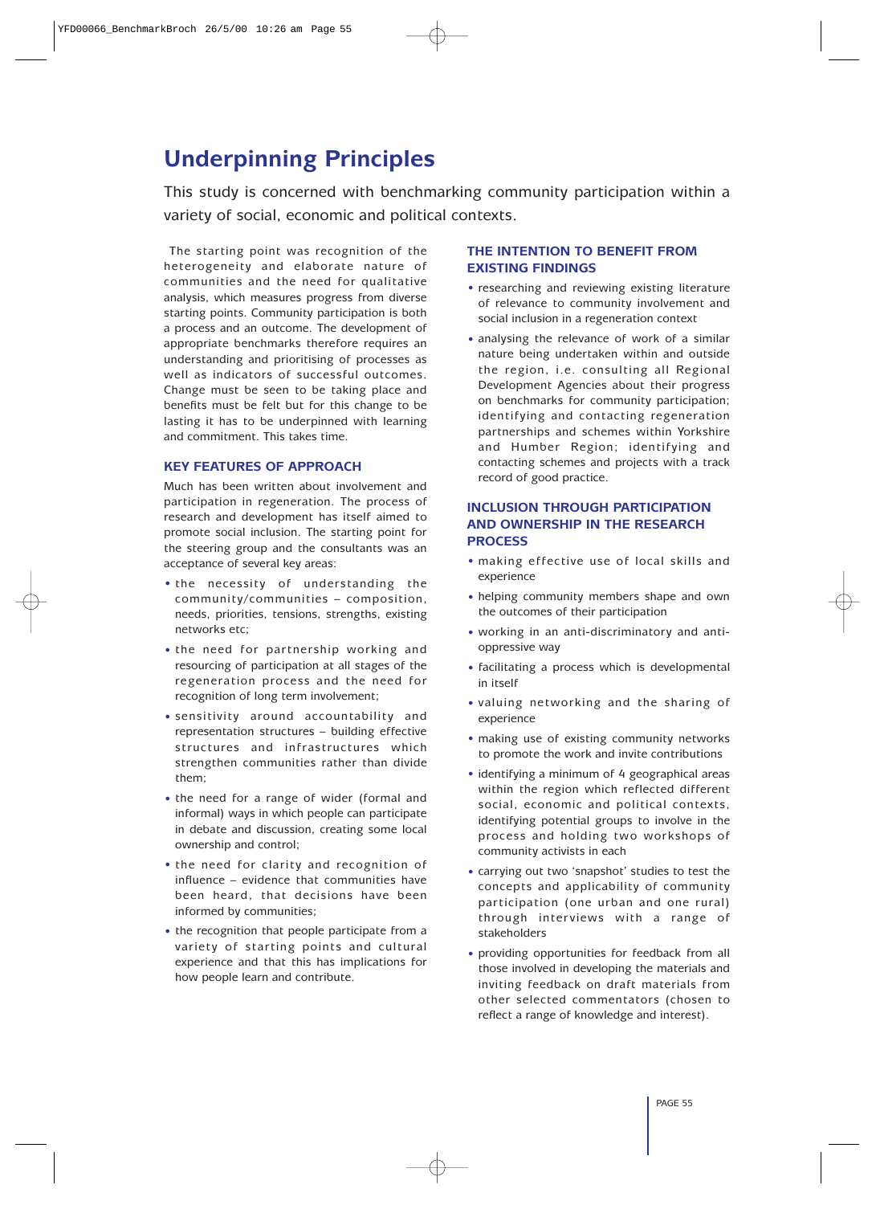# Underpinning Principles

This study is concerned with benchmarking community participation within a variety of social, economic and political contexts.

The starting point was recognition of the heterogeneity and elaborate nature of communities and the need for qualitative analysis, which measures progress from diverse starting points. Community participation is both a process and an outcome. The development of appropriate benchmarks therefore requires an understanding and prioritising of processes as well as indicators of successful outcomes. Change must be seen to be taking place and benefits must be felt but for this change to be lasting it has to be underpinned with learning and commitment. This takes time.

## KEY FEATURES OF APPROACH

Much has been written about involvement and participation in regeneration. The process of research and development has itself aimed to promote social inclusion. The starting point for the steering group and the consultants was an acceptance of several key areas:

- the necessity of understanding the community/communities – composition, needs, priorities, tensions, strengths, existing networks etc;
- the need for partnership working and resourcing of participation at all stages of the regeneration process and the need for recognition of long term involvement;
- sensitivity around accountability and representation structures – building effective structures and infrastructures which strengthen communities rather than divide them;
- the need for a range of wider (formal and informal) ways in which people can participate in debate and discussion, creating some local ownership and control;
- the need for clarity and recognition of influence – evidence that communities have been heard, that decisions have been informed by communities;
- the recognition that people participate from a variety of starting points and cultural experience and that this has implications for how people learn and contribute.

## THE INTENTION TO BENEFIT FROM EXISTING FINDINGS

- researching and reviewing existing literature of relevance to community involvement and social inclusion in a regeneration context
- analysing the relevance of work of a similar nature being undertaken within and outside the region, i.e. consulting all Regional Development Agencies about their progress on benchmarks for community participation; identifying and contacting regeneration partnerships and schemes within Yorkshire and Humber Region; identifying and contacting schemes and projects with a track record of good practice.

## INCLUSION THROUGH PARTICIPATION AND OWNERSHIP IN THE RESEARCH PROCESS

- making effective use of local skills and experience
- helping community members shape and own the outcomes of their participation
- working in an anti-discriminatory and anti-oppressive way
- facilitating a process which is developmental in itself
- valuing networking and the sharing of experience
- making use of existing community networks to promote the work and invite contributions
- identifying a minimum of 4 geographical areas within the region which reflected different social, economic and political contexts, identifying potential groups to involve in the process and holding two workshops of community activists in each
- carrying out two 'snapshot' studies to test the concepts and applicability of community participation (one urban and one rural) through interviews with a range of stakeholders
- providing opportunities for feedback from all those involved in developing the materials and inviting feedback on draft materials from other selected commentators (chosen to reflect a range of knowledge and interest).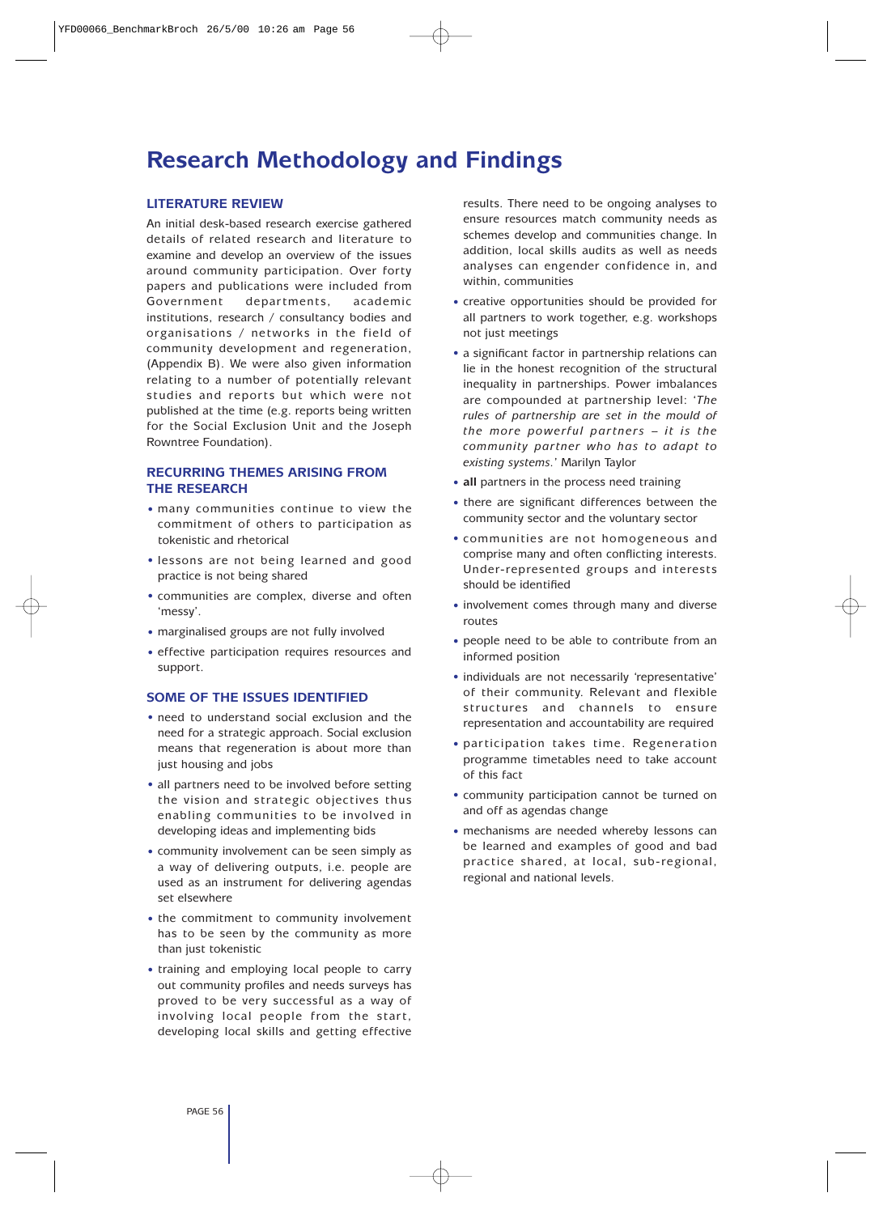# Research Methodology and Findings

## LITERATURE REVIEW

An initial desk-based research exercise gathered details of related research and literature to examine and develop an overview of the issues around community participation. Over forty papers and publications were included from Government departments, academic institutions, research / consultancy bodies and organisations / networks in the field of community development and regeneration, (Appendix B). We were also given information relating to a number of potentially relevant studies and reports but which were not published at the time (e.g. reports being written for the Social Exclusion Unit and the Joseph Rowntree Foundation).

## RECURRING THEMES ARISING FROM THE RESEARCH

- many communities continue to view the commitment of others to participation as tokenistic and rhetorical
- lessons are not being learned and good practice is not being shared
- communities are complex, diverse and often 'messy'.
- marginalised groups are not fully involved
- effective participation requires resources and support.

## SOME OF THE ISSUES IDENTIFIED

- need to understand social exclusion and the need for a strategic approach. Social exclusion means that regeneration is about more than just housing and jobs
- all partners need to be involved before setting the vision and strategic objectives thus enabling communities to be involved in developing ideas and implementing bids
- community involvement can be seen simply as a way of delivering outputs, i.e. people are used as an instrument for delivering agendas set elsewhere
- the commitment to community involvement has to be seen by the community as more than just tokenistic
- training and employing local people to carry out community profiles and needs surveys has proved to be very successful as a way of involving local people from the start, developing local skills and getting effective results. There need to be ongoing analyses to ensure resources match community needs as schemes develop and communities change. In addition, local skills audits as well as needs analyses can engender confidence in, and within, communities
- creative opportunities should be provided for all partners to work together, e.g. workshops not just meetings
- a significant factor in partnership relations can lie in the honest recognition of the structural inequality in partnerships. Power imbalances are compounded at partnership level: '*The rules of partnership are set in the mould of the more powerful partners – it is the community partner who has to adapt to existing systems.*' Marilyn Taylor
- **all** partners in the process need training
- there are significant differences between the community sector and the voluntary sector
- communities are not homogeneous and comprise many and often conflicting interests. Under-represented groups and interests should be identified
- involvement comes through many and diverse routes
- people need to be able to contribute from an informed position
- individuals are not necessarily 'representative' of their community. Relevant and flexible structures and channels to ensure representation and accountability are required
- participation takes time. Regeneration programme timetables need to take account of this fact
- community participation cannot be turned on and off as agendas change
- mechanisms are needed whereby lessons can be learned and examples of good and bad practice shared, at local, sub-regional, regional and national levels.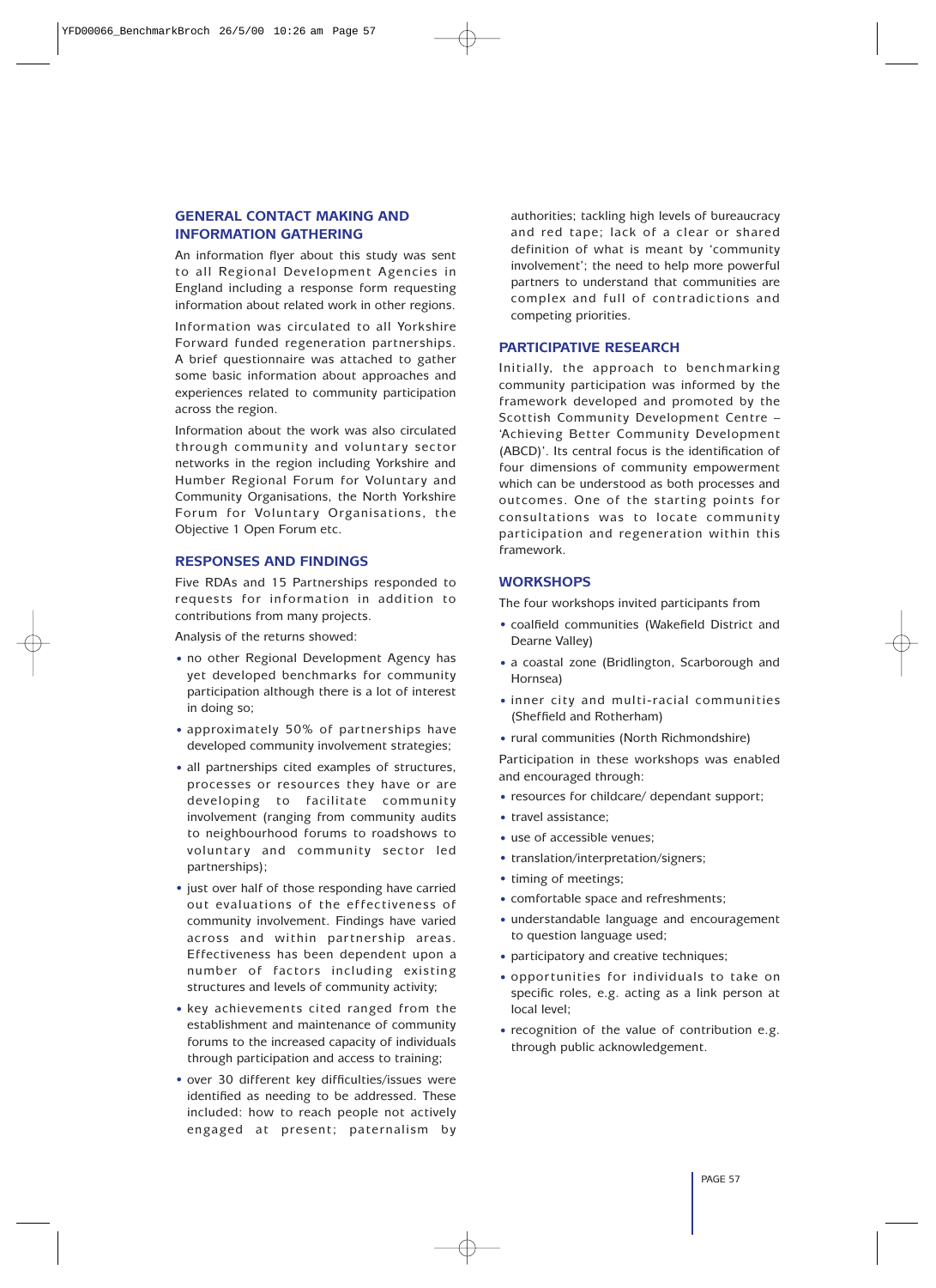## GENERAL CONTACT MAKING AND INFORMATION GATHERING

An information flyer about this study was sent to all Regional Development Agencies in England including a response form requesting information about related work in other regions.

Information was circulated to all Yorkshire Forward funded regeneration partnerships. A brief questionnaire was attached to gather some basic information about approaches and experiences related to community participation across the region.

Information about the work was also circulated through community and voluntary sector networks in the region including Yorkshire and Humber Regional Forum for Voluntary and Community Organisations, the North Yorkshire Forum for Voluntary Organisations, the Objective 1 Open Forum etc.

## RESPONSES AND FINDINGS

Five RDAs and 15 Partnerships responded to requests for information in addition to contributions from many projects.

Analysis of the returns showed:

- no other Regional Development Agency has yet developed benchmarks for community participation although there is a lot of interest in doing so;
- approximately 50% of partnerships have developed community involvement strategies;
- all partnerships cited examples of structures, processes or resources they have or are developing to facilitate community involvement (ranging from community audits to neighbourhood forums to roadshows to voluntary and community sector led partnerships);
- just over half of those responding have carried out evaluations of the effectiveness of community involvement. Findings have varied across and within partnership areas. Effectiveness has been dependent upon a number of factors including existing structures and levels of community activity;
- key achievements cited ranged from the establishment and maintenance of community forums to the increased capacity of individuals through participation and access to training;
- over 30 different key difficulties/issues were identified as needing to be addressed. These included: how to reach people not actively engaged at present; paternalism by authorities; tackling high levels of bureaucracy and red tape; lack of a clear or shared definition of what is meant by 'community involvement'; the need to help more powerful partners to understand that communities are complex and full of contradictions and competing priorities.

## PARTICIPATIVE RESEARCH

Initially, the approach to benchmarking community participation was informed by the framework developed and promoted by the Scottish Community Development Centre – 'Achieving Better Community Development (ABCD)'. Its central focus is the identification of four dimensions of community empowerment which can be understood as both processes and outcomes. One of the starting points for consultations was to locate community participation and regeneration within this framework.

## WORKSHOPS

The four workshops invited participants from

- coalfield communities (Wakefield District and Dearne Valley)
- a coastal zone (Bridlington, Scarborough and Hornsea)
- inner city and multi-racial communities (Sheffield and Rotherham)
- rural communities (North Richmondshire)

Participation in these workshops was enabled and encouraged through:

- resources for childcare/ dependant support;
- travel assistance;
- use of accessible venues;
- translation/interpretation/signers;
- timing of meetings;
- comfortable space and refreshments;
- understandable language and encouragement to question language used;
- participatory and creative techniques;
- opportunities for individuals to take on specific roles, e.g. acting as a link person at local level;
- recognition of the value of contribution e.g. through public acknowledgement.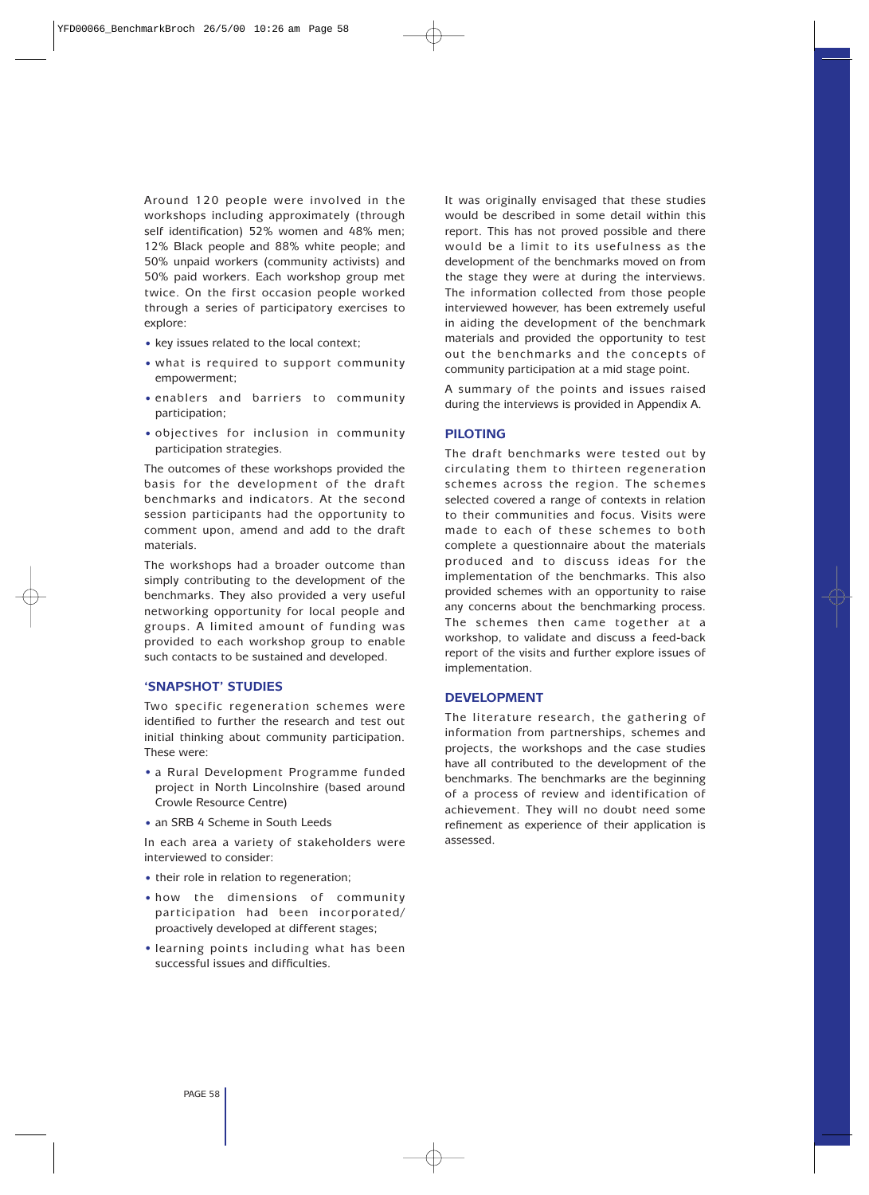Around 120 people were involved in the workshops including approximately (through self identification) 52% women and 48% men; 12% Black people and 88% white people; and 50% unpaid workers (community activists) and 50% paid workers. Each workshop group met twice. On the first occasion people worked through a series of participatory exercises to explore:

- key issues related to the local context;
- what is required to support community empowerment;
- enablers and barriers to community participation;
- objectives for inclusion in community participation strategies.

The outcomes of these workshops provided the basis for the development of the draft benchmarks and indicators. At the second session participants had the opportunity to comment upon, amend and add to the draft materials.

The workshops had a broader outcome than simply contributing to the development of the benchmarks. They also provided a very useful networking opportunity for local people and groups. A limited amount of funding was provided to each workshop group to enable such contacts to be sustained and developed.

## 'SNAPSHOT' STUDIES

Two specific regeneration schemes were identified to further the research and test out initial thinking about community participation. These were:

- a Rural Development Programme funded project in North Lincolnshire (based around Crowle Resource Centre)
- an SRB 4 Scheme in South Leeds

In each area a variety of stakeholders were interviewed to consider:

- their role in relation to regeneration;
- how the dimensions of community participation had been incorporated/ proactively developed at different stages;
- learning points including what has been successful issues and difficulties.

It was originally envisaged that these studies would be described in some detail within this report. This has not proved possible and there would be a limit to its usefulness as the development of the benchmarks moved on from the stage they were at during the interviews. The information collected from those people interviewed however, has been extremely useful in aiding the development of the benchmark materials and provided the opportunity to test out the benchmarks and the concepts of community participation at a mid stage point.

A summary of the points and issues raised during the interviews is provided in Appendix A.

## PILOTING

The draft benchmarks were tested out by circulating them to thirteen regeneration schemes across the region. The schemes selected covered a range of contexts in relation to their communities and focus. Visits were made to each of these schemes to both complete a questionnaire about the materials produced and to discuss ideas for the implementation of the benchmarks. This also provided schemes with an opportunity to raise any concerns about the benchmarking process. The schemes then came together at a workshop, to validate and discuss a feed-back report of the visits and further explore issues of implementation.

## DEVELOPMENT

The literature research, the gathering of information from partnerships, schemes and projects, the workshops and the case studies have all contributed to the development of the benchmarks. The benchmarks are the beginning of a process of review and identification of achievement. They will no doubt need some refinement as experience of their application is assessed.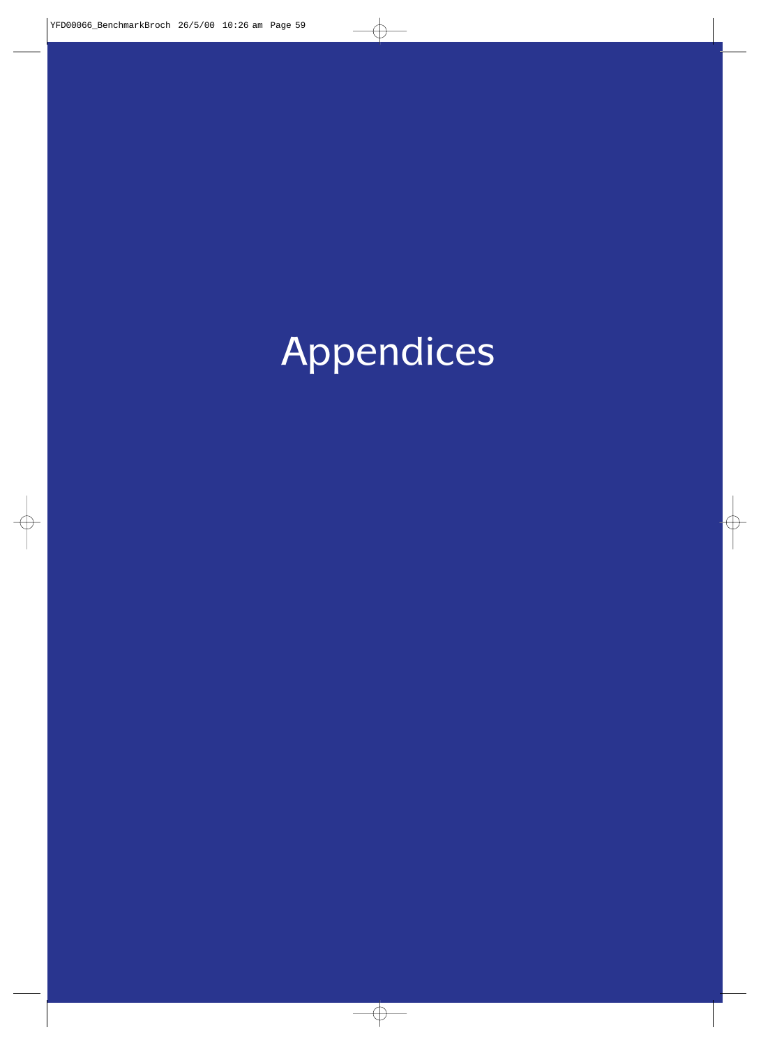# Appendices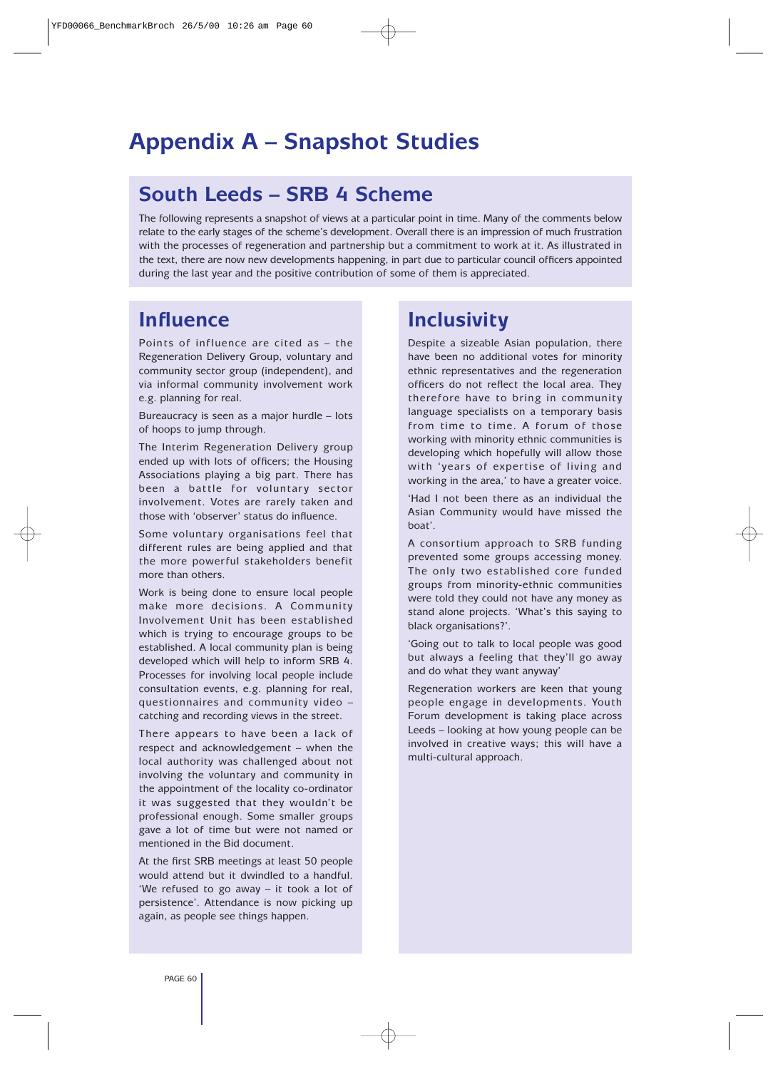# Appendix A – Snapshot Studies

## South Leeds – SRB 4 Scheme

The following represents a snapshot of views at a particular point in time. Many of the comments below relate to the early stages of the scheme's development. Overall there is an impression of much frustration with the processes of regeneration and partnership but a commitment to work at it. As illustrated in the text, there are now new developments happening, in part due to particular council officers appointed during the last year and the positive contribution of some of them is appreciated.

## Influence

Points of influence are cited as – the Regeneration Delivery Group, voluntary and community sector group (independent), and via informal community involvement work e.g. planning for real.

Bureaucracy is seen as a major hurdle – lots of hoops to jump through.

The Interim Regeneration Delivery group ended up with lots of officers; the Housing Associations playing a big part. There has been a battle for voluntary sector involvement. Votes are rarely taken and those with 'observer' status do influence.

Some voluntary organisations feel that different rules are being applied and that the more powerful stakeholders benefit more than others.

Work is being done to ensure local people make more decisions. A Community Involvement Unit has been established which is trying to encourage groups to be established. A local community plan is being developed which will help to inform SRB 4. Processes for involving local people include consultation events, e.g. planning for real, questionnaires and community video – catching and recording views in the street.

There appears to have been a lack of respect and acknowledgement – when the local authority was challenged about not involving the voluntary and community in the appointment of the locality co-ordinator it was suggested that they wouldn't be professional enough. Some smaller groups gave a lot of time but were not named or mentioned in the Bid document.

At the first SRB meetings at least 50 people would attend but it dwindled to a handful. 'We refused to go away – it took a lot of persistence'. Attendance is now picking up again, as people see things happen.

## Inclusivity

Despite a sizeable Asian population, there have been no additional votes for minority ethnic representatives and the regeneration officers do not reflect the local area. They therefore have to bring in community language specialists on a temporary basis from time to time. A forum of those working with minority ethnic communities is developing which hopefully will allow those with 'years of expertise of living and working in the area,' to have a greater voice.

'Had I not been there as an individual the Asian Community would have missed the boat'.

A consortium approach to SRB funding prevented some groups accessing money. The only two established core funded groups from minority-ethnic communities were told they could not have any money as stand alone projects. 'What's this saying to black organisations?'.

'Going out to talk to local people was good but always a feeling that they'll go away and do what they want anyway'

Regeneration workers are keen that young people engage in developments. Youth Forum development is taking place across Leeds – looking at how young people can be involved in creative ways; this will have a multi-cultural approach.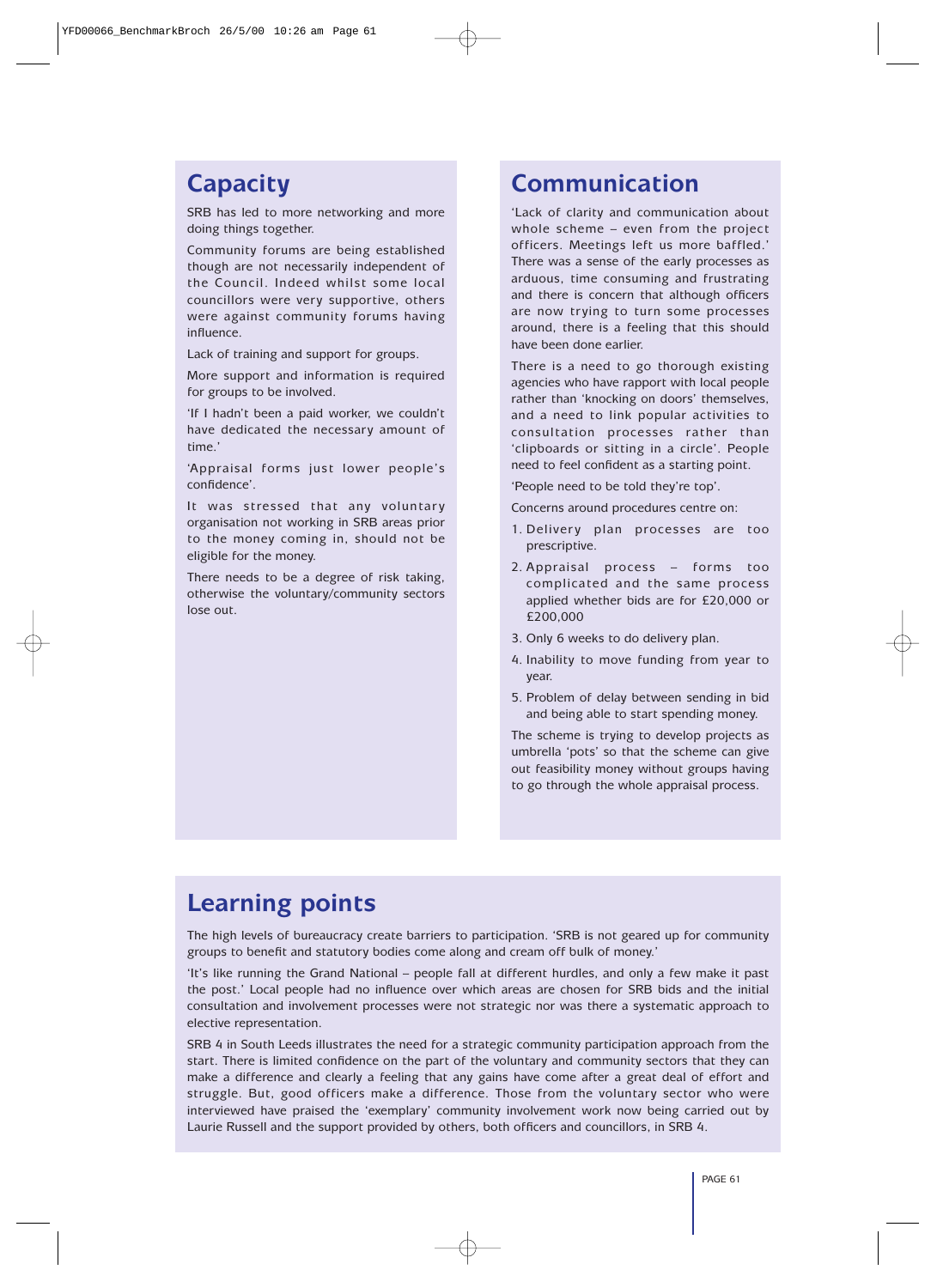## Capacity

SRB has led to more networking and more doing things together.

Community forums are being established though are not necessarily independent of the Council. Indeed whilst some local councillors were very supportive, others were against community forums having influence.

Lack of training and support for groups.

More support and information is required for groups to be involved.

'If I hadn't been a paid worker, we couldn't have dedicated the necessary amount of time.'

'Appraisal forms just lower people's confidence'.

It was stressed that any voluntary organisation not working in SRB areas prior to the money coming in, should not be eligible for the money.

There needs to be a degree of risk taking, otherwise the voluntary/community sectors lose out.

## Communication

'Lack of clarity and communication about whole scheme – even from the project officers. Meetings left us more baffled.' There was a sense of the early processes as arduous, time consuming and frustrating and there is concern that although officers are now trying to turn some processes around, there is a feeling that this should have been done earlier.

There is a need to go thorough existing agencies who have rapport with local people rather than 'knocking on doors' themselves, and a need to link popular activities to consultation processes rather than 'clipboards or sitting in a circle'. People need to feel confident as a starting point.

'People need to be told they're top'.

Concerns around procedures centre on:

1. Delivery plan processes are too prescriptive.
2. Appraisal process – forms too complicated and the same process applied whether bids are for £20,000 or £200,000
3. Only 6 weeks to do delivery plan.
4. Inability to move funding from year to year.
5. Problem of delay between sending in bid and being able to start spending money.

The scheme is trying to develop projects as umbrella 'pots' so that the scheme can give out feasibility money without groups having to go through the whole appraisal process.

## Learning points

The high levels of bureaucracy create barriers to participation. 'SRB is not geared up for community groups to benefit and statutory bodies come along and cream off bulk of money.'

'It's like running the Grand National – people fall at different hurdles, and only a few make it past the post.' Local people had no influence over which areas are chosen for SRB bids and the initial consultation and involvement processes were not strategic nor was there a systematic approach to elective representation.

SRB 4 in South Leeds illustrates the need for a strategic community participation approach from the start. There is limited confidence on the part of the voluntary and community sectors that they can make a difference and clearly a feeling that any gains have come after a great deal of effort and struggle. But, good officers make a difference. Those from the voluntary sector who were interviewed have praised the 'exemplary' community involvement work now being carried out by Laurie Russell and the support provided by others, both officers and councillors, in SRB 4.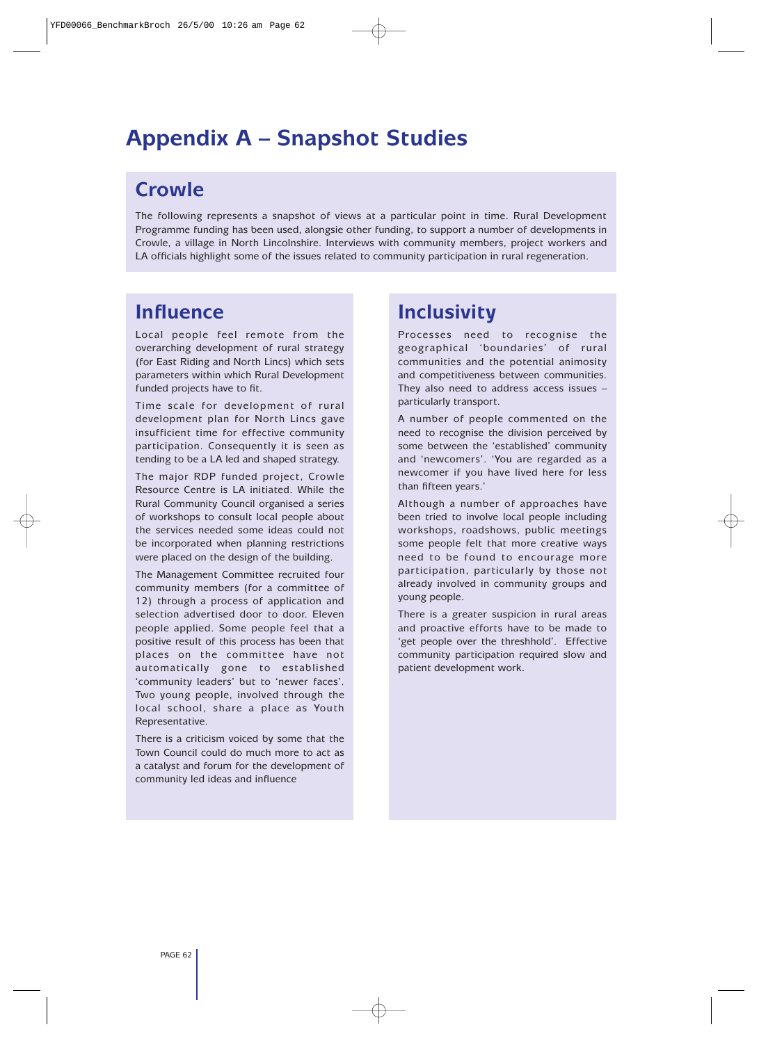# Appendix A – Snapshot Studies

## Crowle

The following represents a snapshot of views at a particular point in time. Rural Development Programme funding has been used, alongsie other funding, to support a number of developments in Crowle, a village in North Lincolnshire. Interviews with community members, project workers and LA officials highlight some of the issues related to community participation in rural regeneration.

## Influence

Local people feel remote from the overarching development of rural strategy (for East Riding and North Lincs) which sets parameters within which Rural Development funded projects have to fit.

Time scale for development of rural development plan for North Lincs gave insufficient time for effective community participation. Consequently it is seen as tending to be a LA led and shaped strategy.

The major RDP funded project, Crowle Resource Centre is LA initiated. While the Rural Community Council organised a series of workshops to consult local people about the services needed some ideas could not be incorporated when planning restrictions were placed on the design of the building.

The Management Committee recruited four community members (for a committee of 12) through a process of application and selection advertised door to door. Eleven people applied. Some people feel that a positive result of this process has been that places on the committee have not automatically gone to established 'community leaders' but to 'newer faces'. Two young people, involved through the local school, share a place as Youth Representative.

There is a criticism voiced by some that the Town Council could do much more to act as a catalyst and forum for the development of community led ideas and influence

## Inclusivity

Processes need to recognise the geographical 'boundaries' of rural communities and the potential animosity and competitiveness between communities. They also need to address access issues – particularly transport.

A number of people commented on the need to recognise the division perceived by some between the 'established' community and 'newcomers'. 'You are regarded as a newcomer if you have lived here for less than fifteen years.'

Although a number of approaches have been tried to involve local people including workshops, roadshows, public meetings some people felt that more creative ways need to be found to encourage more participation, particularly by those not already involved in community groups and young people.

There is a greater suspicion in rural areas and proactive efforts have to be made to 'get people over the threshhold'. Effective community participation required slow and patient development work.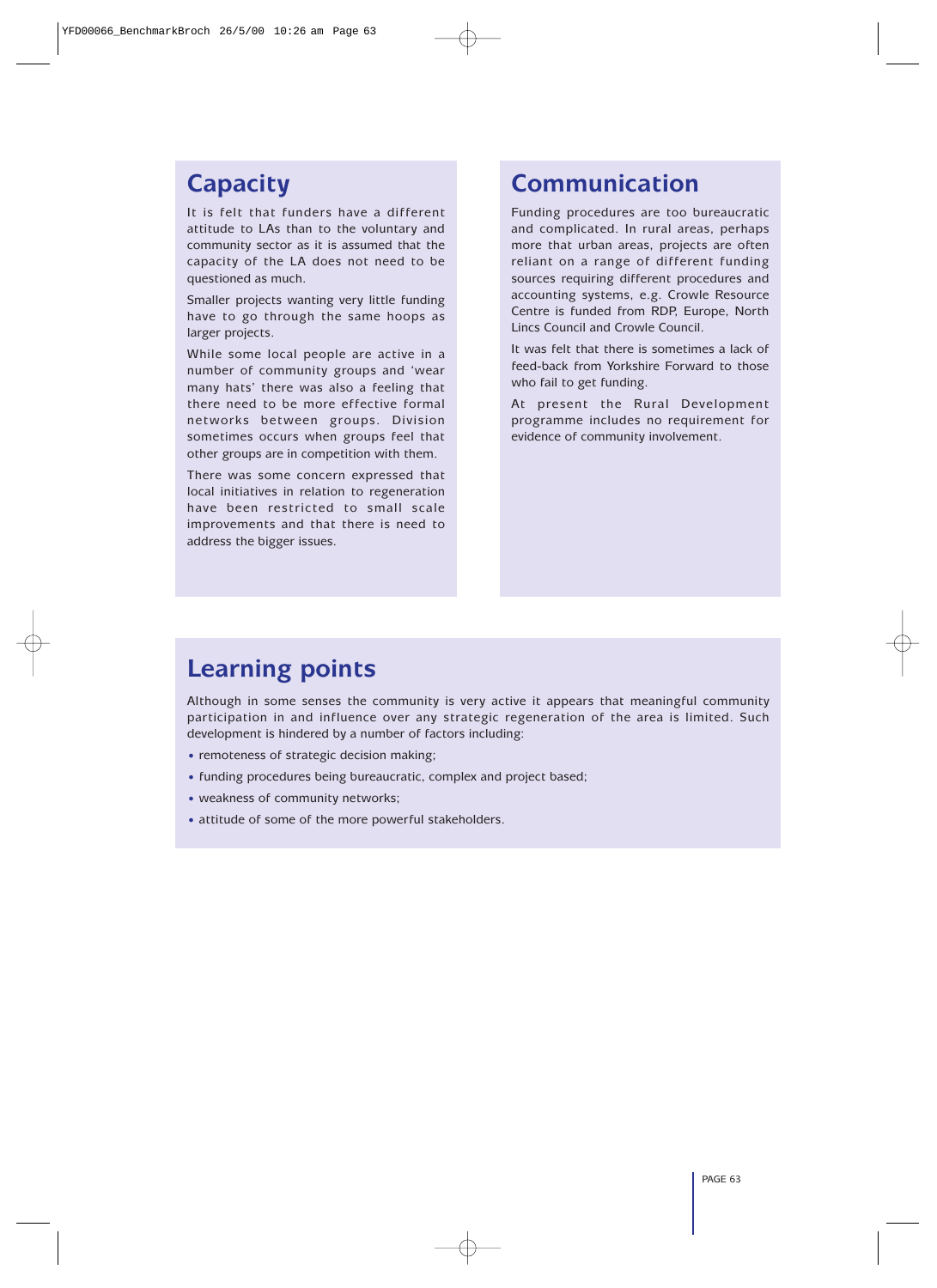## Capacity

It is felt that funders have a different attitude to LAs than to the voluntary and community sector as it is assumed that the capacity of the LA does not need to be questioned as much.

Smaller projects wanting very little funding have to go through the same hoops as larger projects.

While some local people are active in a number of community groups and 'wear many hats' there was also a feeling that there need to be more effective formal networks between groups. Division sometimes occurs when groups feel that other groups are in competition with them.

There was some concern expressed that local initiatives in relation to regeneration have been restricted to small scale improvements and that there is need to address the bigger issues.

## Communication

Funding procedures are too bureaucratic and complicated. In rural areas, perhaps more that urban areas, projects are often reliant on a range of different funding sources requiring different procedures and accounting systems, e.g. Crowle Resource Centre is funded from RDP, Europe, North Lincs Council and Crowle Council.

It was felt that there is sometimes a lack of feed-back from Yorkshire Forward to those who fail to get funding.

At present the Rural Development programme includes no requirement for evidence of community involvement.

## Learning points

Although in some senses the community is very active it appears that meaningful community participation in and influence over any strategic regeneration of the area is limited. Such development is hindered by a number of factors including:

- remoteness of strategic decision making;
- funding procedures being bureaucratic, complex and project based;
- weakness of community networks;
- attitude of some of the more powerful stakeholders.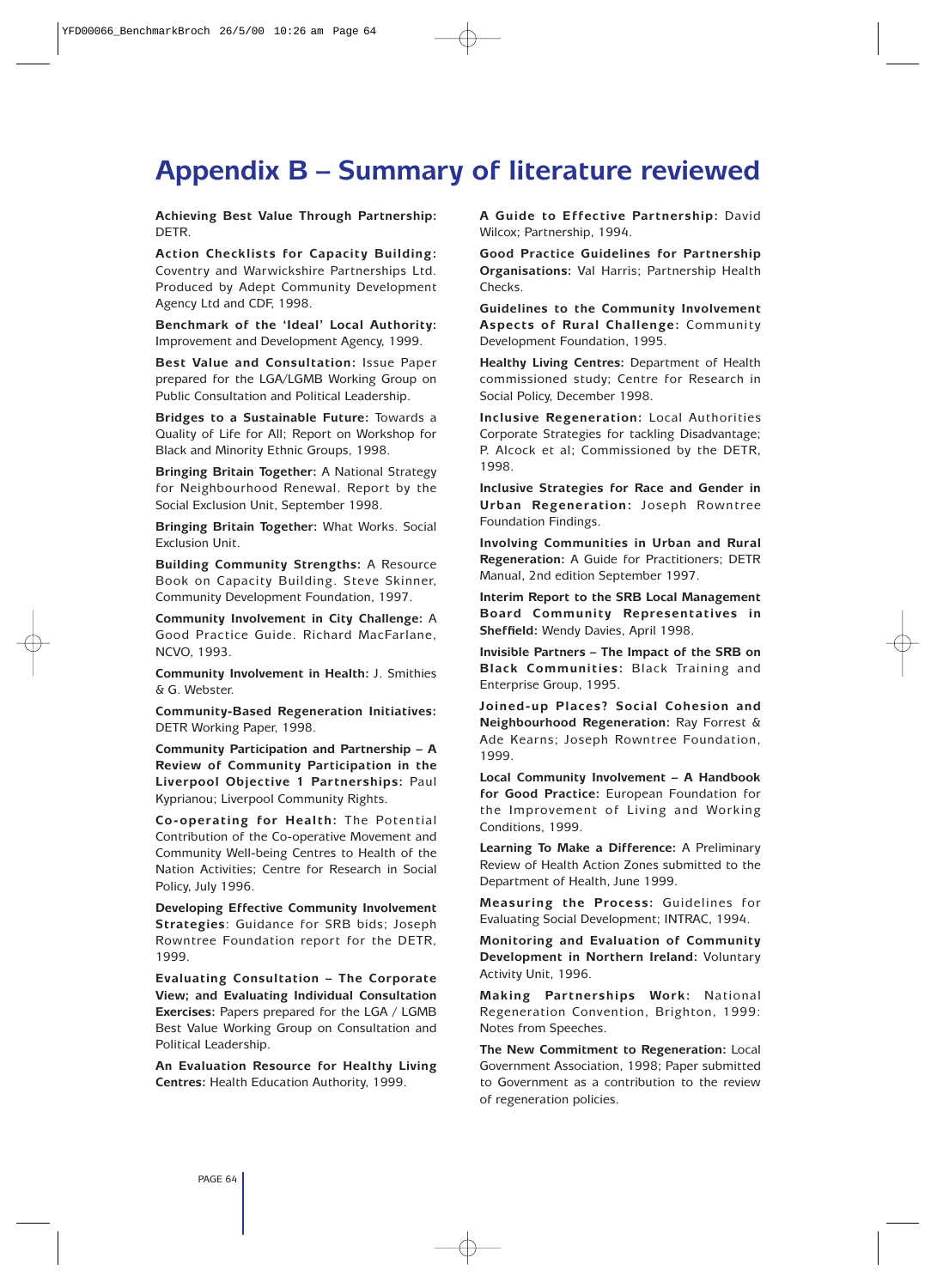# Appendix B – Summary of literature reviewed

**Achieving Best Value Through Partnership:** DETR.

**Action Checklists for Capacity Building:** Coventry and Warwickshire Partnerships Ltd. Produced by Adept Community Development Agency Ltd and CDF, 1998.

**Benchmark of the 'Ideal' Local Authority:** Improvement and Development Agency, 1999.

**Best Value and Consultation:** Issue Paper prepared for the LGA/LGMB Working Group on Public Consultation and Political Leadership.

**Bridges to a Sustainable Future:** Towards a Quality of Life for All; Report on Workshop for Black and Minority Ethnic Groups, 1998.

**Bringing Britain Together:** A National Strategy for Neighbourhood Renewal. Report by the Social Exclusion Unit, September 1998.

**Bringing Britain Together:** What Works. Social Exclusion Unit.

**Building Community Strengths:** A Resource Book on Capacity Building. Steve Skinner, Community Development Foundation, 1997.

**Community Involvement in City Challenge:** A Good Practice Guide. Richard MacFarlane, NCVO, 1993.

**Community Involvement in Health:** J. Smithies & G. Webster.

**Community-Based Regeneration Initiatives:** DETR Working Paper, 1998.

**Community Participation and Partnership – A Review of Community Participation in the Liverpool Objective 1 Partnerships:** Paul Kyprianou; Liverpool Community Rights.

**Co-operating for Health:** The Potential Contribution of the Co-operative Movement and Community Well-being Centres to Health of the Nation Activities; Centre for Research in Social Policy, July 1996.

**Developing Effective Community Involvement Strategies**: Guidance for SRB bids; Joseph Rowntree Foundation report for the DETR, 1999.

**Evaluating Consultation – The Corporate View; and Evaluating Individual Consultation Exercises:** Papers prepared for the LGA / LGMB Best Value Working Group on Consultation and Political Leadership.

**An Evaluation Resource for Healthy Living Centres:** Health Education Authority, 1999.

**A Guide to Effective Partnership:** David Wilcox; Partnership, 1994.

**Good Practice Guidelines for Partnership Organisations:** Val Harris; Partnership Health Checks.

**Guidelines to the Community Involvement Aspects of Rural Challenge:** Community Development Foundation, 1995.

**Healthy Living Centres:** Department of Health commissioned study; Centre for Research in Social Policy, December 1998.

**Inclusive Regeneration:** Local Authorities Corporate Strategies for tackling Disadvantage; P. Alcock et al; Commissioned by the DETR, 1998.

**Inclusive Strategies for Race and Gender in Urban Regeneration:** Joseph Rowntree Foundation Findings.

**Involving Communities in Urban and Rural Regeneration:** A Guide for Practitioners; DETR Manual, 2nd edition September 1997.

**Interim Report to the SRB Local Management Board Community Representatives in Sheffield:** Wendy Davies, April 1998.

**Invisible Partners – The Impact of the SRB on Black Communities:** Black Training and Enterprise Group, 1995.

**Joined-up Places? Social Cohesion and Neighbourhood Regeneration:** Ray Forrest & Ade Kearns; Joseph Rowntree Foundation, 1999.

**Local Community Involvement – A Handbook for Good Practice:** European Foundation for the Improvement of Living and Working Conditions, 1999.

**Learning To Make a Difference:** A Preliminary Review of Health Action Zones submitted to the Department of Health, June 1999.

**Measuring the Process:** Guidelines for Evaluating Social Development; INTRAC, 1994.

**Monitoring and Evaluation of Community Development in Northern Ireland:** Voluntary Activity Unit, 1996.

**Making Partnerships Work:** National Regeneration Convention, Brighton, 1999: Notes from Speeches.

**The New Commitment to Regeneration:** Local Government Association, 1998; Paper submitted to Government as a contribution to the review of regeneration policies.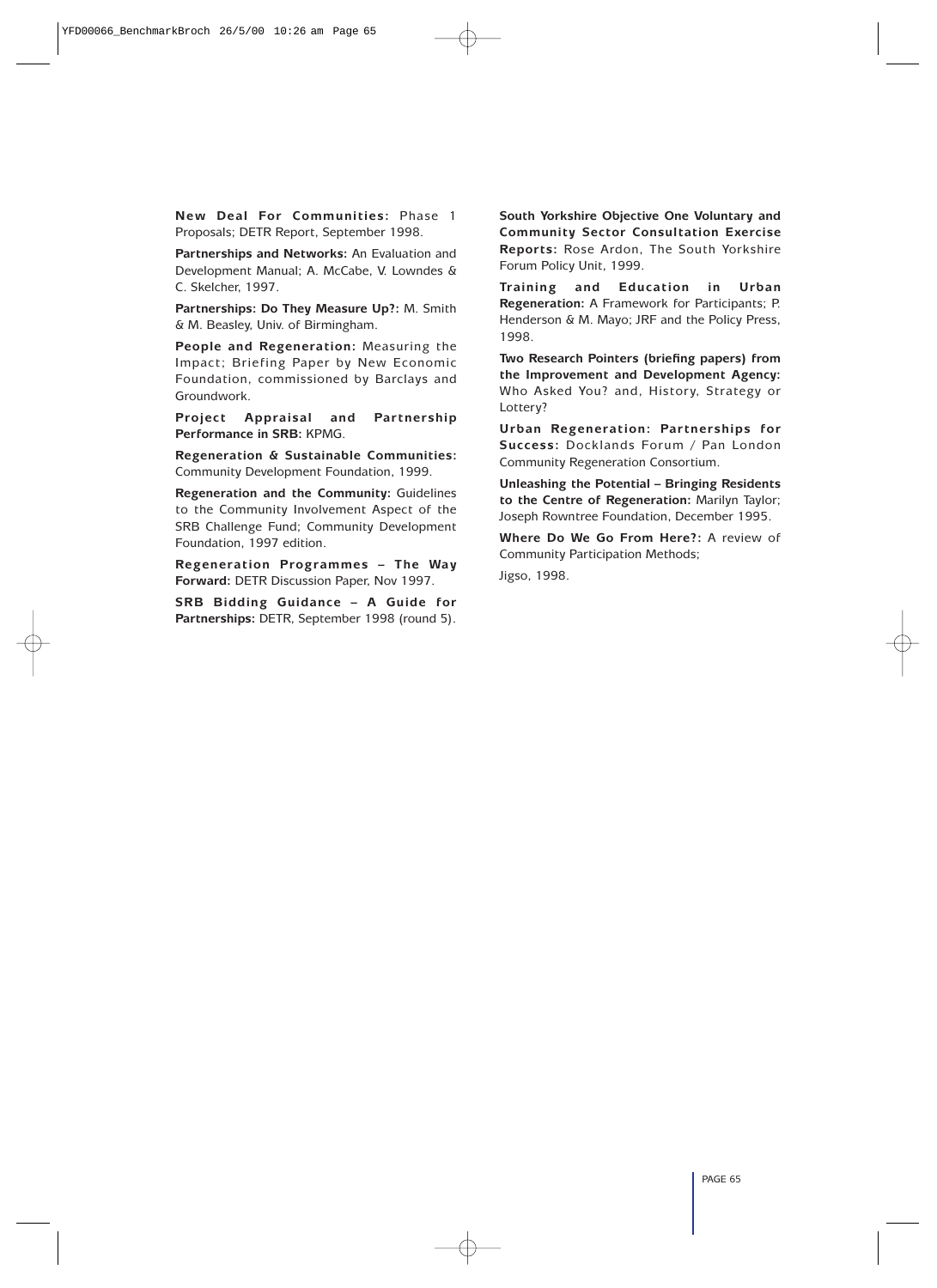**New Deal For Communities:** Phase 1 Proposals; DETR Report, September 1998.

**Partnerships and Networks:** An Evaluation and Development Manual; A. McCabe, V. Lowndes & C. Skelcher, 1997.

**Partnerships: Do They Measure Up?:** M. Smith & M. Beasley, Univ. of Birmingham.

**People and Regeneration:** Measuring the Impact; Briefing Paper by New Economic Foundation, commissioned by Barclays and Groundwork.

**Project Appraisal and Partnership Performance in SRB:** KPMG.

**Regeneration & Sustainable Communities:** Community Development Foundation, 1999.

**Regeneration and the Community:** Guidelines to the Community Involvement Aspect of the SRB Challenge Fund; Community Development Foundation, 1997 edition.

**Regeneration Programmes – The Way Forward:** DETR Discussion Paper, Nov 1997.

**SRB Bidding Guidance – A Guide for Partnerships:** DETR, September 1998 (round 5).

**South Yorkshire Objective One Voluntary and Community Sector Consultation Exercise Reports:** Rose Ardon, The South Yorkshire Forum Policy Unit, 1999.

**Training and Education in Urban Regeneration:** A Framework for Participants; P. Henderson & M. Mayo; JRF and the Policy Press, 1998.

**Two Research Pointers (briefing papers) from the Improvement and Development Agency:** Who Asked You? and, History, Strategy or Lottery?

**Urban Regeneration: Partnerships for Success:** Docklands Forum / Pan London Community Regeneration Consortium.

**Unleashing the Potential – Bringing Residents to the Centre of Regeneration:** Marilyn Taylor; Joseph Rowntree Foundation, December 1995.

**Where Do We Go From Here?:** A review of Community Participation Methods;

Jigso, 1998.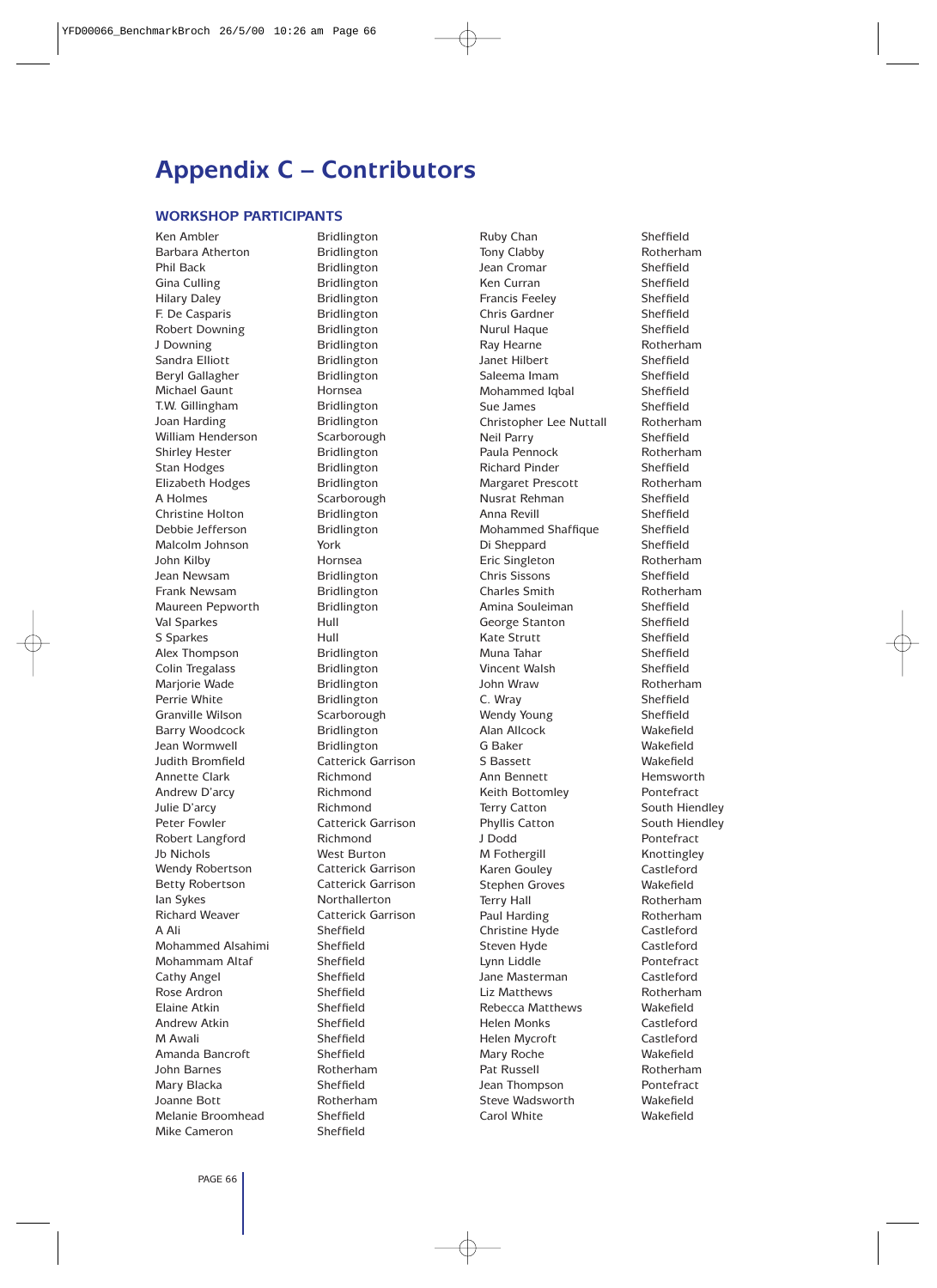# Appendix C – Contributors

### WORKSHOP PARTICIPANTS

| Name | Location |
|---|---|
| Ken Ambler | Bridlington |
| Barbara Atherton | Bridlington |
| Phil Back | Bridlington |
| Gina Culling | Bridlington |
| Hilary Daley | Bridlington |
| F. De Casparis | Bridlington |
| Robert Downing | Bridlington |
| J Downing | Bridlington |
| Sandra Elliott | Bridlington |
| Beryl Gallagher | Bridlington |
| Michael Gaunt | Hornsea |
| T.W. Gillingham | Bridlington |
| Joan Harding | Bridlington |
| William Henderson | Scarborough |
| Shirley Hester | Bridlington |
| Stan Hodges | Bridlington |
| Elizabeth Hodges | Bridlington |
| A Holmes | Scarborough |
| Christine Holton | Bridlington |
| Debbie Jefferson | Bridlington |
| Malcolm Johnson | York |
| John Kilby | Hornsea |
| Jean Newsam | Bridlington |
| Frank Newsam | Bridlington |
| Maureen Pepworth | Bridlington |
| Val Sparkes | Hull |
| S Sparkes | Hull |
| Alex Thompson | Bridlington |
| Colin Tregalass | Bridlington |
| Marjorie Wade | Bridlington |
| Perrie White | Bridlington |
| Granville Wilson | Scarborough |
| Barry Woodcock | Bridlington |
| Jean Wormwell | Bridlington |
| Judith Bromfield | Catterick Garrison |
| Annette Clark | Richmond |
| Andrew D'arcy | Richmond |
| Julie D'arcy | Richmond |
| Peter Fowler | Catterick Garrison |
| Robert Langford | Richmond |
| Jb Nichols | West Burton |
| Wendy Robertson | Catterick Garrison |
| Betty Robertson | Catterick Garrison |
| Ian Sykes | Northallerton |
| Richard Weaver | Catterick Garrison |
| A Ali | Sheffield |
| Mohammed Alsahimi | Sheffield |
| Mohammam Altaf | Sheffield |
| Cathy Angel | Sheffield |
| Rose Ardron | Sheffield |
| Elaine Atkin | Sheffield |
| Andrew Atkin | Sheffield |
| M Awali | Sheffield |
| Amanda Bancroft | Sheffield |
| John Barnes | Rotherham |
| Mary Blacka | Sheffield |
| Joanne Bott | Rotherham |
| Melanie Broomhead | Sheffield |
| Mike Cameron | Sheffield |
| Ruby Chan | Sheffield |
| Tony Clabby | Rotherham |
| Jean Cromar | Sheffield |
| Ken Curran | Sheffield |
| Francis Feeley | Sheffield |
| Chris Gardner | Sheffield |
| Nurul Haque | Sheffield |
| Ray Hearne | Rotherham |
| Janet Hilbert | Sheffield |
| Saleema Imam | Sheffield |
| Mohammed Iqbal | Sheffield |
| Sue James | Sheffield |
| Christopher Lee Nuttall | Rotherham |
| Neil Parry | Sheffield |
| Paula Pennock | Rotherham |
| Richard Pinder | Sheffield |
| Margaret Prescott | Rotherham |
| Nusrat Rehman | Sheffield |
| Anna Revill | Sheffield |
| Mohammed Shaffique | Sheffield |
| Di Sheppard | Sheffield |
| Eric Singleton | Rotherham |
| Chris Sissons | Sheffield |
| Charles Smith | Rotherham |
| Amina Souleiman | Sheffield |
| George Stanton | Sheffield |
| Kate Strutt | Sheffield |
| Muna Tahar | Sheffield |
| Vincent Walsh | Sheffield |
| John Wraw | Rotherham |
| C. Wray | Sheffield |
| Wendy Young | Sheffield |
| Alan Allcock | Wakefield |
| G Baker | Wakefield |
| S Bassett | Wakefield |
| Ann Bennett | Hemsworth |
| Keith Bottomley | Pontefract |
| Terry Catton | South Hiendley |
| Phyllis Catton | South Hiendley |
| J Dodd | Pontefract |
| M Fothergill | Knottingley |
| Karen Gouley | Castleford |
| Stephen Groves | Wakefield |
| Terry Hall | Rotherham |
| Paul Harding | Rotherham |
| Christine Hyde | Castleford |
| Steven Hyde | Castleford |
| Lynn Liddle | Pontefract |
| Jane Masterman | Castleford |
| Liz Matthews | Rotherham |
| Rebecca Matthews | Wakefield |
| Helen Monks | Castleford |
| Helen Mycroft | Castleford |
| Mary Roche | Wakefield |
| Pat Russell | Rotherham |
| Jean Thompson | Pontefract |
| Steve Wadsworth | Wakefield |
| Carol White | Wakefield |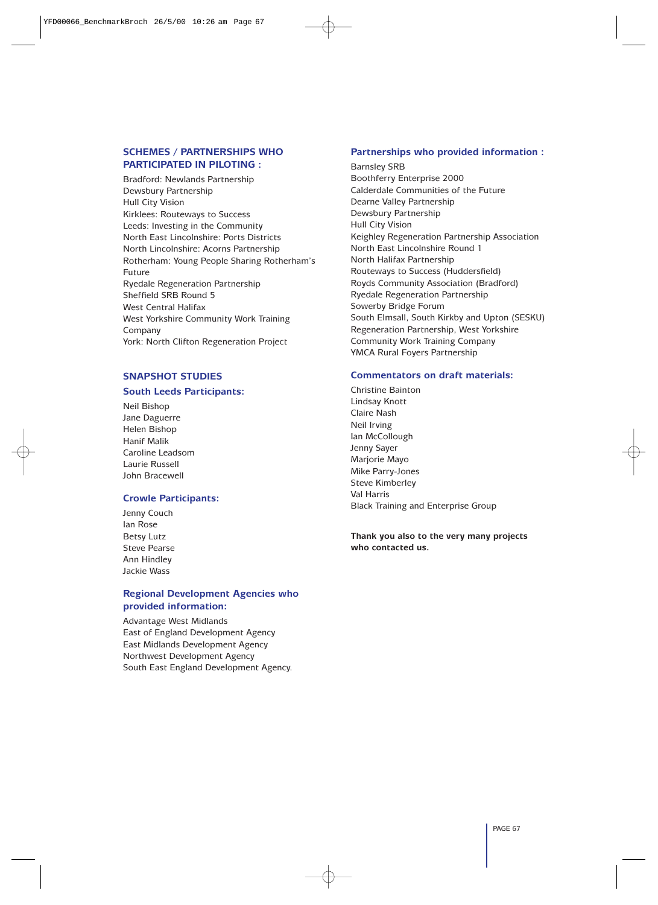## SCHEMES / PARTNERSHIPS WHO PARTICIPATED IN PILOTING :

Bradford: Newlands Partnership
Dewsbury Partnership
Hull City Vision
Kirklees: Routeways to Success
Leeds: Investing in the Community
North East Lincolnshire: Ports Districts
North Lincolnshire: Acorns Partnership
Rotherham: Young People Sharing Rotherham's Future
Ryedale Regeneration Partnership
Sheffield SRB Round 5
West Central Halifax
West Yorkshire Community Work Training Company
York: North Clifton Regeneration Project

## SNAPSHOT STUDIES

### South Leeds Participants:

Neil Bishop
Jane Daguerre
Helen Bishop
Hanif Malik
Caroline Leadsom
Laurie Russell
John Bracewell

### Crowle Participants:

Jenny Couch
Ian Rose
Betsy Lutz
Steve Pearse
Ann Hindley
Jackie Wass

### Regional Development Agencies who provided information:

Advantage West Midlands
East of England Development Agency
East Midlands Development Agency
Northwest Development Agency
South East England Development Agency.

### Partnerships who provided information :

Barnsley SRB
Boothferry Enterprise 2000
Calderdale Communities of the Future
Dearne Valley Partnership
Dewsbury Partnership
Hull City Vision
Keighley Regeneration Partnership Association
North East Lincolnshire Round 1
North Halifax Partnership
Routeways to Success (Huddersfield)
Royds Community Association (Bradford)
Ryedale Regeneration Partnership
Sowerby Bridge Forum
South Elmsall, South Kirkby and Upton (SESKU)
Regeneration Partnership, West Yorkshire
Community Work Training Company
YMCA Rural Foyers Partnership

### Commentators on draft materials:

Christine Bainton
Lindsay Knott
Claire Nash
Neil Irving
Ian McCollough
Jenny Sayer
Marjorie Mayo
Mike Parry-Jones
Steve Kimberley
Val Harris
Black Training and Enterprise Group

**Thank you also to the very many projects who contacted us.**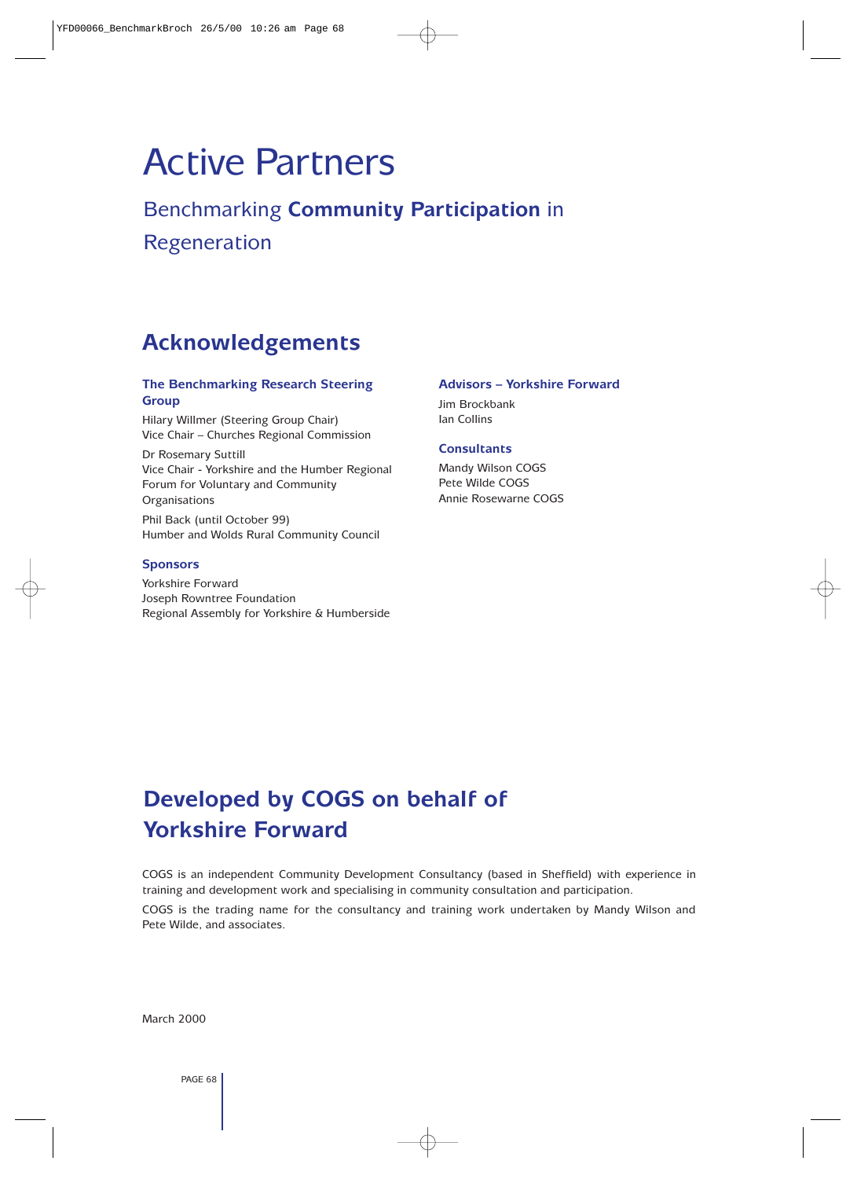# Active Partners

## Benchmarking **Community Participation** in Regeneration

## Acknowledgements

### The Benchmarking Research Steering Group

Hilary Willmer (Steering Group Chair)
Vice Chair – Churches Regional Commission

Dr Rosemary Suttill
Vice Chair - Yorkshire and the Humber Regional Forum for Voluntary and Community Organisations

Phil Back (until October 99)
Humber and Wolds Rural Community Council

### Sponsors

Yorkshire Forward
Joseph Rowntree Foundation
Regional Assembly for Yorkshire & Humberside

### Advisors – Yorkshire Forward

Jim Brockbank
Ian Collins

### Consultants

Mandy Wilson COGS
Pete Wilde COGS
Annie Rosewarne COGS

## Developed by COGS on behalf of Yorkshire Forward

COGS is an independent Community Development Consultancy (based in Sheffield) with experience in training and development work and specialising in community consultation and participation.

COGS is the trading name for the consultancy and training work undertaken by Mandy Wilson and Pete Wilde, and associates.

March 2000